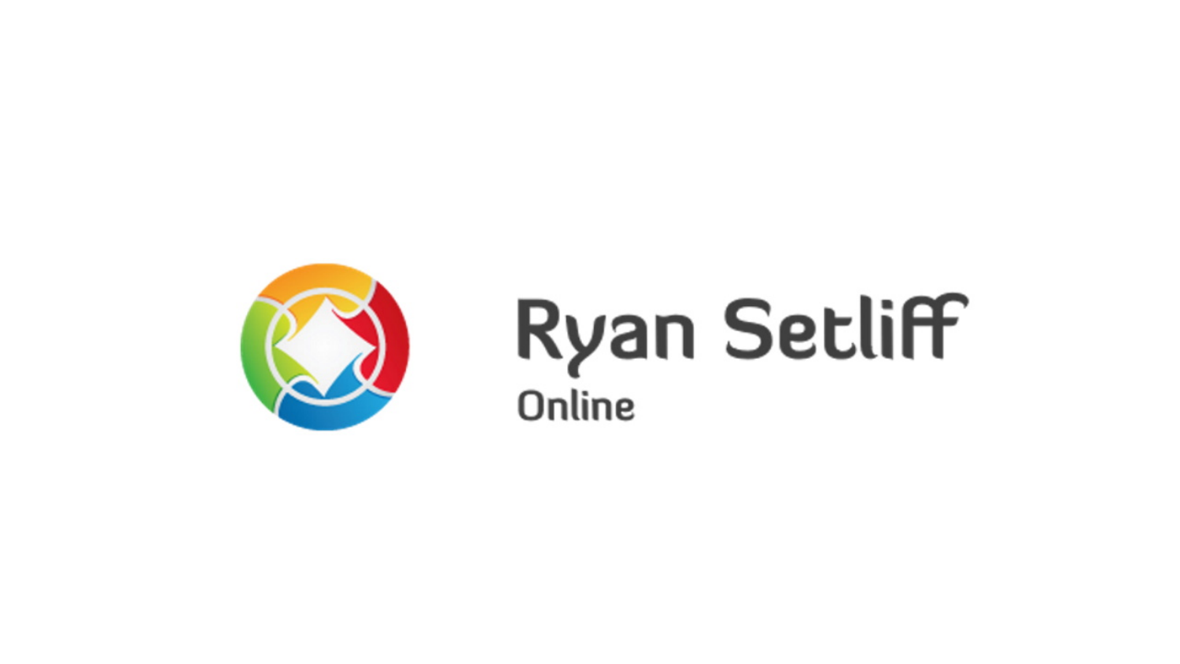# Ryan Setliff

Online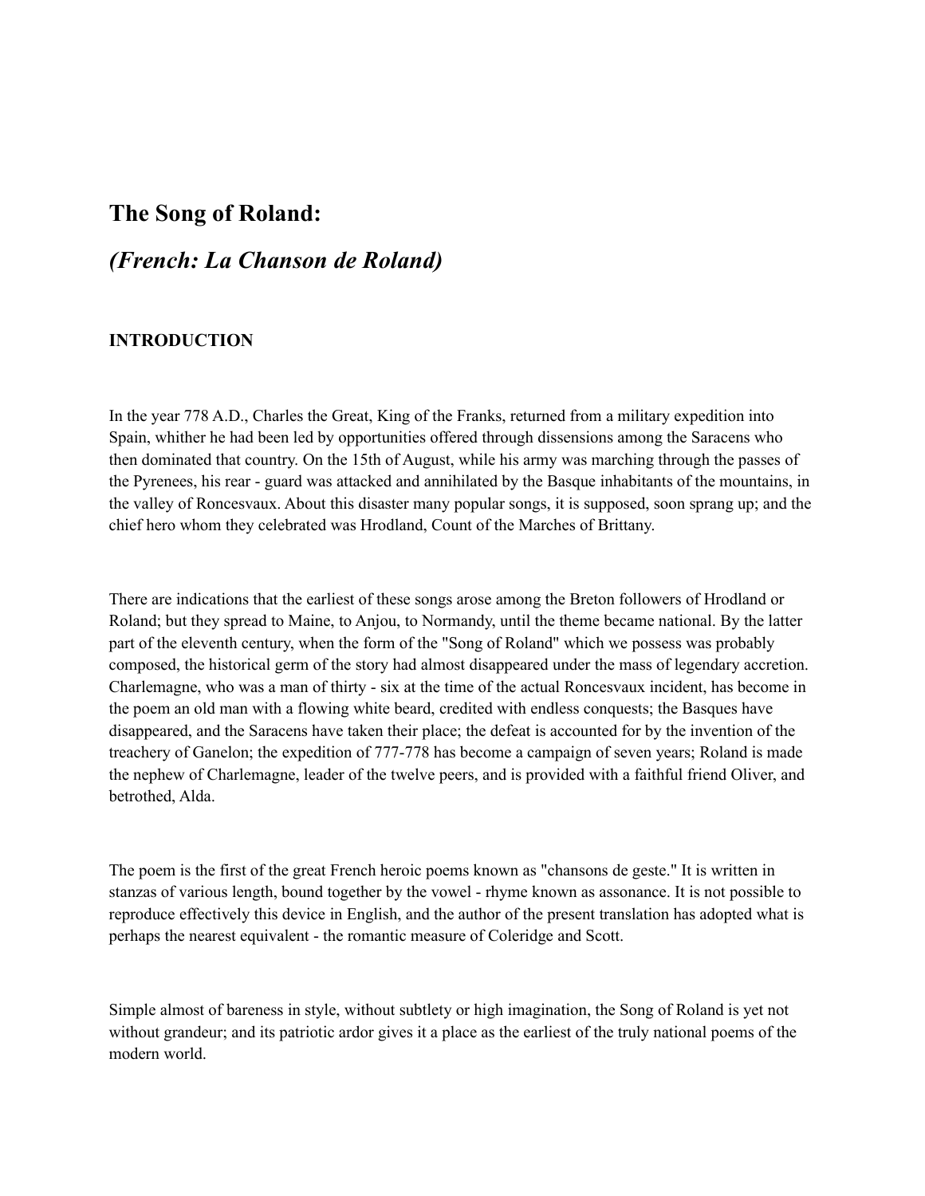## The Song of Roland:

## *(French: La Chanson de Roland)*

### INTRODUCTION

In the year 778 A.D., Charles the Great, King of the Franks, returned from a military expedition into Spain, whither he had been led by opportunities offered through dissensions among the Saracens who then dominated that country. On the 15th of August, while his army was marching through the passes of the Pyrenees, his rear - guard was attacked and annihilated by the Basque inhabitants of the mountains, in the valley of Roncesvaux. About this disaster many popular songs, it is supposed, soon sprang up; and the chief hero whom they celebrated was Hrodland, Count of the Marches of Brittany.

There are indications that the earliest of these songs arose among the Breton followers of Hrodland or Roland; but they spread to Maine, to Anjou, to Normandy, until the theme became national. By the latter part of the eleventh century, when the form of the "Song of Roland" which we possess was probably composed, the historical germ of the story had almost disappeared under the mass of legendary accretion. Charlemagne, who was a man of thirty - six at the time of the actual Roncesvaux incident, has become in the poem an old man with a flowing white beard, credited with endless conquests; the Basques have disappeared, and the Saracens have taken their place; the defeat is accounted for by the invention of the treachery of Ganelon; the expedition of 777-778 has become a campaign of seven years; Roland is made the nephew of Charlemagne, leader of the twelve peers, and is provided with a faithful friend Oliver, and betrothed, Alda.

The poem is the first of the great French heroic poems known as "chansons de geste." It is written in stanzas of various length, bound together by the vowel - rhyme known as assonance. It is not possible to reproduce effectively this device in English, and the author of the present translation has adopted what is perhaps the nearest equivalent - the romantic measure of Coleridge and Scott.

Simple almost of bareness in style, without subtlety or high imagination, the Song of Roland is yet not without grandeur; and its patriotic ardor gives it a place as the earliest of the truly national poems of the modern world.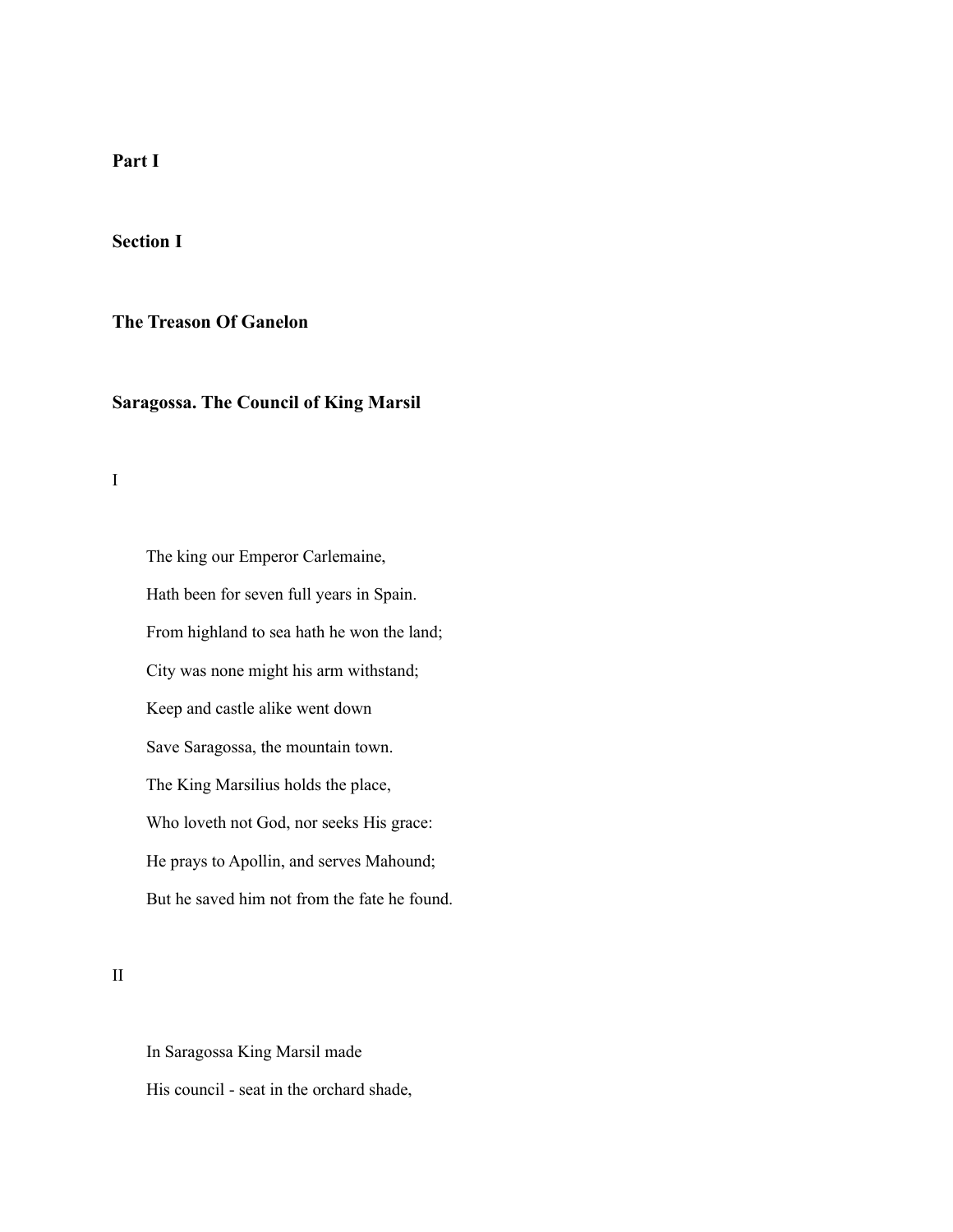# Part I

## Section I

## The Treason Of Ganelon

### Saragossa. The Council of King Marsil

I

The king our Emperor Carlemaine,  
Hath been for seven full years in Spain.  
From highland to sea hath he won the land;  
City was none might his arm withstand;  
Keep and castle alike went down  
Save Saragossa, the mountain town.  
The King Marsilius holds the place,  
Who loveth not God, nor seeks His grace:  
He prays to Apollin, and serves Mahound;  
But he saved him not from the fate he found.

II

In Saragossa King Marsil made  
His council - seat in the orchard shade,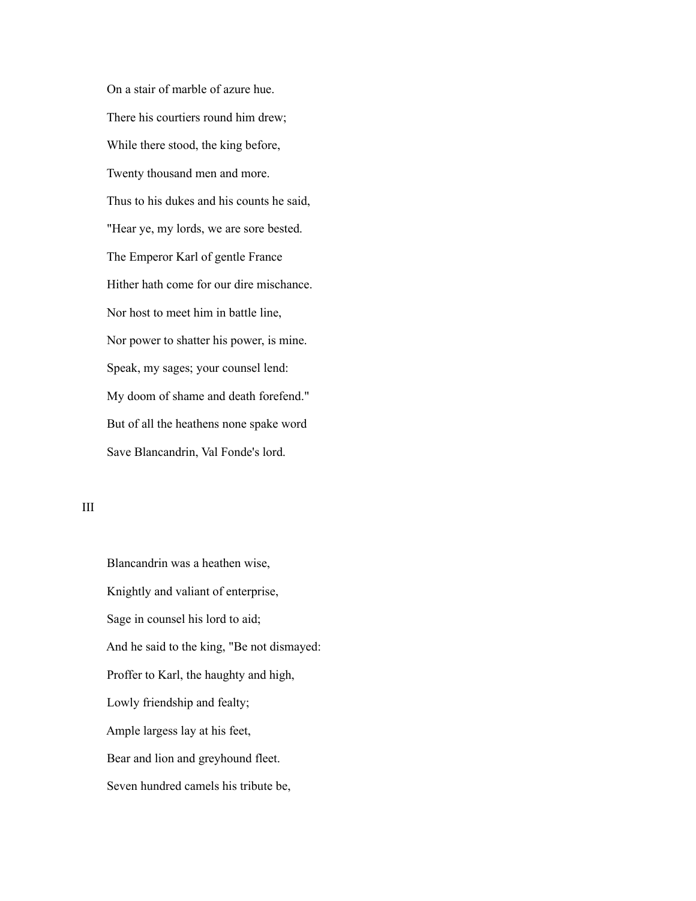On a stair of marble of azure hue.

There his courtiers round him drew;

While there stood, the king before,

Twenty thousand men and more.

Thus to his dukes and his counts he said,

"Hear ye, my lords, we are sore bested.

The Emperor Karl of gentle France

Hither hath come for our dire mischance.

Nor host to meet him in battle line,

Nor power to shatter his power, is mine.

Speak, my sages; your counsel lend:

My doom of shame and death forefend."

But of all the heathens none spake word

Save Blancandrin, Val Fonde's lord.

III

Blancandrin was a heathen wise,

Knightly and valiant of enterprise,

Sage in counsel his lord to aid;

And he said to the king, "Be not dismayed:

Proffer to Karl, the haughty and high,

Lowly friendship and fealty;

Ample largess lay at his feet,

Bear and lion and greyhound fleet.

Seven hundred camels his tribute be,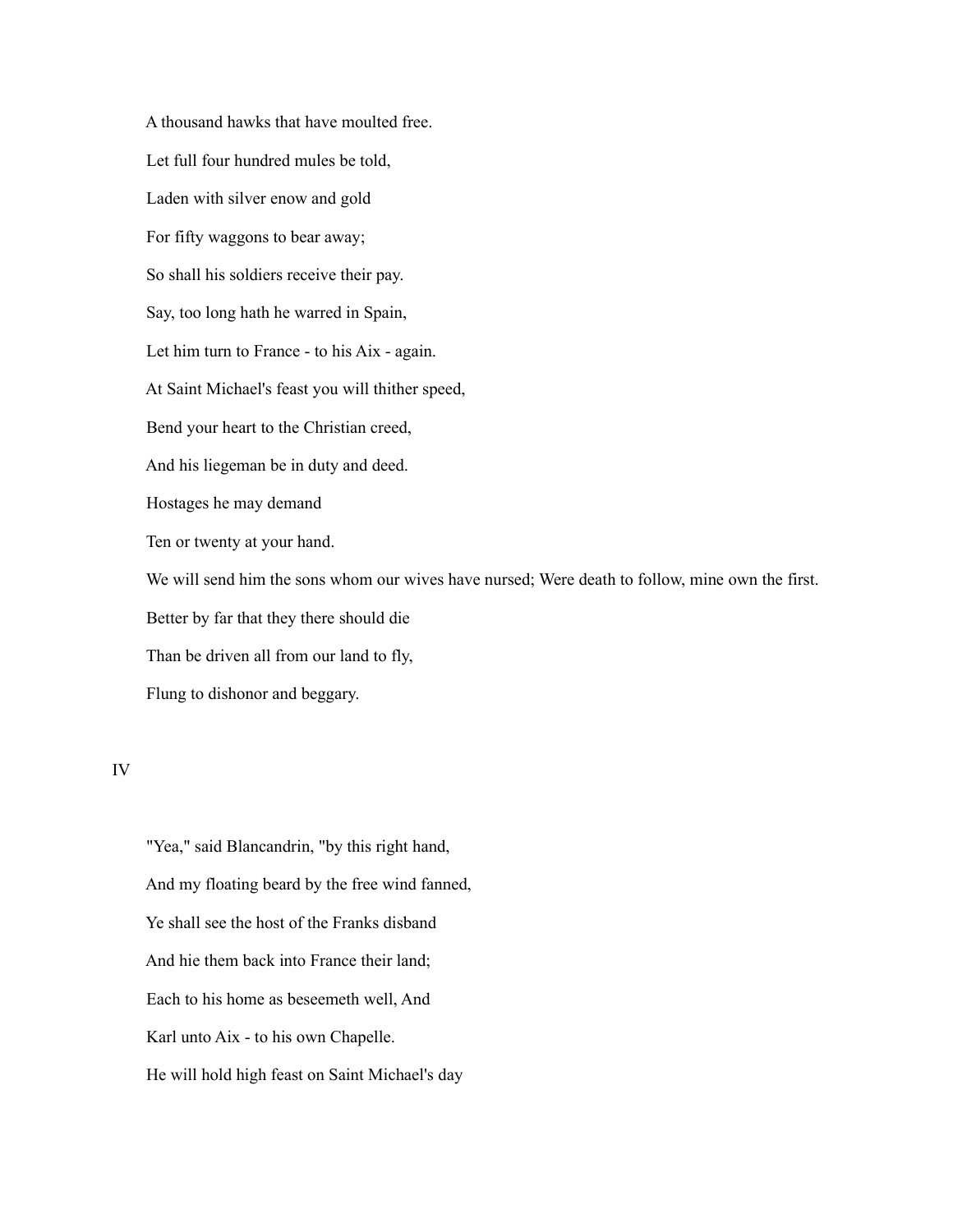A thousand hawks that have moulted free.

Let full four hundred mules be told,

Laden with silver enow and gold

For fifty waggons to bear away;

So shall his soldiers receive their pay.

Say, too long hath he warred in Spain,

Let him turn to France - to his Aix - again.

At Saint Michael's feast you will thither speed,

Bend your heart to the Christian creed,

And his liegeman be in duty and deed.

Hostages he may demand

Ten or twenty at your hand.

We will send him the sons whom our wives have nursed; Were death to follow, mine own the first.

Better by far that they there should die

Than be driven all from our land to fly,

Flung to dishonor and beggary.

## IV

"Yea," said Blancandrin, "by this right hand,

And my floating beard by the free wind fanned,

Ye shall see the host of the Franks disband

And hie them back into France their land;

Each to his home as beseemeth well, And

Karl unto Aix - to his own Chapelle.

He will hold high feast on Saint Michael's day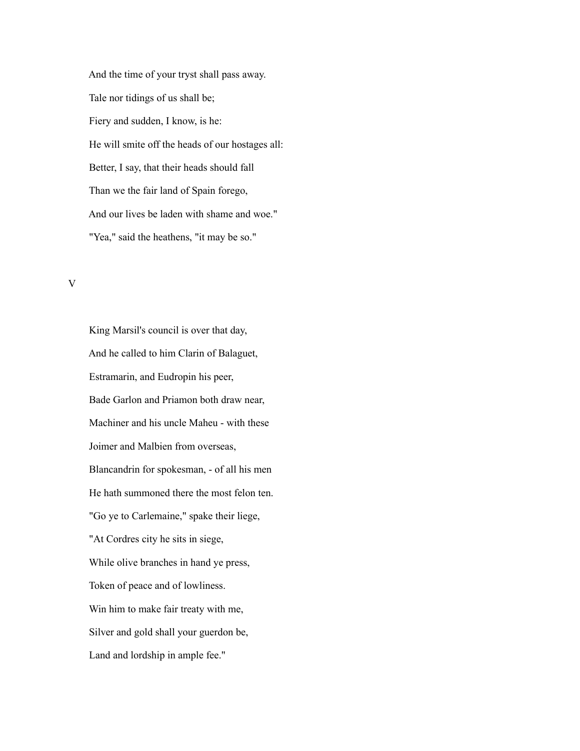And the time of your tryst shall pass away.

Tale nor tidings of us shall be;

Fiery and sudden, I know, is he:

He will smite off the heads of our hostages all:

Better, I say, that their heads should fall

Than we the fair land of Spain forego,

And our lives be laden with shame and woe."

"Yea," said the heathens, "it may be so."

V

King Marsil's council is over that day,

And he called to him Clarin of Balaguet,

Estramarin, and Eudropin his peer,

Bade Garlon and Priamon both draw near,

Machiner and his uncle Maheu - with these

Joimer and Malbien from overseas,

Blancandrin for spokesman, - of all his men

He hath summoned there the most felon ten.

"Go ye to Carlemaine," spake their liege,

"At Cordres city he sits in siege,

While olive branches in hand ye press,

Token of peace and of lowliness.

Win him to make fair treaty with me,

Silver and gold shall your guerdon be,

Land and lordship in ample fee."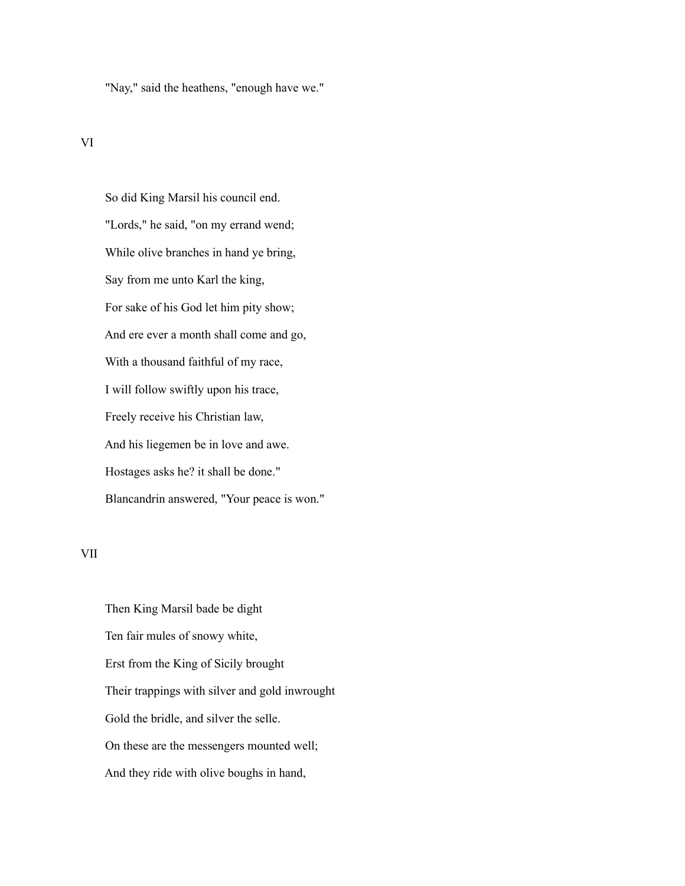"Nay," said the heathens, "enough have we."

## VI

So did King Marsil his council end.
"Lords," he said, "on my errand wend;
While olive branches in hand ye bring,
Say from me unto Karl the king,
For sake of his God let him pity show;
And ere ever a month shall come and go,
With a thousand faithful of my race,
I will follow swiftly upon his trace,
Freely receive his Christian law,
And his liegemen be in love and awe.
Hostages asks he? it shall be done."
Blancandrin answered, "Your peace is won."

## VII

Then King Marsil bade be dight
Ten fair mules of snowy white,
Erst from the King of Sicily brought
Their trappings with silver and gold inwrought
Gold the bridle, and silver the selle.
On these are the messengers mounted well;
And they ride with olive boughs in hand,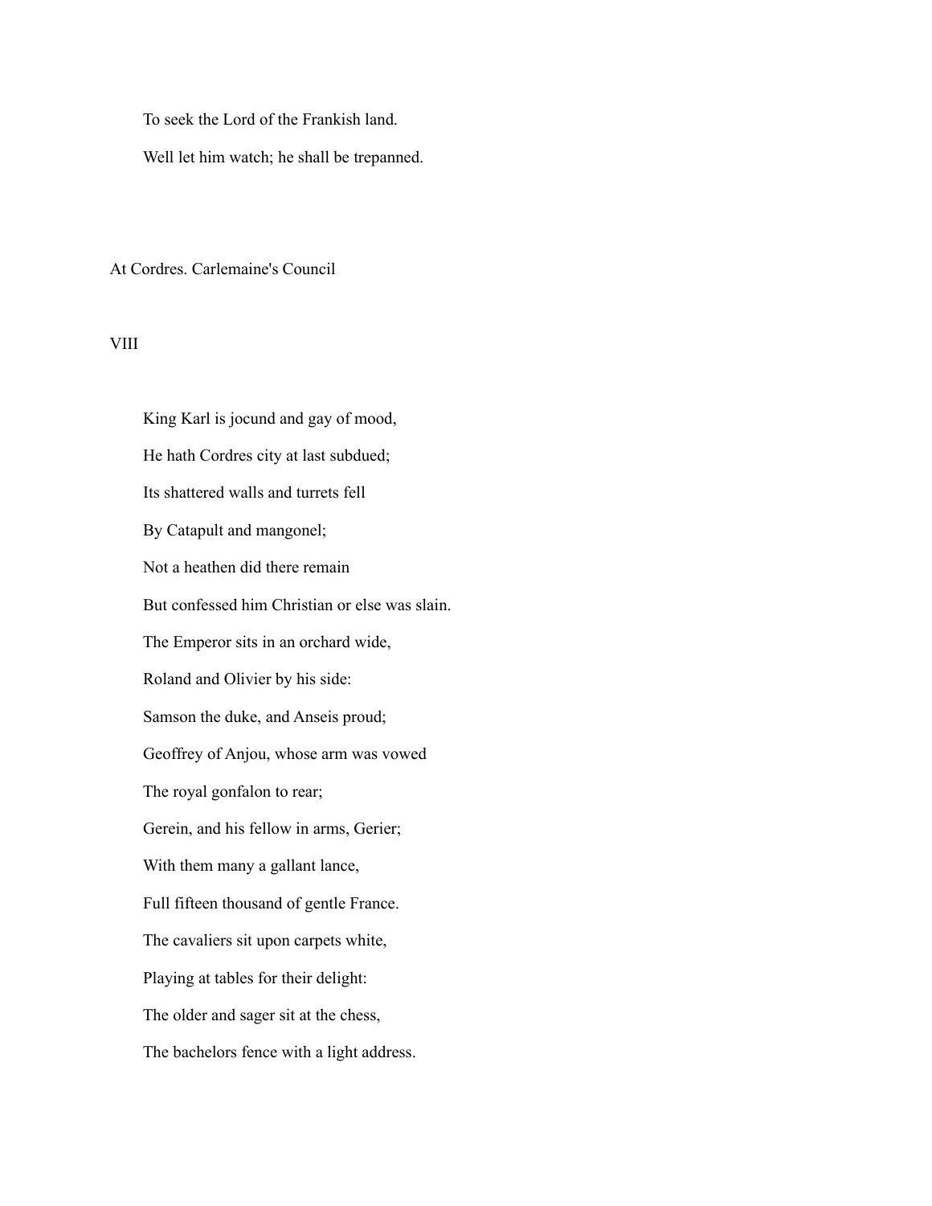To seek the Lord of the Frankish land.

Well let him watch; he shall be trepanned.

## At Cordres. Carlemaine's Council

### VIII

King Karl is jocund and gay of mood,

He hath Cordres city at last subdued;

Its shattered walls and turrets fell

By Catapult and mangonel;

Not a heathen did there remain

But confessed him Christian or else was slain.

The Emperor sits in an orchard wide,

Roland and Olivier by his side:

Samson the duke, and Anseis proud;

Geoffrey of Anjou, whose arm was vowed

The royal gonfalon to rear;

Gerein, and his fellow in arms, Gerier;

With them many a gallant lance,

Full fifteen thousand of gentle France.

The cavaliers sit upon carpets white,

Playing at tables for their delight:

The older and sager sit at the chess,

The bachelors fence with a light address.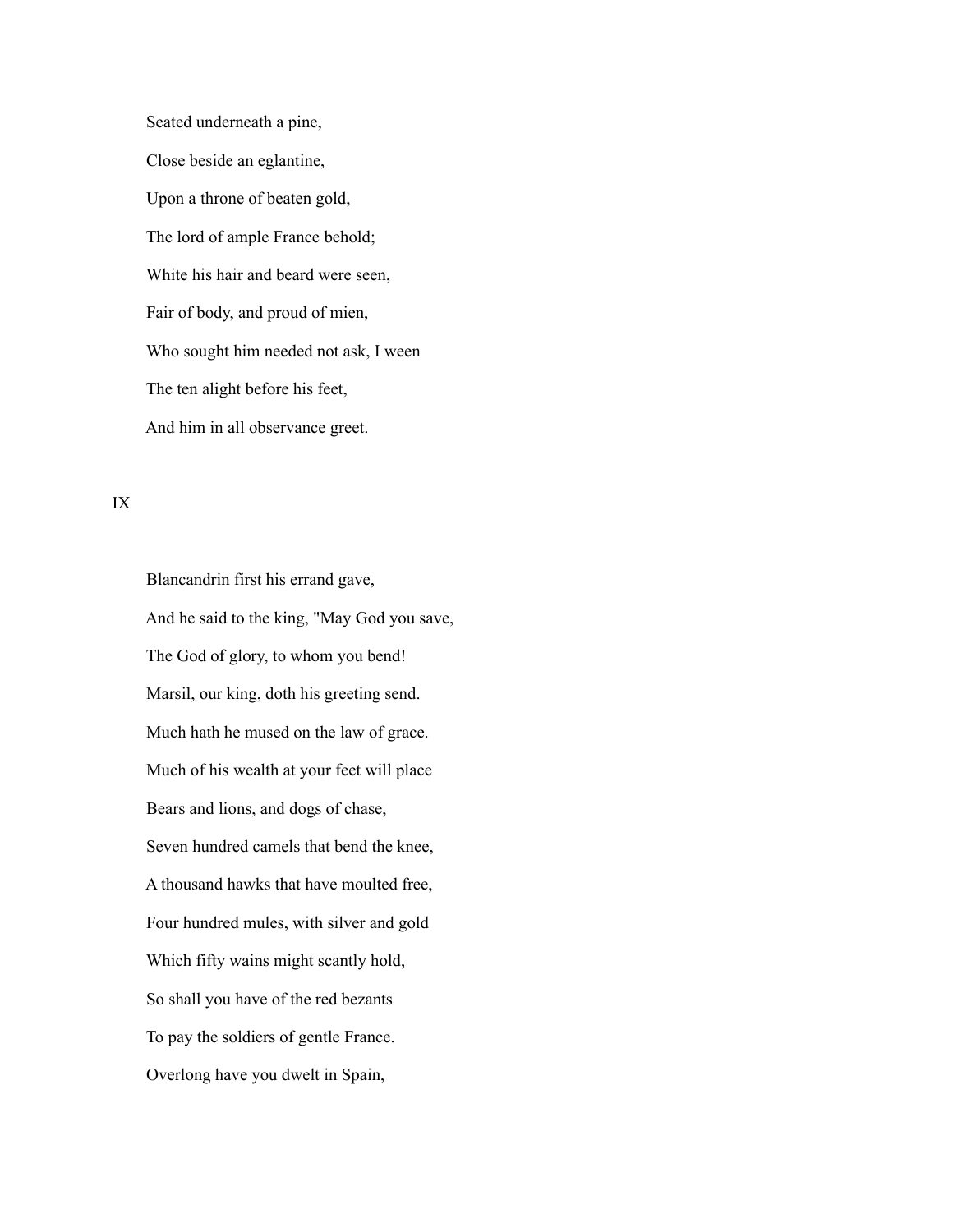Seated underneath a pine,

Close beside an eglantine,

Upon a throne of beaten gold,

The lord of ample France behold;

White his hair and beard were seen,

Fair of body, and proud of mien,

Who sought him needed not ask, I ween

The ten alight before his feet,

And him in all observance greet.

## IX

Blancandrin first his errand gave,

And he said to the king, "May God you save,

The God of glory, to whom you bend!

Marsil, our king, doth his greeting send.

Much hath he mused on the law of grace.

Much of his wealth at your feet will place

Bears and lions, and dogs of chase,

Seven hundred camels that bend the knee,

A thousand hawks that have moulted free,

Four hundred mules, with silver and gold

Which fifty wains might scantly hold,

So shall you have of the red bezants

To pay the soldiers of gentle France.

Overlong have you dwelt in Spain,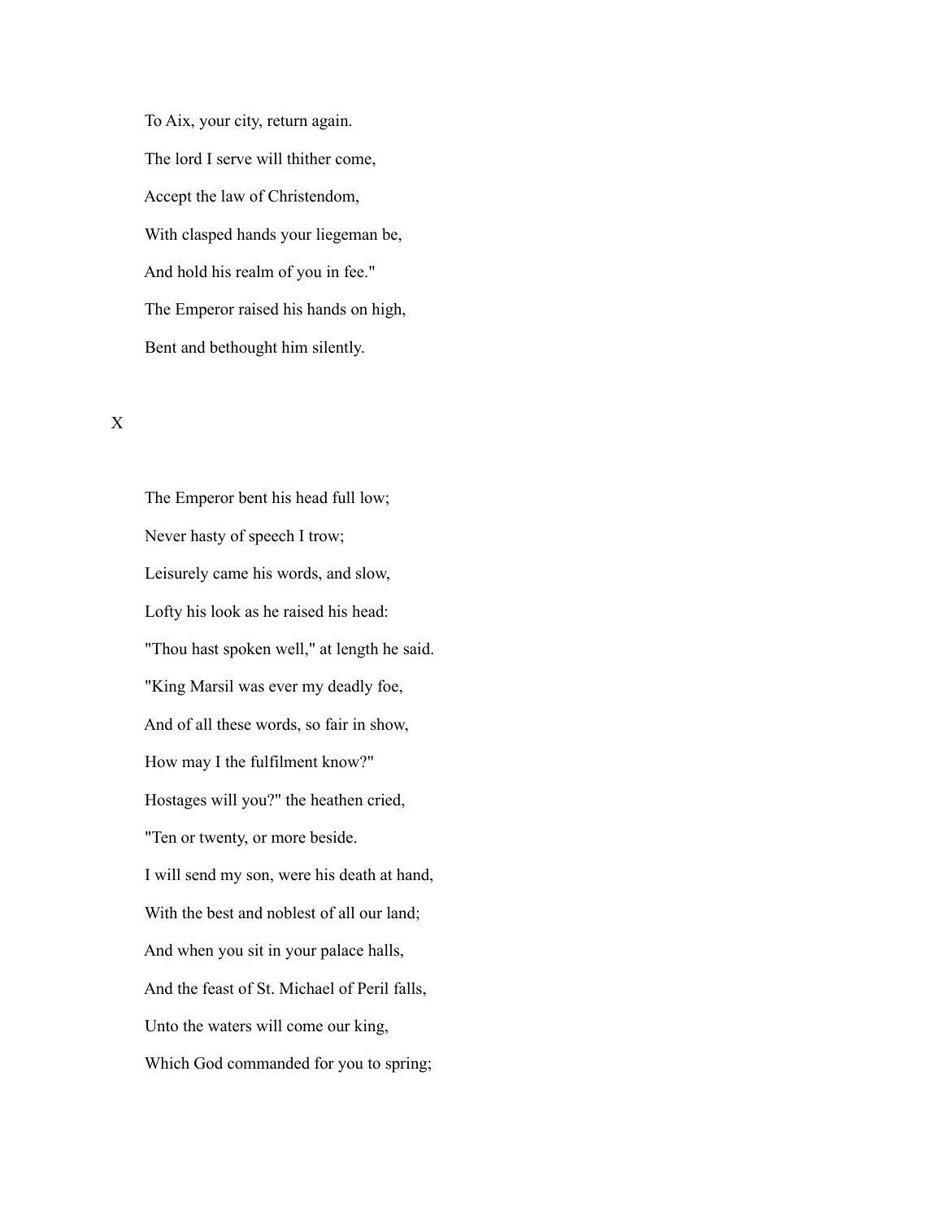To Aix, your city, return again.

The lord I serve will thither come,

Accept the law of Christendom,

With clasped hands your liegeman be,

And hold his realm of you in fee."

The Emperor raised his hands on high,

Bent and bethought him silently.

X

The Emperor bent his head full low;

Never hasty of speech I trow;

Leisurely came his words, and slow,

Lofty his look as he raised his head:

"Thou hast spoken well," at length he said.

"King Marsil was ever my deadly foe,

And of all these words, so fair in show,

How may I the fulfilment know?"

Hostages will you?" the heathen cried,

"Ten or twenty, or more beside.

I will send my son, were his death at hand,

With the best and noblest of all our land;

And when you sit in your palace halls,

And the feast of St. Michael of Peril falls,

Unto the waters will come our king,

Which God commanded for you to spring;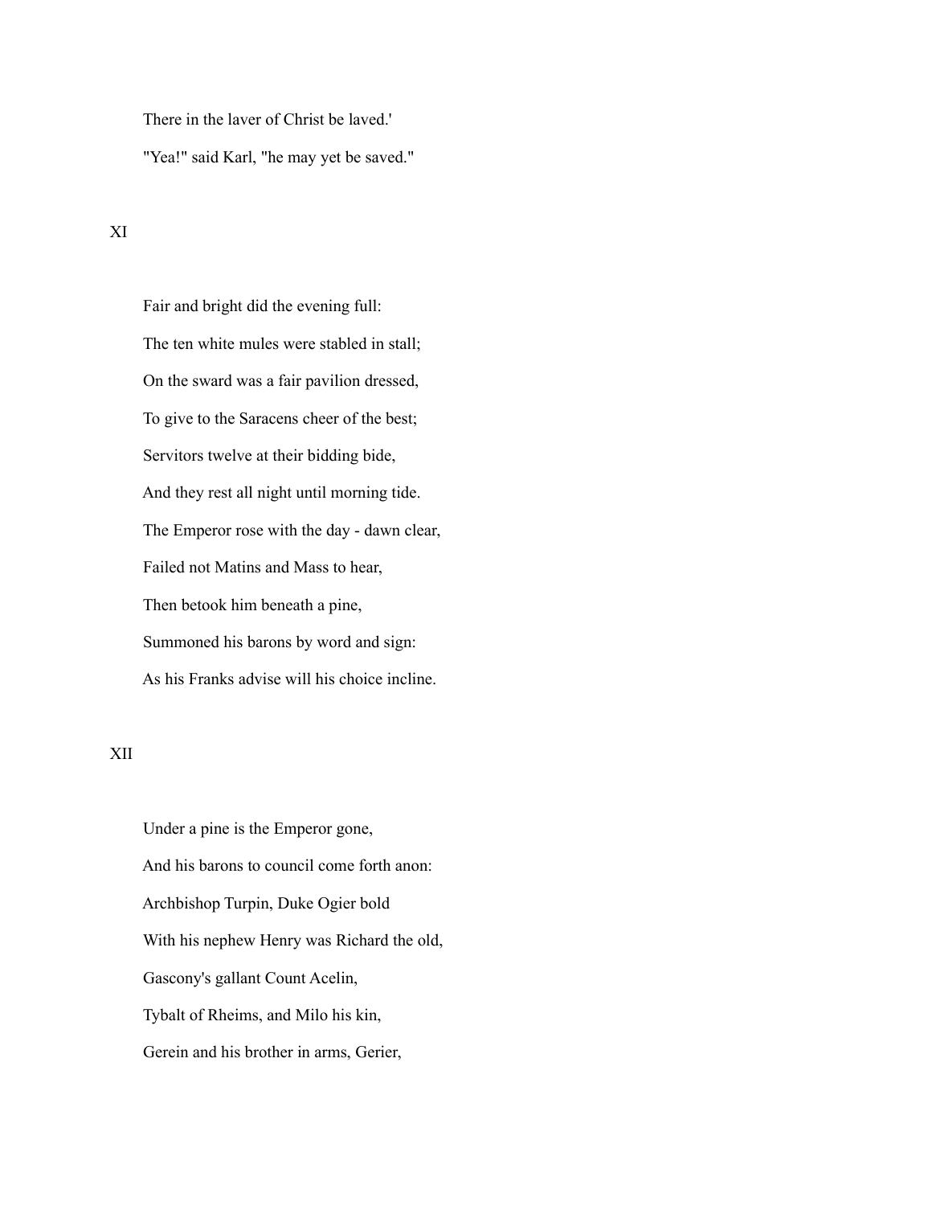There in the laver of Christ be laved.'

"Yea!" said Karl, "he may yet be saved."

XI

Fair and bright did the evening full:

The ten white mules were stabled in stall;

On the sward was a fair pavilion dressed,

To give to the Saracens cheer of the best;

Servitors twelve at their bidding bide,

And they rest all night until morning tide.

The Emperor rose with the day - dawn clear,

Failed not Matins and Mass to hear,

Then betook him beneath a pine,

Summoned his barons by word and sign:

As his Franks advise will his choice incline.

XII

Under a pine is the Emperor gone,

And his barons to council come forth anon:

Archbishop Turpin, Duke Ogier bold

With his nephew Henry was Richard the old,

Gascony's gallant Count Acelin,

Tybalt of Rheims, and Milo his kin,

Gerein and his brother in arms, Gerier,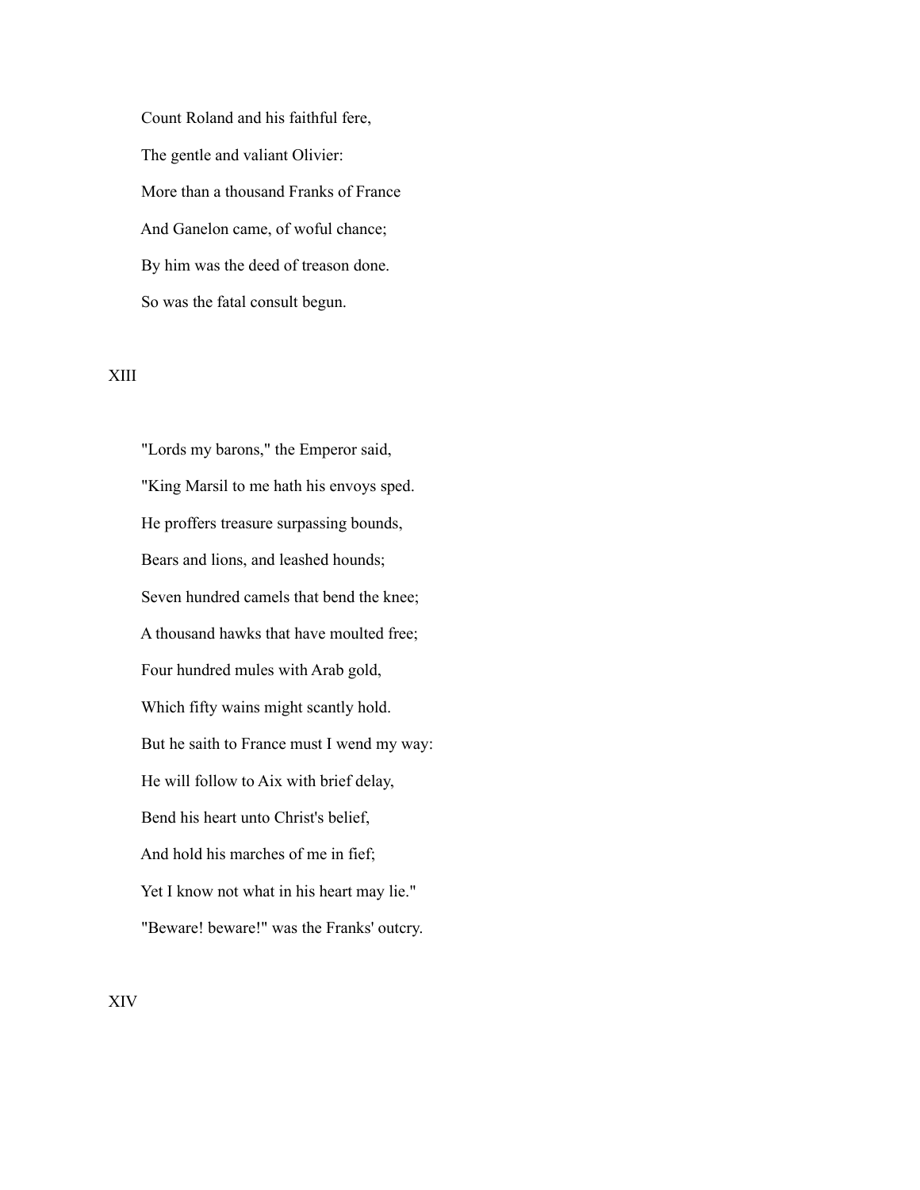Count Roland and his faithful fere,

The gentle and valiant Olivier:

More than a thousand Franks of France

And Ganelon came, of woful chance;

By him was the deed of treason done.

So was the fatal consult begun.

## XIII

"Lords my barons," the Emperor said,

"King Marsil to me hath his envoys sped.

He proffers treasure surpassing bounds,

Bears and lions, and leashed hounds;

Seven hundred camels that bend the knee;

A thousand hawks that have moulted free;

Four hundred mules with Arab gold,

Which fifty wains might scantly hold.

But he saith to France must I wend my way:

He will follow to Aix with brief delay,

Bend his heart unto Christ's belief,

And hold his marches of me in fief;

Yet I know not what in his heart may lie."

"Beware! beware!" was the Franks' outcry.

## XIV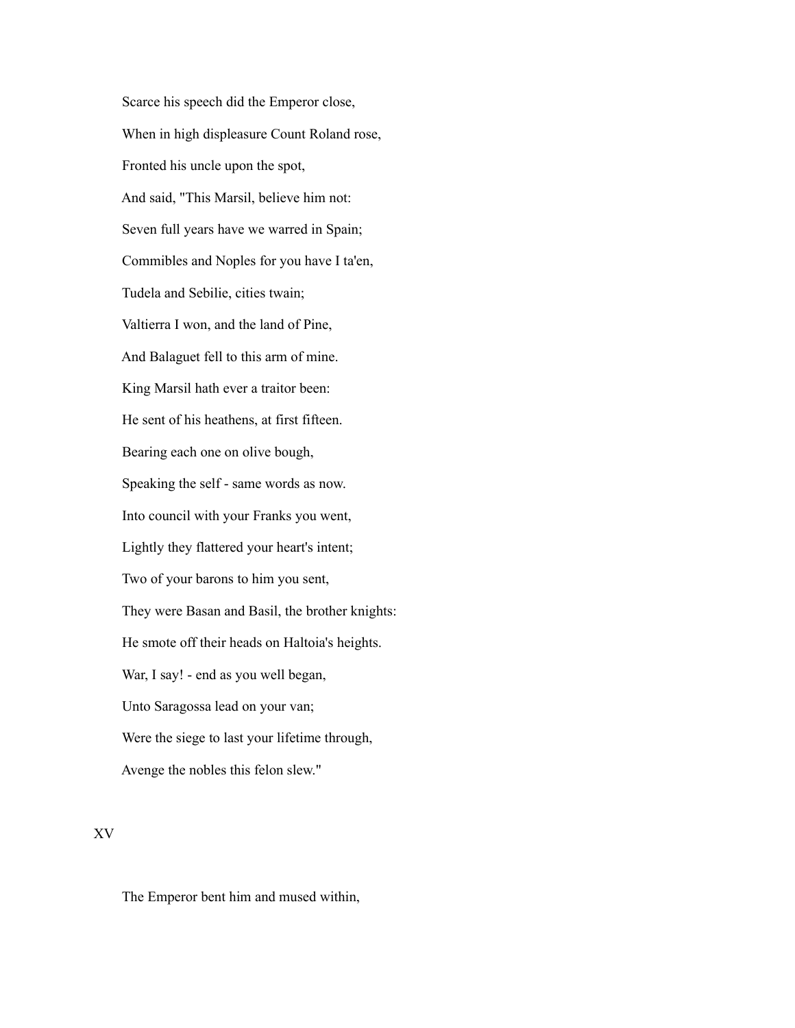Scarce his speech did the Emperor close,

When in high displeasure Count Roland rose,

Fronted his uncle upon the spot,

And said, "This Marsil, believe him not:

Seven full years have we warred in Spain;

Commibles and Noples for you have I ta'en,

Tudela and Sebilie, cities twain;

Valtierra I won, and the land of Pine,

And Balaguet fell to this arm of mine.

King Marsil hath ever a traitor been:

He sent of his heathens, at first fifteen.

Bearing each one on olive bough,

Speaking the self - same words as now.

Into council with your Franks you went,

Lightly they flattered your heart's intent;

Two of your barons to him you sent,

They were Basan and Basil, the brother knights:

He smote off their heads on Haltoia's heights.

War, I say! - end as you well began,

Unto Saragossa lead on your van;

Were the siege to last your lifetime through,

Avenge the nobles this felon slew."

XV

The Emperor bent him and mused within,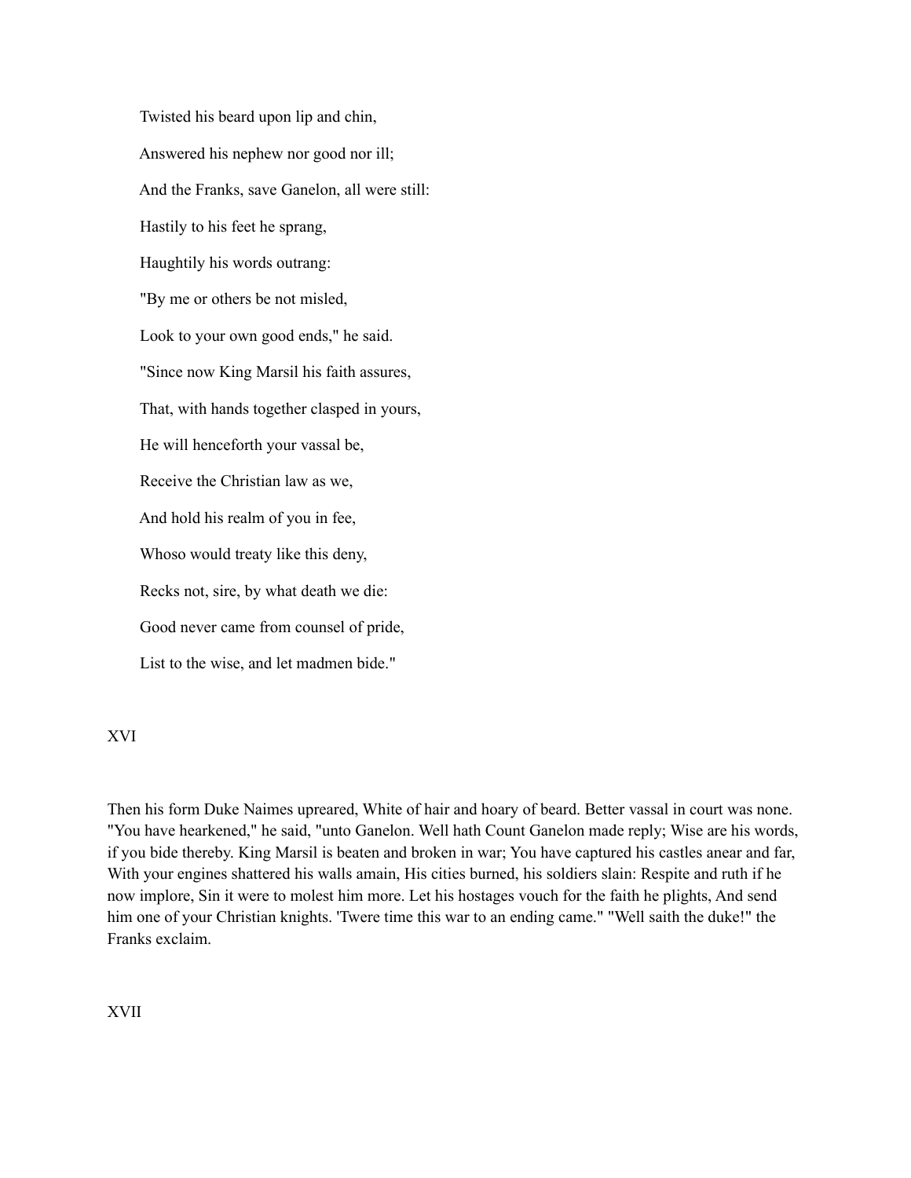Twisted his beard upon lip and chin,

Answered his nephew nor good nor ill;

And the Franks, save Ganelon, all were still:

Hastily to his feet he sprang,

Haughtily his words outrang:

"By me or others be not misled,

Look to your own good ends," he said.

"Since now King Marsil his faith assures,

That, with hands together clasped in yours,

He will henceforth your vassal be,

Receive the Christian law as we,

And hold his realm of you in fee,

Whoso would treaty like this deny,

Recks not, sire, by what death we die:

Good never came from counsel of pride,

List to the wise, and let madmen bide."

## XVI

Then his form Duke Naimes upreared, White of hair and hoary of beard. Better vassal in court was none. "You have hearkened," he said, "unto Ganelon. Well hath Count Ganelon made reply; Wise are his words, if you bide thereby. King Marsil is beaten and broken in war; You have captured his castles anear and far, With your engines shattered his walls amain, His cities burned, his soldiers slain: Respite and ruth if he now implore, Sin it were to molest him more. Let his hostages vouch for the faith he plights, And send him one of your Christian knights. 'Twere time this war to an ending came." "Well saith the duke!" the Franks exclaim.

## XVII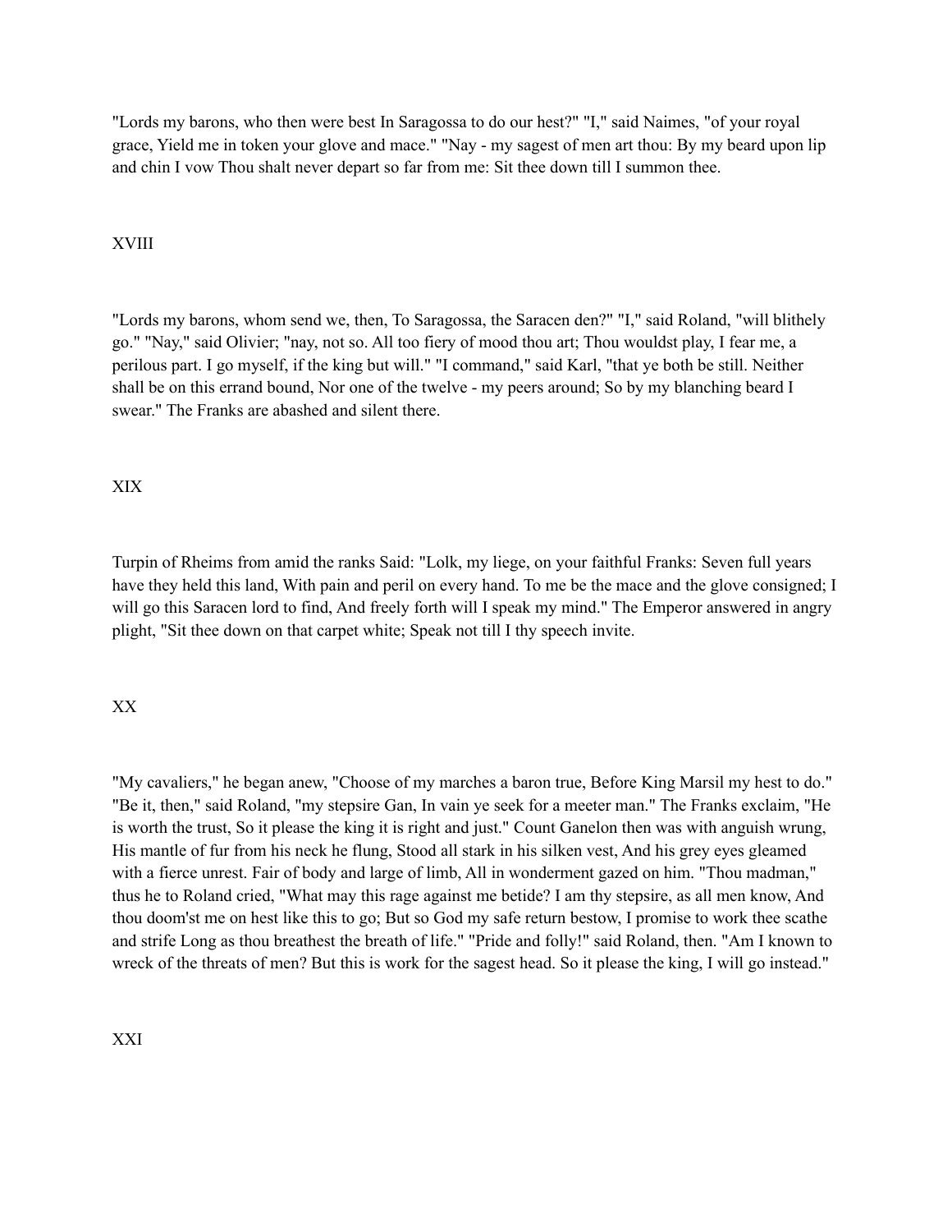"Lords my barons, who then were best In Saragossa to do our hest?" "I," said Naimes, "of your royal grace, Yield me in token your glove and mace." "Nay - my sagest of men art thou: By my beard upon lip and chin I vow Thou shalt never depart so far from me: Sit thee down till I summon thee.

## XVIII

"Lords my barons, whom send we, then, To Saragossa, the Saracen den?" "I," said Roland, "will blithely go." "Nay," said Olivier; "nay, not so. All too fiery of mood thou art; Thou wouldst play, I fear me, a perilous part. I go myself, if the king but will." "I command," said Karl, "that ye both be still. Neither shall be on this errand bound, Nor one of the twelve - my peers around; So by my blanching beard I swear." The Franks are abashed and silent there.

## XIX

Turpin of Rheims from amid the ranks Said: "Lolk, my liege, on your faithful Franks: Seven full years have they held this land, With pain and peril on every hand. To me be the mace and the glove consigned; I will go this Saracen lord to find, And freely forth will I speak my mind." The Emperor answered in angry plight, "Sit thee down on that carpet white; Speak not till I thy speech invite.

## XX

"My cavaliers," he began anew, "Choose of my marches a baron true, Before King Marsil my hest to do." "Be it, then," said Roland, "my stepsire Gan, In vain ye seek for a meeter man." The Franks exclaim, "He is worth the trust, So it please the king it is right and just." Count Ganelon then was with anguish wrung, His mantle of fur from his neck he flung, Stood all stark in his silken vest, And his grey eyes gleamed with a fierce unrest. Fair of body and large of limb, All in wonderment gazed on him. "Thou madman," thus he to Roland cried, "What may this rage against me betide? I am thy stepsire, as all men know, And thou doom'st me on hest like this to go; But so God my safe return bestow, I promise to work thee scathe and strife Long as thou breathest the breath of life." "Pride and folly!" said Roland, then. "Am I known to wreck of the threats of men? But this is work for the sagest head. So it please the king, I will go instead."

## XXI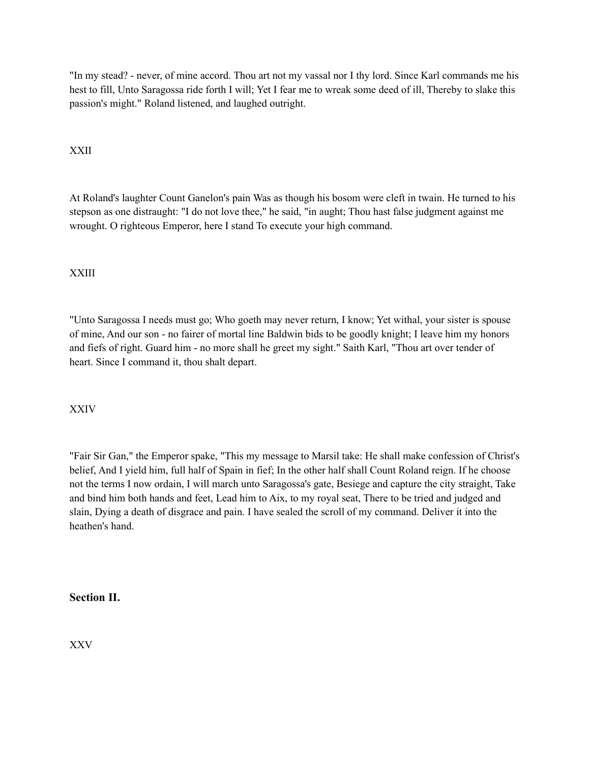"In my stead? - never, of mine accord. Thou art not my vassal nor I thy lord. Since Karl commands me his hest to fill, Unto Saragossa ride forth I will; Yet I fear me to wreak some deed of ill, Thereby to slake this passion's might." Roland listened, and laughed outright.

XXII

At Roland's laughter Count Ganelon's pain Was as though his bosom were cleft in twain. He turned to his stepson as one distraught: "I do not love thee," he said, "in aught; Thou hast false judgment against me wrought. O righteous Emperor, here I stand To execute your high command.

XXIII

"Unto Saragossa I needs must go; Who goeth may never return, I know; Yet withal, your sister is spouse of mine, And our son - no fairer of mortal line Baldwin bids to be goodly knight; I leave him my honors and fiefs of right. Guard him - no more shall he greet my sight." Saith Karl, "Thou art over tender of heart. Since I command it, thou shalt depart.

XXIV

"Fair Sir Gan," the Emperor spake, "This my message to Marsil take: He shall make confession of Christ's belief, And I yield him, full half of Spain in fief; In the other half shall Count Roland reign. If he choose not the terms I now ordain, I will march unto Saragossa's gate, Besiege and capture the city straight, Take and bind him both hands and feet, Lead him to Aix, to my royal seat, There to be tried and judged and slain, Dying a death of disgrace and pain. I have sealed the scroll of my command. Deliver it into the heathen's hand.

## Section II.

XXV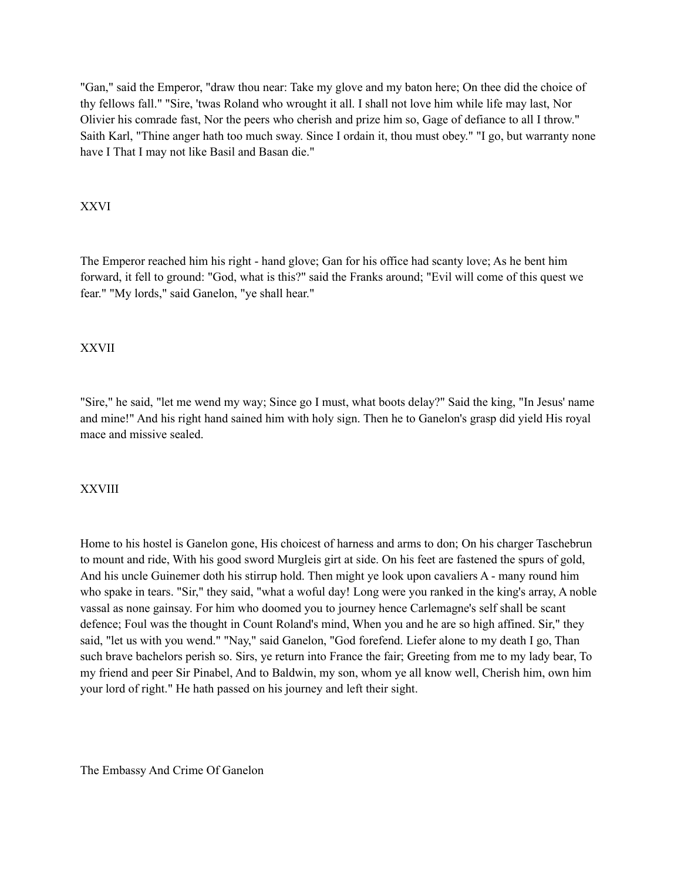"Gan," said the Emperor, "draw thou near: Take my glove and my baton here; On thee did the choice of thy fellows fall." "Sire, 'twas Roland who wrought it all. I shall not love him while life may last, Nor Olivier his comrade fast, Nor the peers who cherish and prize him so, Gage of defiance to all I throw." Saith Karl, "Thine anger hath too much sway. Since I ordain it, thou must obey." "I go, but warranty none have I That I may not like Basil and Basan die."

XXVI

The Emperor reached him his right - hand glove; Gan for his office had scanty love; As he bent him forward, it fell to ground: "God, what is this?" said the Franks around; "Evil will come of this quest we fear." "My lords," said Ganelon, "ye shall hear."

XXVII

"Sire," he said, "let me wend my way; Since go I must, what boots delay?" Said the king, "In Jesus' name and mine!" And his right hand sained him with holy sign. Then he to Ganelon's grasp did yield His royal mace and missive sealed.

XXVIII

Home to his hostel is Ganelon gone, His choicest of harness and arms to don; On his charger Taschebrun to mount and ride, With his good sword Murgleis girt at side. On his feet are fastened the spurs of gold, And his uncle Guinemer doth his stirrup hold. Then might ye look upon cavaliers A - many round him who spake in tears. "Sir," they said, "what a woful day! Long were you ranked in the king's array, A noble vassal as none gainsay. For him who doomed you to journey hence Carlemagne's self shall be scant defence; Foul was the thought in Count Roland's mind, When you and he are so high affined. Sir," they said, "let us with you wend." "Nay," said Ganelon, "God forefend. Liefer alone to my death I go, Than such brave bachelors perish so. Sirs, ye return into France the fair; Greeting from me to my lady bear, To my friend and peer Sir Pinabel, And to Baldwin, my son, whom ye all know well, Cherish him, own him your lord of right." He hath passed on his journey and left their sight.

## The Embassy And Crime Of Ganelon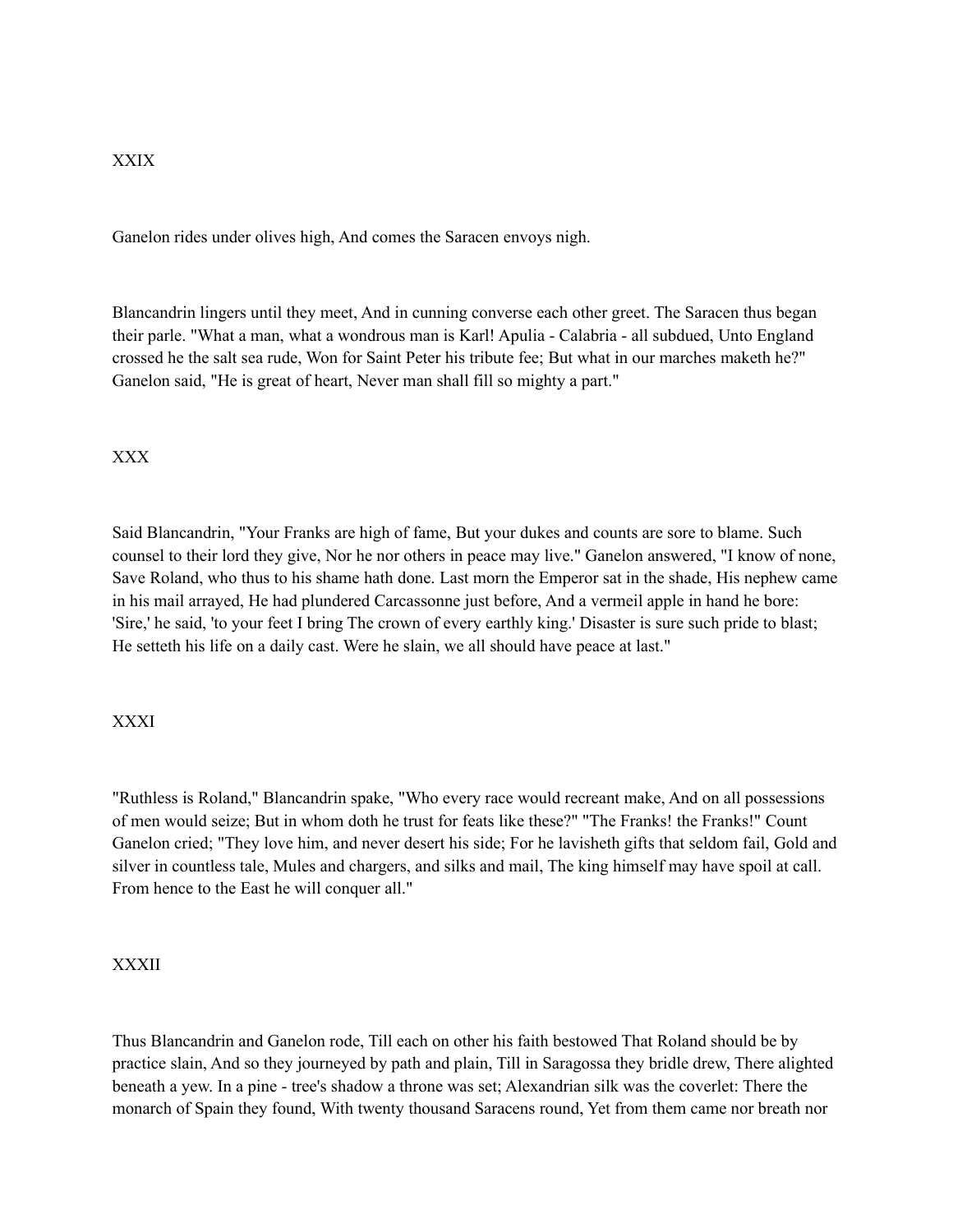XXIX

Ganelon rides under olives high, And comes the Saracen envoys nigh.

Blancandrin lingers until they meet, And in cunning converse each other greet. The Saracen thus began their parle. "What a man, what a wondrous man is Karl! Apulia - Calabria - all subdued, Unto England crossed he the salt sea rude, Won for Saint Peter his tribute fee; But what in our marches maketh he?" Ganelon said, "He is great of heart, Never man shall fill so mighty a part."

XXX

Said Blancandrin, "Your Franks are high of fame, But your dukes and counts are sore to blame. Such counsel to their lord they give, Nor he nor others in peace may live." Ganelon answered, "I know of none, Save Roland, who thus to his shame hath done. Last morn the Emperor sat in the shade, His nephew came in his mail arrayed, He had plundered Carcassonne just before, And a vermeil apple in hand he bore: 'Sire,' he said, 'to your feet I bring The crown of every earthly king.' Disaster is sure such pride to blast; He setteth his life on a daily cast. Were he slain, we all should have peace at last."

XXXI

"Ruthless is Roland," Blancandrin spake, "Who every race would recreant make, And on all possessions of men would seize; But in whom doth he trust for feats like these?" "The Franks! the Franks!" Count Ganelon cried; "They love him, and never desert his side; For he lavisheth gifts that seldom fail, Gold and silver in countless tale, Mules and chargers, and silks and mail, The king himself may have spoil at call. From hence to the East he will conquer all."

XXXII

Thus Blancandrin and Ganelon rode, Till each on other his faith bestowed That Roland should be by practice slain, And so they journeyed by path and plain, Till in Saragossa they bridle drew, There alighted beneath a yew. In a pine - tree's shadow a throne was set; Alexandrian silk was the coverlet: There the monarch of Spain they found, With twenty thousand Saracens round, Yet from them came nor breath nor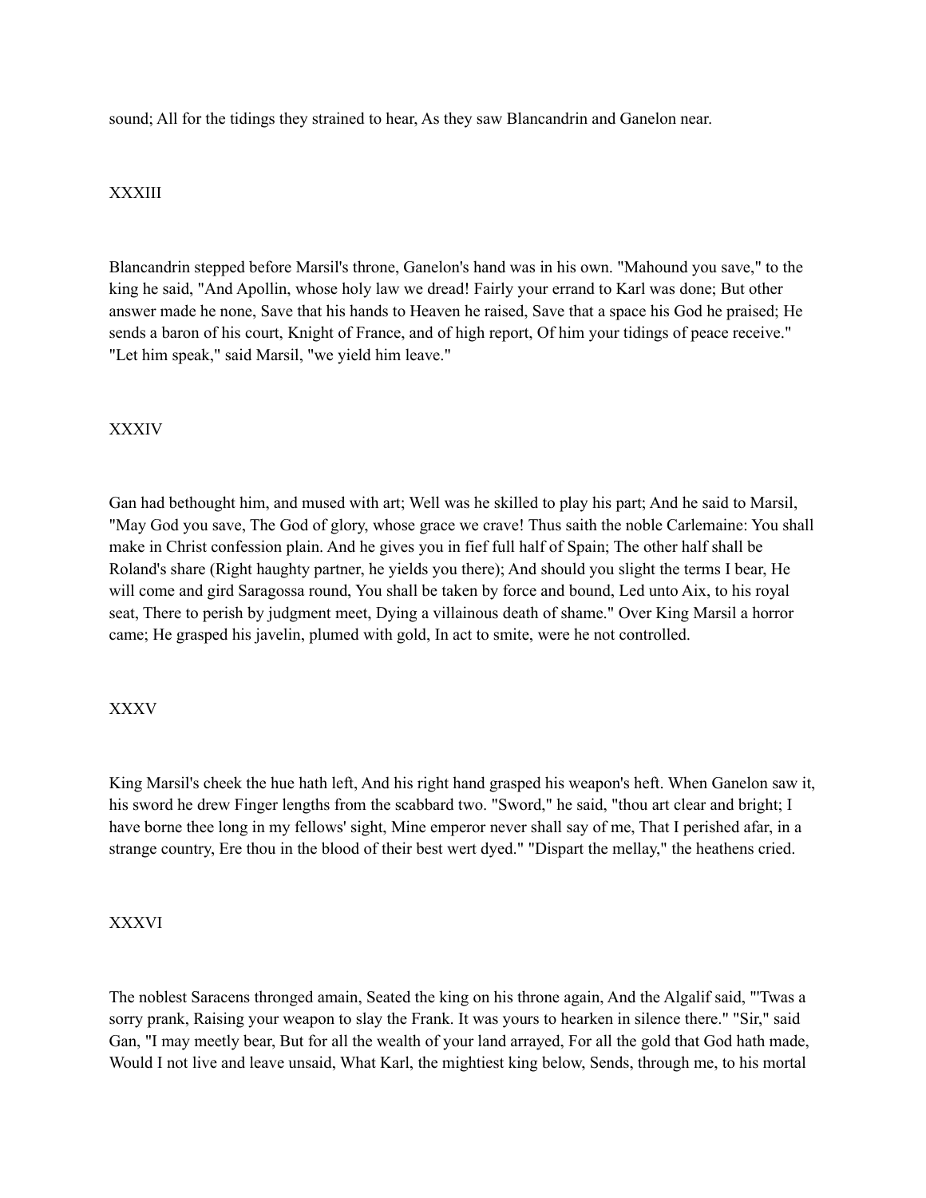sound; All for the tidings they strained to hear, As they saw Blancandrin and Ganelon near.

## XXXIII

Blancandrin stepped before Marsil's throne, Ganelon's hand was in his own. "Mahound you save," to the king he said, "And Apollin, whose holy law we dread! Fairly your errand to Karl was done; But other answer made he none, Save that his hands to Heaven he raised, Save that a space his God he praised; He sends a baron of his court, Knight of France, and of high report, Of him your tidings of peace receive." "Let him speak," said Marsil, "we yield him leave."

## XXXIV

Gan had bethought him, and mused with art; Well was he skilled to play his part; And he said to Marsil, "May God you save, The God of glory, whose grace we crave! Thus saith the noble Carlemaine: You shall make in Christ confession plain. And he gives you in fief full half of Spain; The other half shall be Roland's share (Right haughty partner, he yields you there); And should you slight the terms I bear, He will come and gird Saragossa round, You shall be taken by force and bound, Led unto Aix, to his royal seat, There to perish by judgment meet, Dying a villainous death of shame." Over King Marsil a horror came; He grasped his javelin, plumed with gold, In act to smite, were he not controlled.

## XXXV

King Marsil's cheek the hue hath left, And his right hand grasped his weapon's heft. When Ganelon saw it, his sword he drew Finger lengths from the scabbard two. "Sword," he said, "thou art clear and bright; I have borne thee long in my fellows' sight, Mine emperor never shall say of me, That I perished afar, in a strange country, Ere thou in the blood of their best wert dyed." "Dispart the mellay," the heathens cried.

## XXXVI

The noblest Saracens thronged amain, Seated the king on his throne again, And the Algalif said, "'Twas a sorry prank, Raising your weapon to slay the Frank. It was yours to hearken in silence there." "Sir," said Gan, "I may meetly bear, But for all the wealth of your land arrayed, For all the gold that God hath made, Would I not live and leave unsaid, What Karl, the mightiest king below, Sends, through me, to his mortal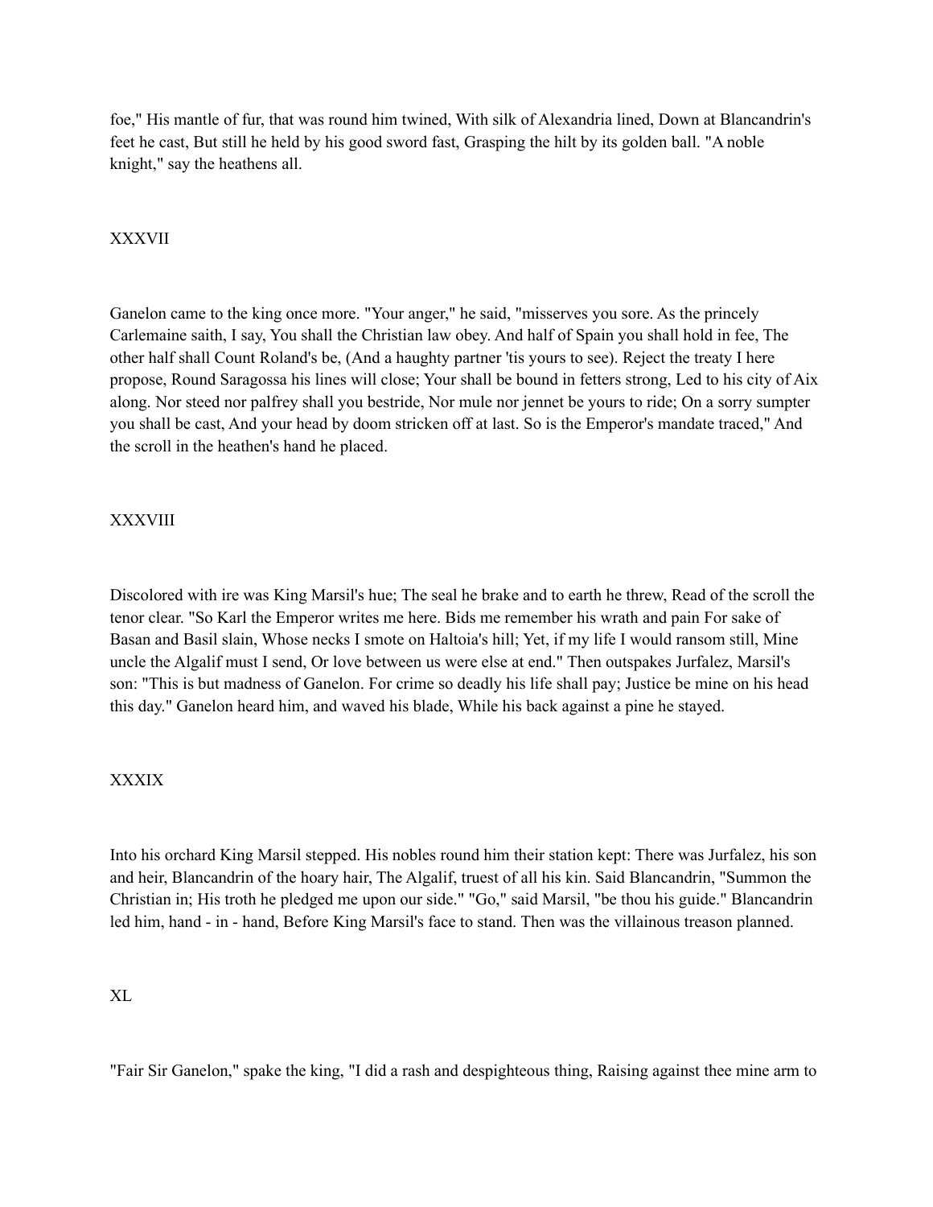foe," His mantle of fur, that was round him twined, With silk of Alexandria lined, Down at Blancandrin's feet he cast, But still he held by his good sword fast, Grasping the hilt by its golden ball. "A noble knight," say the heathens all.

## XXXVII

Ganelon came to the king once more. "Your anger," he said, "misserves you sore. As the princely Carlemaine saith, I say, You shall the Christian law obey. And half of Spain you shall hold in fee, The other half shall Count Roland's be, (And a haughty partner 'tis yours to see). Reject the treaty I here propose, Round Saragossa his lines will close; Your shall be bound in fetters strong, Led to his city of Aix along. Nor steed nor palfrey shall you bestride, Nor mule nor jennet be yours to ride; On a sorry sumpter you shall be cast, And your head by doom stricken off at last. So is the Emperor's mandate traced," And the scroll in the heathen's hand he placed.

## XXXVIII

Discolored with ire was King Marsil's hue; The seal he brake and to earth he threw, Read of the scroll the tenor clear. "So Karl the Emperor writes me here. Bids me remember his wrath and pain For sake of Basan and Basil slain, Whose necks I smote on Haltoia's hill; Yet, if my life I would ransom still, Mine uncle the Algalif must I send, Or love between us were else at end." Then outspakes Jurfalez, Marsil's son: "This is but madness of Ganelon. For crime so deadly his life shall pay; Justice be mine on his head this day." Ganelon heard him, and waved his blade, While his back against a pine he stayed.

## XXXIX

Into his orchard King Marsil stepped. His nobles round him their station kept: There was Jurfalez, his son and heir, Blancandrin of the hoary hair, The Algalif, truest of all his kin. Said Blancandrin, "Summon the Christian in; His troth he pledged me upon our side." "Go," said Marsil, "be thou his guide." Blancandrin led him, hand - in - hand, Before King Marsil's face to stand. Then was the villainous treason planned.

## XL

"Fair Sir Ganelon," spake the king, "I did a rash and despighteous thing, Raising against thee mine arm to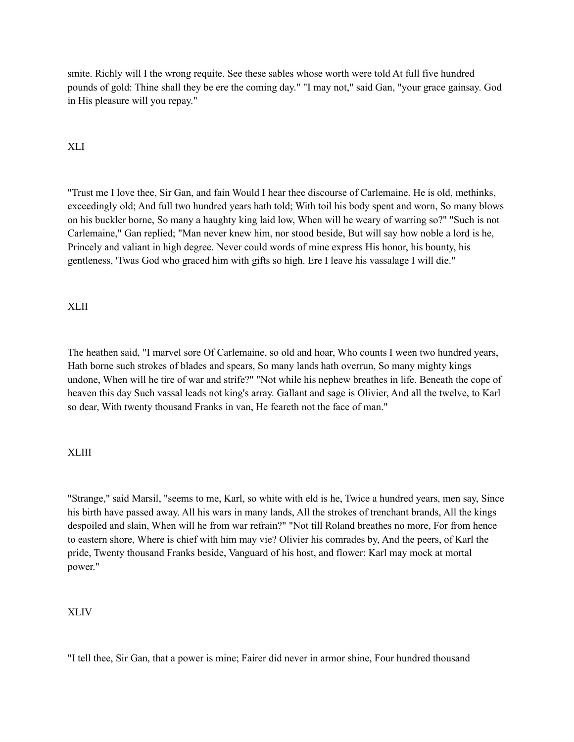smite. Richly will I the wrong requite. See these sables whose worth were told At full five hundred pounds of gold: Thine shall they be ere the coming day." "I may not," said Gan, "your grace gainsay. God in His pleasure will you repay."

XLI

"Trust me I love thee, Sir Gan, and fain Would I hear thee discourse of Carlemaine. He is old, methinks, exceedingly old; And full two hundred years hath told; With toil his body spent and worn, So many blows on his buckler borne, So many a haughty king laid low, When will he weary of warring so?" "Such is not Carlemaine," Gan replied; "Man never knew him, nor stood beside, But will say how noble a lord is he, Princely and valiant in high degree. Never could words of mine express His honor, his bounty, his gentleness, 'Twas God who graced him with gifts so high. Ere I leave his vassalage I will die."

XLII

The heathen said, "I marvel sore Of Carlemaine, so old and hoar, Who counts I ween two hundred years, Hath borne such strokes of blades and spears, So many lands hath overrun, So many mighty kings undone, When will he tire of war and strife?" "Not while his nephew breathes in life. Beneath the cope of heaven this day Such vassal leads not king's array. Gallant and sage is Olivier, And all the twelve, to Karl so dear, With twenty thousand Franks in van, He feareth not the face of man."

XLIII

"Strange," said Marsil, "seems to me, Karl, so white with eld is he, Twice a hundred years, men say, Since his birth have passed away. All his wars in many lands, All the strokes of trenchant brands, All the kings despoiled and slain, When will he from war refrain?" "Not till Roland breathes no more, For from hence to eastern shore, Where is chief with him may vie? Olivier his comrades by, And the peers, of Karl the pride, Twenty thousand Franks beside, Vanguard of his host, and flower: Karl may mock at mortal power."

XLIV

"I tell thee, Sir Gan, that a power is mine; Fairer did never in armor shine, Four hundred thousand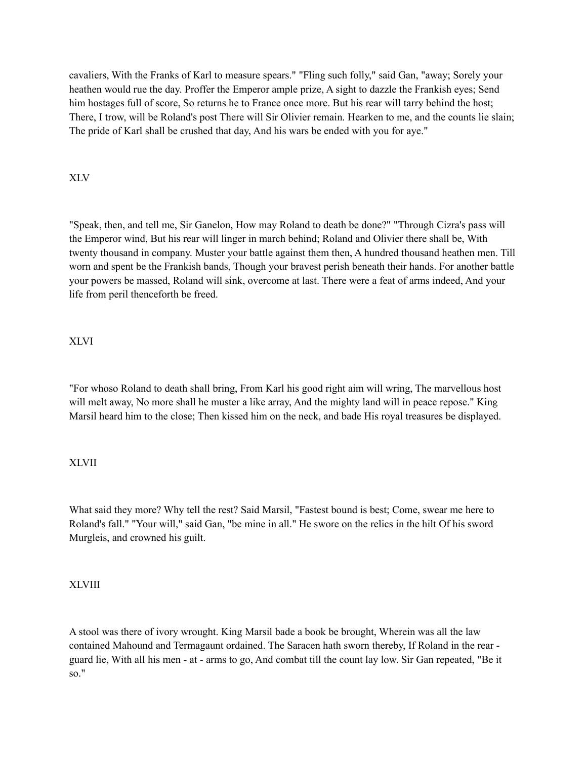cavaliers, With the Franks of Karl to measure spears." "Fling such folly," said Gan, "away; Sorely your heathen would rue the day. Proffer the Emperor ample prize, A sight to dazzle the Frankish eyes; Send him hostages full of score, So returns he to France once more. But his rear will tarry behind the host; There, I trow, will be Roland's post There will Sir Olivier remain. Hearken to me, and the counts lie slain; The pride of Karl shall be crushed that day, And his wars be ended with you for aye."

XLV

"Speak, then, and tell me, Sir Ganelon, How may Roland to death be done?" "Through Cizra's pass will the Emperor wind, But his rear will linger in march behind; Roland and Olivier there shall be, With twenty thousand in company. Muster your battle against them then, A hundred thousand heathen men. Till worn and spent be the Frankish bands, Though your bravest perish beneath their hands. For another battle your powers be massed, Roland will sink, overcome at last. There were a feat of arms indeed, And your life from peril thenceforth be freed.

XLVI

"For whoso Roland to death shall bring, From Karl his good right aim will wring, The marvellous host will melt away, No more shall he muster a like array, And the mighty land will in peace repose." King Marsil heard him to the close; Then kissed him on the neck, and bade His royal treasures be displayed.

XLVII

What said they more? Why tell the rest? Said Marsil, "Fastest bound is best; Come, swear me here to Roland's fall." "Your will," said Gan, "be mine in all." He swore on the relics in the hilt Of his sword Murgleis, and crowned his guilt.

XLVIII

A stool was there of ivory wrought. King Marsil bade a book be brought, Wherein was all the law contained Mahound and Termagaunt ordained. The Saracen hath sworn thereby, If Roland in the rear - guard lie, With all his men - at - arms to go, And combat till the count lay low. Sir Gan repeated, "Be it so."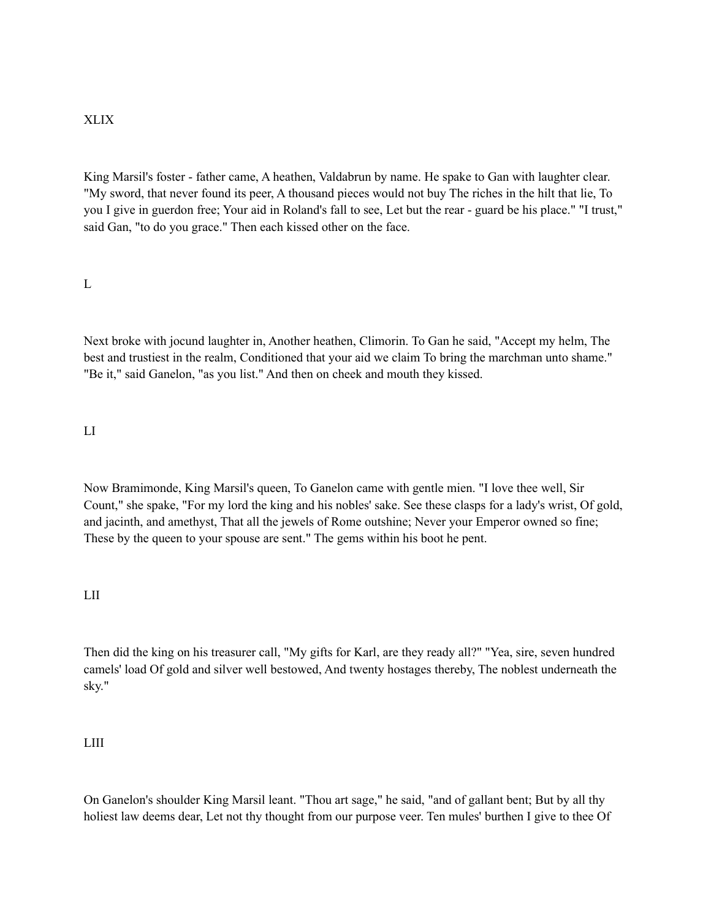## XLIX

King Marsil's foster - father came, A heathen, Valdabrun by name. He spake to Gan with laughter clear. "My sword, that never found its peer, A thousand pieces would not buy The riches in the hilt that lie, To you I give in guerdon free; Your aid in Roland's fall to see, Let but the rear - guard be his place." "I trust," said Gan, "to do you grace." Then each kissed other on the face.

## L

Next broke with jocund laughter in, Another heathen, Climorin. To Gan he said, "Accept my helm, The best and trustiest in the realm, Conditioned that your aid we claim To bring the marchman unto shame." "Be it," said Ganelon, "as you list." And then on cheek and mouth they kissed.

## LI

Now Bramimonde, King Marsil's queen, To Ganelon came with gentle mien. "I love thee well, Sir Count," she spake, "For my lord the king and his nobles' sake. See these clasps for a lady's wrist, Of gold, and jacinth, and amethyst, That all the jewels of Rome outshine; Never your Emperor owned so fine; These by the queen to your spouse are sent." The gems within his boot he pent.

## LII

Then did the king on his treasurer call, "My gifts for Karl, are they ready all?" "Yea, sire, seven hundred camels' load Of gold and silver well bestowed, And twenty hostages thereby, The noblest underneath the sky."

## LIII

On Ganelon's shoulder King Marsil leant. "Thou art sage," he said, "and of gallant bent; But by all thy holiest law deems dear, Let not thy thought from our purpose veer. Ten mules' burthen I give to thee Of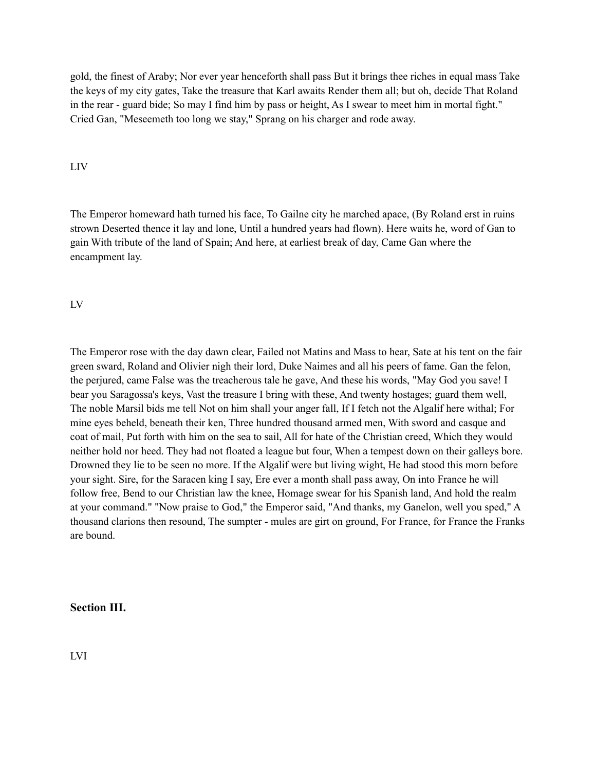gold, the finest of Araby; Nor ever year henceforth shall pass But it brings thee riches in equal mass Take the keys of my city gates, Take the treasure that Karl awaits Render them all; but oh, decide That Roland in the rear - guard bide; So may I find him by pass or height, As I swear to meet him in mortal fight." Cried Gan, "Meseemeth too long we stay," Sprang on his charger and rode away.

LIV

The Emperor homeward hath turned his face, To Gailne city he marched apace, (By Roland erst in ruins strown Deserted thence it lay and lone, Until a hundred years had flown). Here waits he, word of Gan to gain With tribute of the land of Spain; And here, at earliest break of day, Came Gan where the encampment lay.

LV

The Emperor rose with the day dawn clear, Failed not Matins and Mass to hear, Sate at his tent on the fair green sward, Roland and Olivier nigh their lord, Duke Naimes and all his peers of fame. Gan the felon, the perjured, came False was the treacherous tale he gave, And these his words, "May God you save! I bear you Saragossa's keys, Vast the treasure I bring with these, And twenty hostages; guard them well, The noble Marsil bids me tell Not on him shall your anger fall, If I fetch not the Algalif here withal; For mine eyes beheld, beneath their ken, Three hundred thousand armed men, With sword and casque and coat of mail, Put forth with him on the sea to sail, All for hate of the Christian creed, Which they would neither hold nor heed. They had not floated a league but four, When a tempest down on their galleys bore. Drowned they lie to be seen no more. If the Algalif were but living wight, He had stood this morn before your sight. Sire, for the Saracen king I say, Ere ever a month shall pass away, On into France he will follow free, Bend to our Christian law the knee, Homage swear for his Spanish land, And hold the realm at your command." "Now praise to God," the Emperor said, "And thanks, my Ganelon, well you sped," A thousand clarions then resound, The sumpter - mules are girt on ground, For France, for France the Franks are bound.

### Section III.

LVI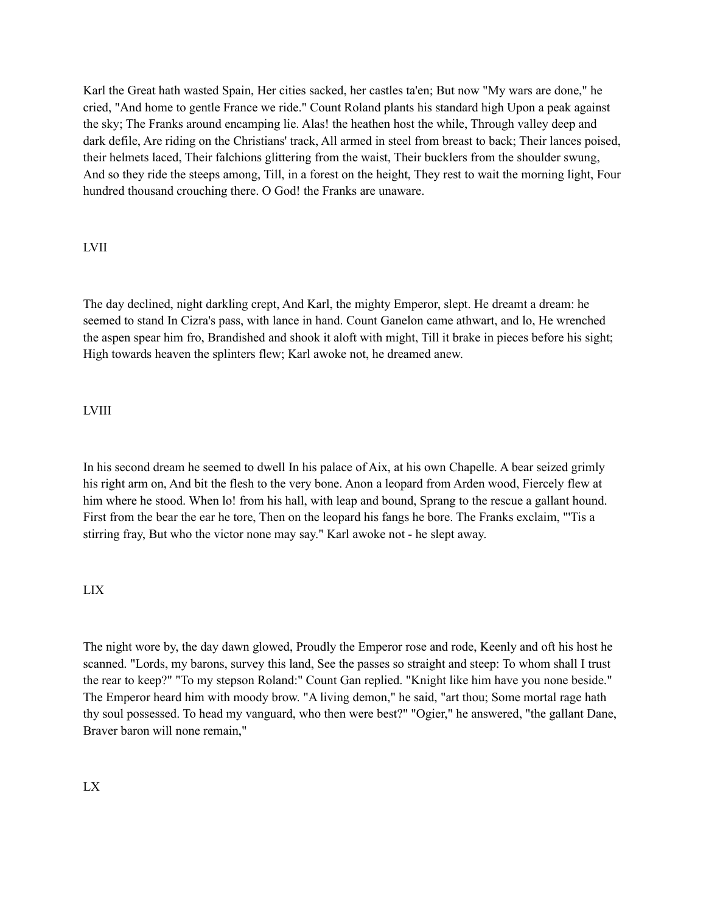Karl the Great hath wasted Spain, Her cities sacked, her castles ta'en; But now "My wars are done," he cried, "And home to gentle France we ride." Count Roland plants his standard high Upon a peak against the sky; The Franks around encamping lie. Alas! the heathen host the while, Through valley deep and dark defile, Are riding on the Christians' track, All armed in steel from breast to back; Their lances poised, their helmets laced, Their falchions glittering from the waist, Their bucklers from the shoulder swung, And so they ride the steeps among, Till, in a forest on the height, They rest to wait the morning light, Four hundred thousand crouching there. O God! the Franks are unaware.

LVII

The day declined, night darkling crept, And Karl, the mighty Emperor, slept. He dreamt a dream: he seemed to stand In Cizra's pass, with lance in hand. Count Ganelon came athwart, and lo, He wrenched the aspen spear him fro, Brandished and shook it aloft with might, Till it brake in pieces before his sight; High towards heaven the splinters flew; Karl awoke not, he dreamed anew.

LVIII

In his second dream he seemed to dwell In his palace of Aix, at his own Chapelle. A bear seized grimly his right arm on, And bit the flesh to the very bone. Anon a leopard from Arden wood, Fiercely flew at him where he stood. When lo! from his hall, with leap and bound, Sprang to the rescue a gallant hound. First from the bear the ear he tore, Then on the leopard his fangs he bore. The Franks exclaim, "'Tis a stirring fray, But who the victor none may say." Karl awoke not - he slept away.

LIX

The night wore by, the day dawn glowed, Proudly the Emperor rose and rode, Keenly and oft his host he scanned. "Lords, my barons, survey this land, See the passes so straight and steep: To whom shall I trust the rear to keep?" "To my stepson Roland:" Count Gan replied. "Knight like him have you none beside." The Emperor heard him with moody brow. "A living demon," he said, "art thou; Some mortal rage hath thy soul possessed. To head my vanguard, who then were best?" "Ogier," he answered, "the gallant Dane, Braver baron will none remain,"

LX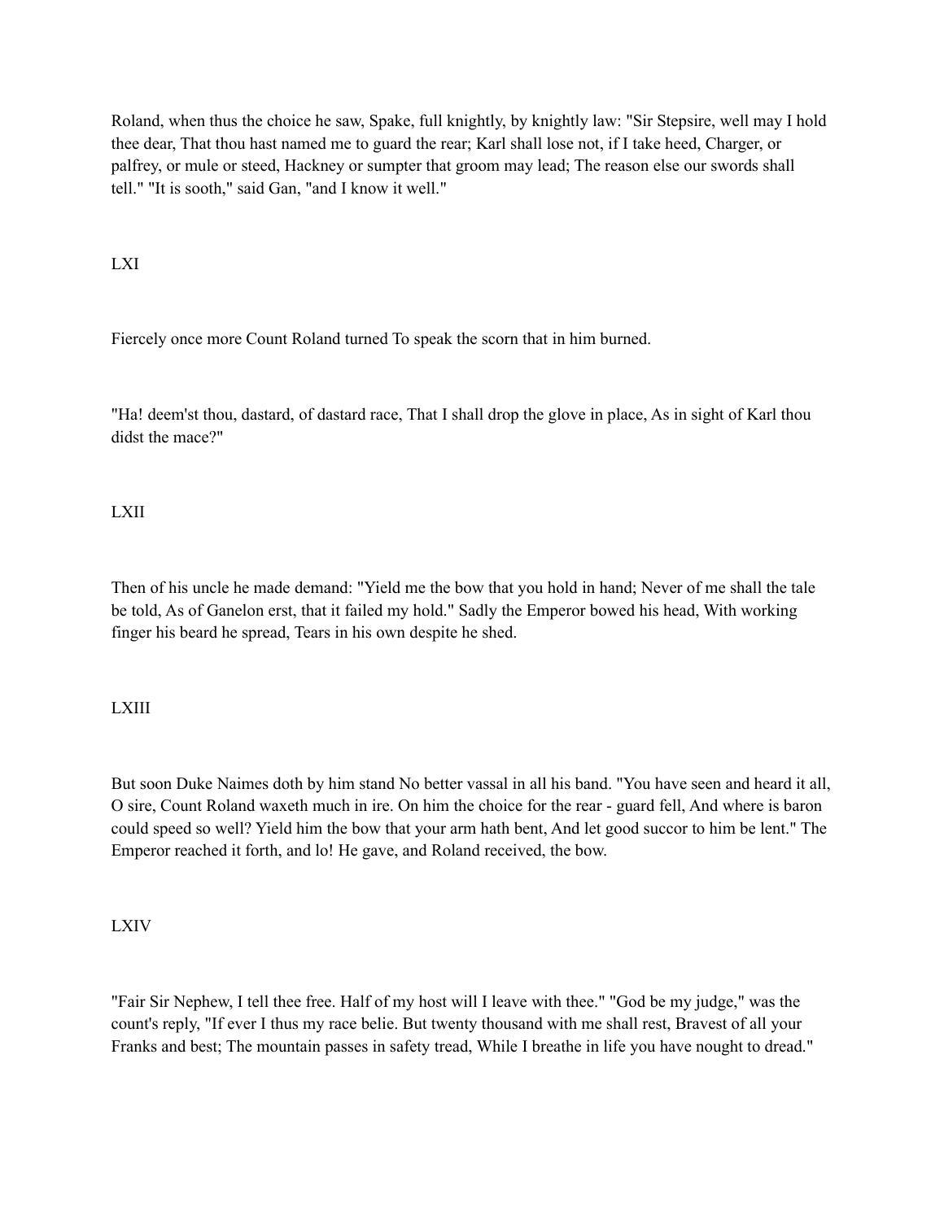Roland, when thus the choice he saw, Spake, full knightly, by knightly law: "Sir Stepsire, well may I hold thee dear, That thou hast named me to guard the rear; Karl shall lose not, if I take heed, Charger, or palfrey, or mule or steed, Hackney or sumpter that groom may lead; The reason else our swords shall tell." "It is sooth," said Gan, "and I know it well."

## LXI

Fiercely once more Count Roland turned To speak the scorn that in him burned.

"Ha! deem'st thou, dastard, of dastard race, That I shall drop the glove in place, As in sight of Karl thou didst the mace?"

## LXII

Then of his uncle he made demand: "Yield me the bow that you hold in hand; Never of me shall the tale be told, As of Ganelon erst, that it failed my hold." Sadly the Emperor bowed his head, With working finger his beard he spread, Tears in his own despite he shed.

## LXIII

But soon Duke Naimes doth by him stand No better vassal in all his band. "You have seen and heard it all, O sire, Count Roland waxeth much in ire. On him the choice for the rear - guard fell, And where is baron could speed so well? Yield him the bow that your arm hath bent, And let good succor to him be lent." The Emperor reached it forth, and lo! He gave, and Roland received, the bow.

## LXIV

"Fair Sir Nephew, I tell thee free. Half of my host will I leave with thee." "God be my judge," was the count's reply, "If ever I thus my race belie. But twenty thousand with me shall rest, Bravest of all your Franks and best; The mountain passes in safety tread, While I breathe in life you have nought to dread."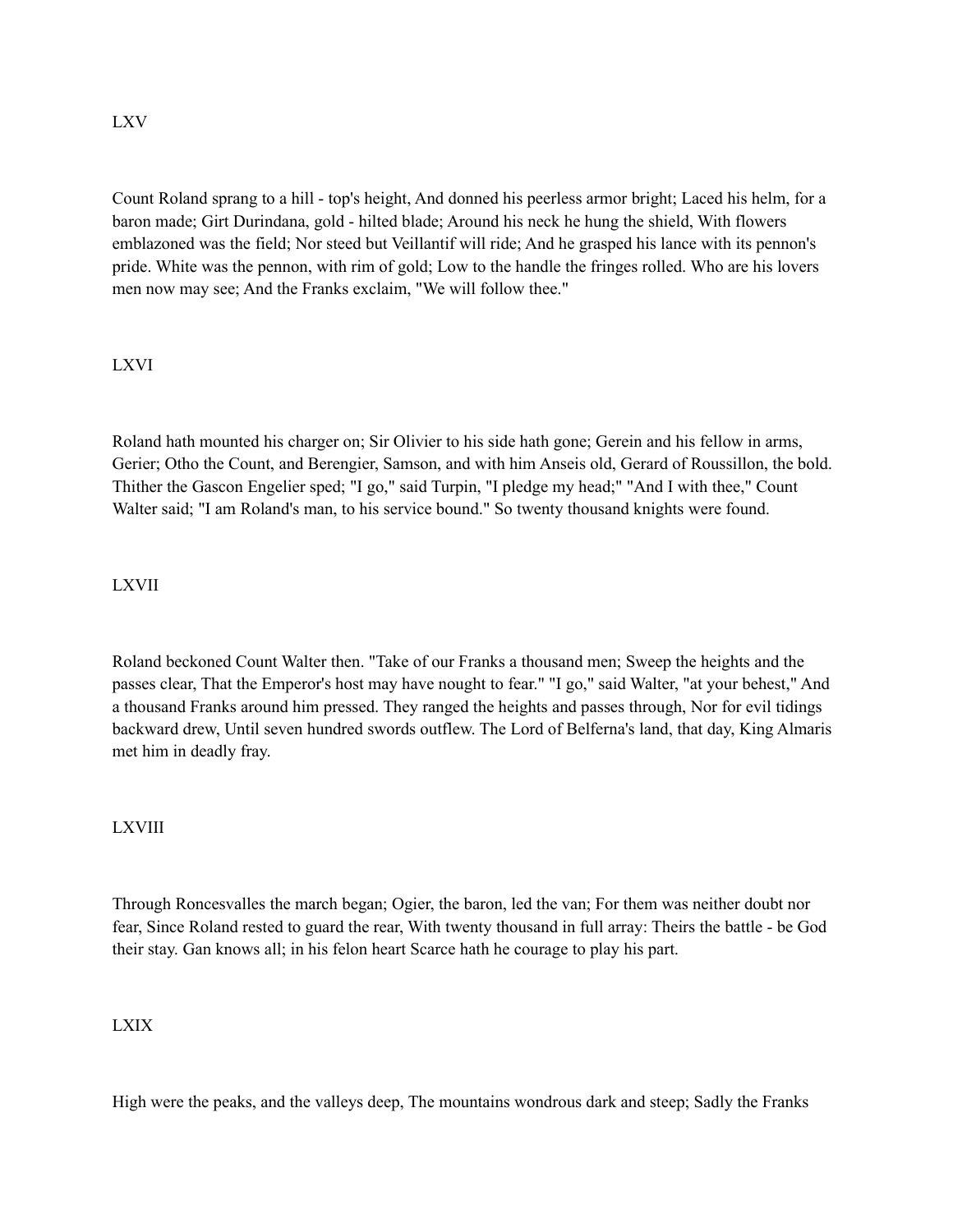## LXV

Count Roland sprang to a hill - top's height, And donned his peerless armor bright; Laced his helm, for a baron made; Girt Durindana, gold - hilted blade; Around his neck he hung the shield, With flowers emblazoned was the field; Nor steed but Veillantif will ride; And he grasped his lance with its pennon's pride. White was the pennon, with rim of gold; Low to the handle the fringes rolled. Who are his lovers men now may see; And the Franks exclaim, "We will follow thee."

## LXVI

Roland hath mounted his charger on; Sir Olivier to his side hath gone; Gerein and his fellow in arms, Gerier; Otho the Count, and Berengier, Samson, and with him Anseis old, Gerard of Roussillon, the bold. Thither the Gascon Engelier sped; "I go," said Turpin, "I pledge my head;" "And I with thee," Count Walter said; "I am Roland's man, to his service bound." So twenty thousand knights were found.

## LXVII

Roland beckoned Count Walter then. "Take of our Franks a thousand men; Sweep the heights and the passes clear, That the Emperor's host may have nought to fear." "I go," said Walter, "at your behest," And a thousand Franks around him pressed. They ranged the heights and passes through, Nor for evil tidings backward drew, Until seven hundred swords outflew. The Lord of Belferna's land, that day, King Almaris met him in deadly fray.

## LXVIII

Through Roncesvalles the march began; Ogier, the baron, led the van; For them was neither doubt nor fear, Since Roland rested to guard the rear, With twenty thousand in full array: Theirs the battle - be God their stay. Gan knows all; in his felon heart Scarce hath he courage to play his part.

## LXIX

High were the peaks, and the valleys deep, The mountains wondrous dark and steep; Sadly the Franks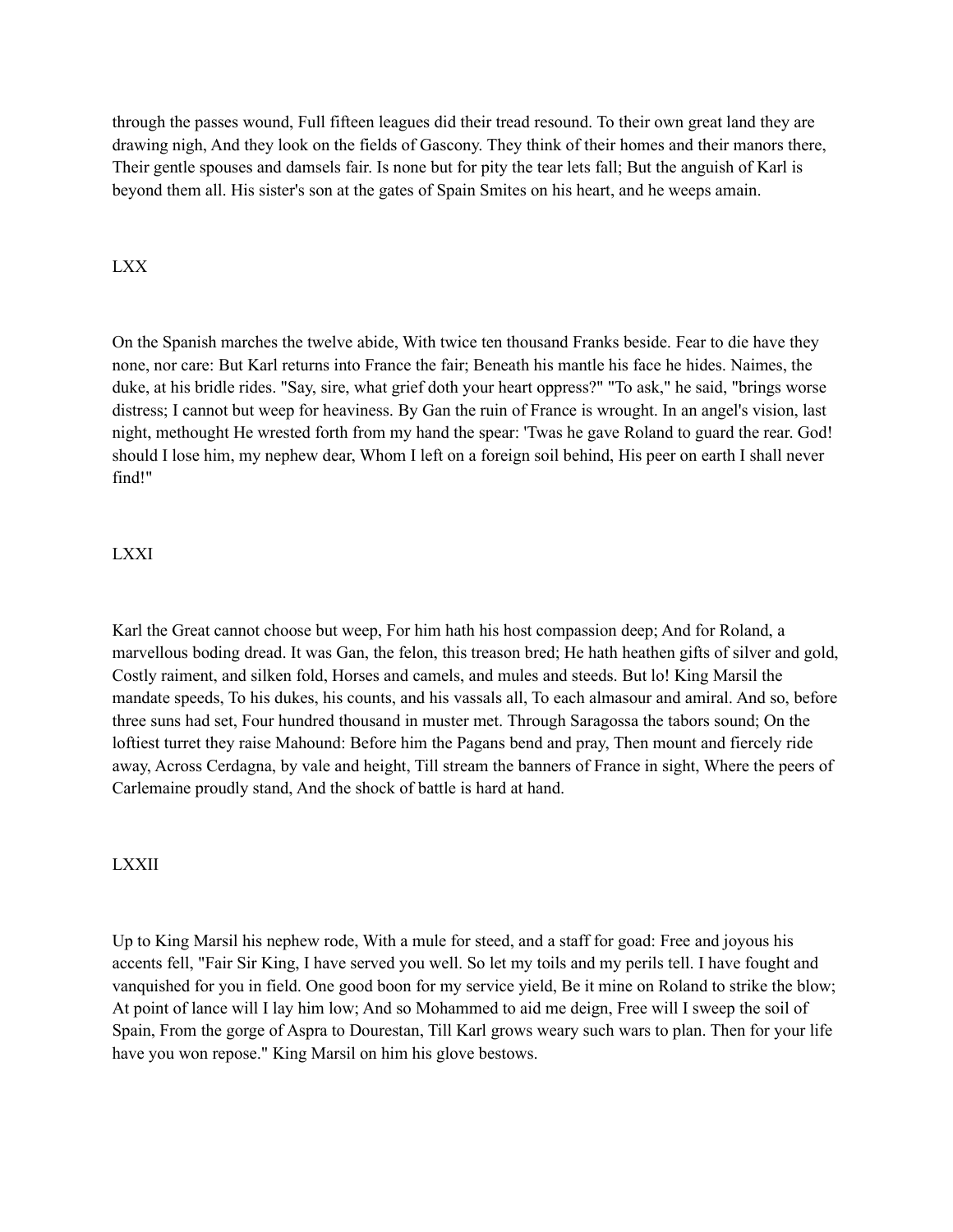through the passes wound, Full fifteen leagues did their tread resound. To their own great land they are drawing nigh, And they look on the fields of Gascony. They think of their homes and their manors there, Their gentle spouses and damsels fair. Is none but for pity the tear lets fall; But the anguish of Karl is beyond them all. His sister's son at the gates of Spain Smites on his heart, and he weeps amain.

## LXX

On the Spanish marches the twelve abide, With twice ten thousand Franks beside. Fear to die have they none, nor care: But Karl returns into France the fair; Beneath his mantle his face he hides. Naimes, the duke, at his bridle rides. "Say, sire, what grief doth your heart oppress?" "To ask," he said, "brings worse distress; I cannot but weep for heaviness. By Gan the ruin of France is wrought. In an angel's vision, last night, methought He wrested forth from my hand the spear: 'Twas he gave Roland to guard the rear. God! should I lose him, my nephew dear, Whom I left on a foreign soil behind, His peer on earth I shall never find!"

## LXXI

Karl the Great cannot choose but weep, For him hath his host compassion deep; And for Roland, a marvellous boding dread. It was Gan, the felon, this treason bred; He hath heathen gifts of silver and gold, Costly raiment, and silken fold, Horses and camels, and mules and steeds. But lo! King Marsil the mandate speeds, To his dukes, his counts, and his vassals all, To each almasour and amiral. And so, before three suns had set, Four hundred thousand in muster met. Through Saragossa the tabors sound; On the loftiest turret they raise Mahound: Before him the Pagans bend and pray, Then mount and fiercely ride away, Across Cerdagna, by vale and height, Till stream the banners of France in sight, Where the peers of Carlemaine proudly stand, And the shock of battle is hard at hand.

## LXXII

Up to King Marsil his nephew rode, With a mule for steed, and a staff for goad: Free and joyous his accents fell, "Fair Sir King, I have served you well. So let my toils and my perils tell. I have fought and vanquished for you in field. One good boon for my service yield, Be it mine on Roland to strike the blow; At point of lance will I lay him low; And so Mohammed to aid me deign, Free will I sweep the soil of Spain, From the gorge of Aspra to Dourestan, Till Karl grows weary such wars to plan. Then for your life have you won repose." King Marsil on him his glove bestows.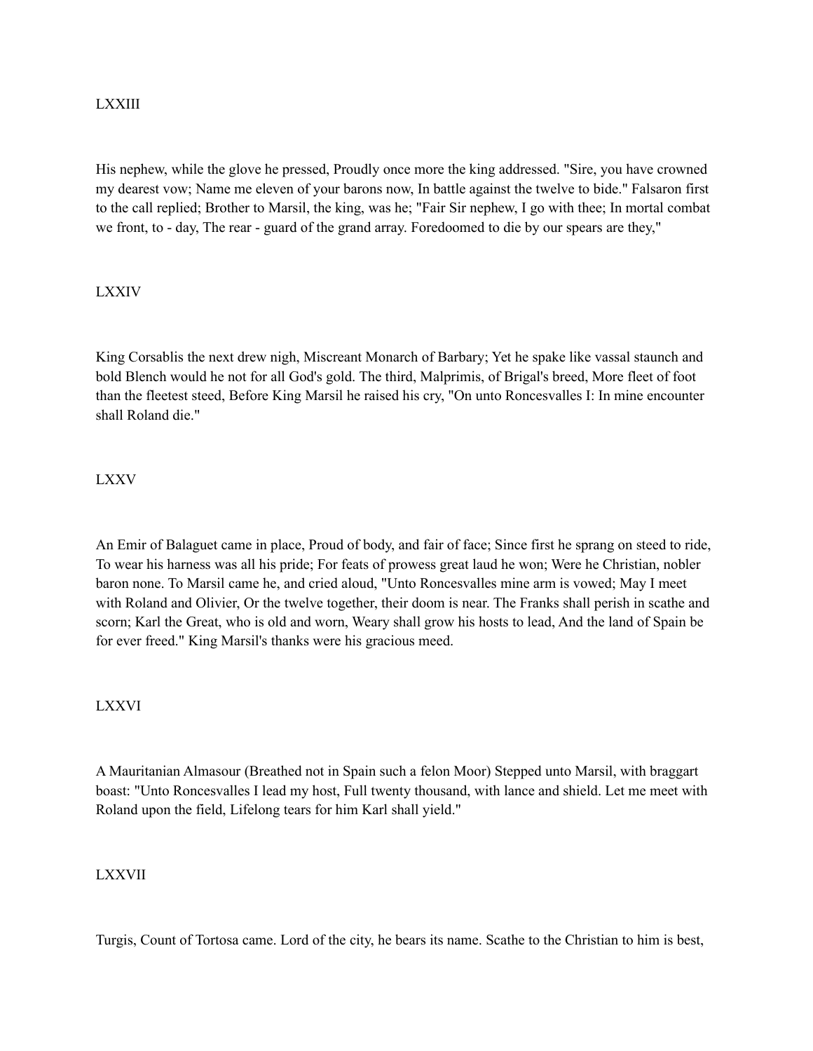## LXXIII

His nephew, while the glove he pressed, Proudly once more the king addressed. "Sire, you have crowned my dearest vow; Name me eleven of your barons now, In battle against the twelve to bide." Falsaron first to the call replied; Brother to Marsil, the king, was he; "Fair Sir nephew, I go with thee; In mortal combat we front, to - day, The rear - guard of the grand array. Foredoomed to die by our spears are they,"

## LXXIV

King Corsablis the next drew nigh, Miscreant Monarch of Barbary; Yet he spake like vassal staunch and bold Blench would he not for all God's gold. The third, Malprimis, of Brigal's breed, More fleet of foot than the fleetest steed, Before King Marsil he raised his cry, "On unto Roncesvalles I: In mine encounter shall Roland die."

## LXXV

An Emir of Balaguet came in place, Proud of body, and fair of face; Since first he sprang on steed to ride, To wear his harness was all his pride; For feats of prowess great laud he won; Were he Christian, nobler baron none. To Marsil came he, and cried aloud, "Unto Roncesvalles mine arm is vowed; May I meet with Roland and Olivier, Or the twelve together, their doom is near. The Franks shall perish in scathe and scorn; Karl the Great, who is old and worn, Weary shall grow his hosts to lead, And the land of Spain be for ever freed." King Marsil's thanks were his gracious meed.

## LXXVI

A Mauritanian Almasour (Breathed not in Spain such a felon Moor) Stepped unto Marsil, with braggart boast: "Unto Roncesvalles I lead my host, Full twenty thousand, with lance and shield. Let me meet with Roland upon the field, Lifelong tears for him Karl shall yield."

## LXXVII

Turgis, Count of Tortosa came. Lord of the city, he bears its name. Scathe to the Christian to him is best,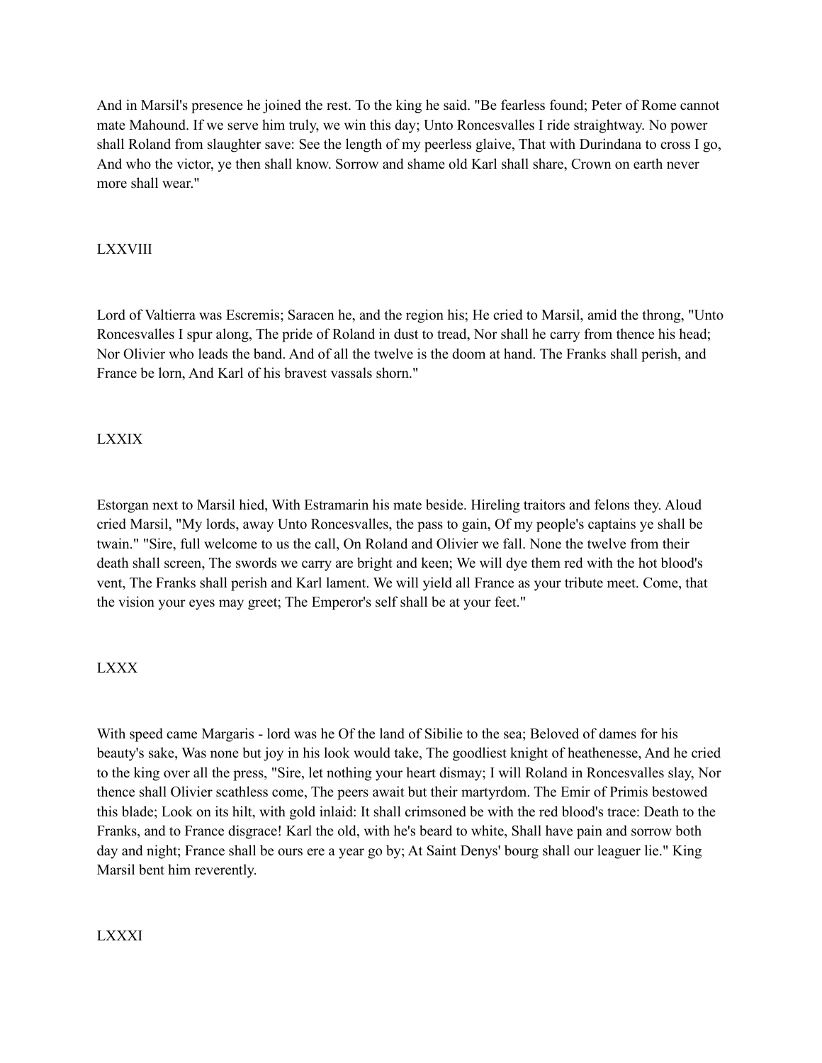And in Marsil's presence he joined the rest. To the king he said. "Be fearless found; Peter of Rome cannot mate Mahound. If we serve him truly, we win this day; Unto Roncesvalles I ride straightway. No power shall Roland from slaughter save: See the length of my peerless glaive, That with Durindana to cross I go, And who the victor, ye then shall know. Sorrow and shame old Karl shall share, Crown on earth never more shall wear."

## LXXVIII

Lord of Valtierra was Escremis; Saracen he, and the region his; He cried to Marsil, amid the throng, "Unto Roncesvalles I spur along, The pride of Roland in dust to tread, Nor shall he carry from thence his head; Nor Olivier who leads the band. And of all the twelve is the doom at hand. The Franks shall perish, and France be lorn, And Karl of his bravest vassals shorn."

## LXXIX

Estorgan next to Marsil hied, With Estramarin his mate beside. Hireling traitors and felons they. Aloud cried Marsil, "My lords, away Unto Roncesvalles, the pass to gain, Of my people's captains ye shall be twain." "Sire, full welcome to us the call, On Roland and Olivier we fall. None the twelve from their death shall screen, The swords we carry are bright and keen; We will dye them red with the hot blood's vent, The Franks shall perish and Karl lament. We will yield all France as your tribute meet. Come, that the vision your eyes may greet; The Emperor's self shall be at your feet."

## LXXX

With speed came Margaris - lord was he Of the land of Sibilie to the sea; Beloved of dames for his beauty's sake, Was none but joy in his look would take, The goodliest knight of heathenesse, And he cried to the king over all the press, "Sire, let nothing your heart dismay; I will Roland in Roncesvalles slay, Nor thence shall Olivier scathless come, The peers await but their martyrdom. The Emir of Primis bestowed this blade; Look on its hilt, with gold inlaid: It shall crimsoned be with the red blood's trace: Death to the Franks, and to France disgrace! Karl the old, with he's beard to white, Shall have pain and sorrow both day and night; France shall be ours ere a year go by; At Saint Denys' bourg shall our leaguer lie." King Marsil bent him reverently.

## LXXXI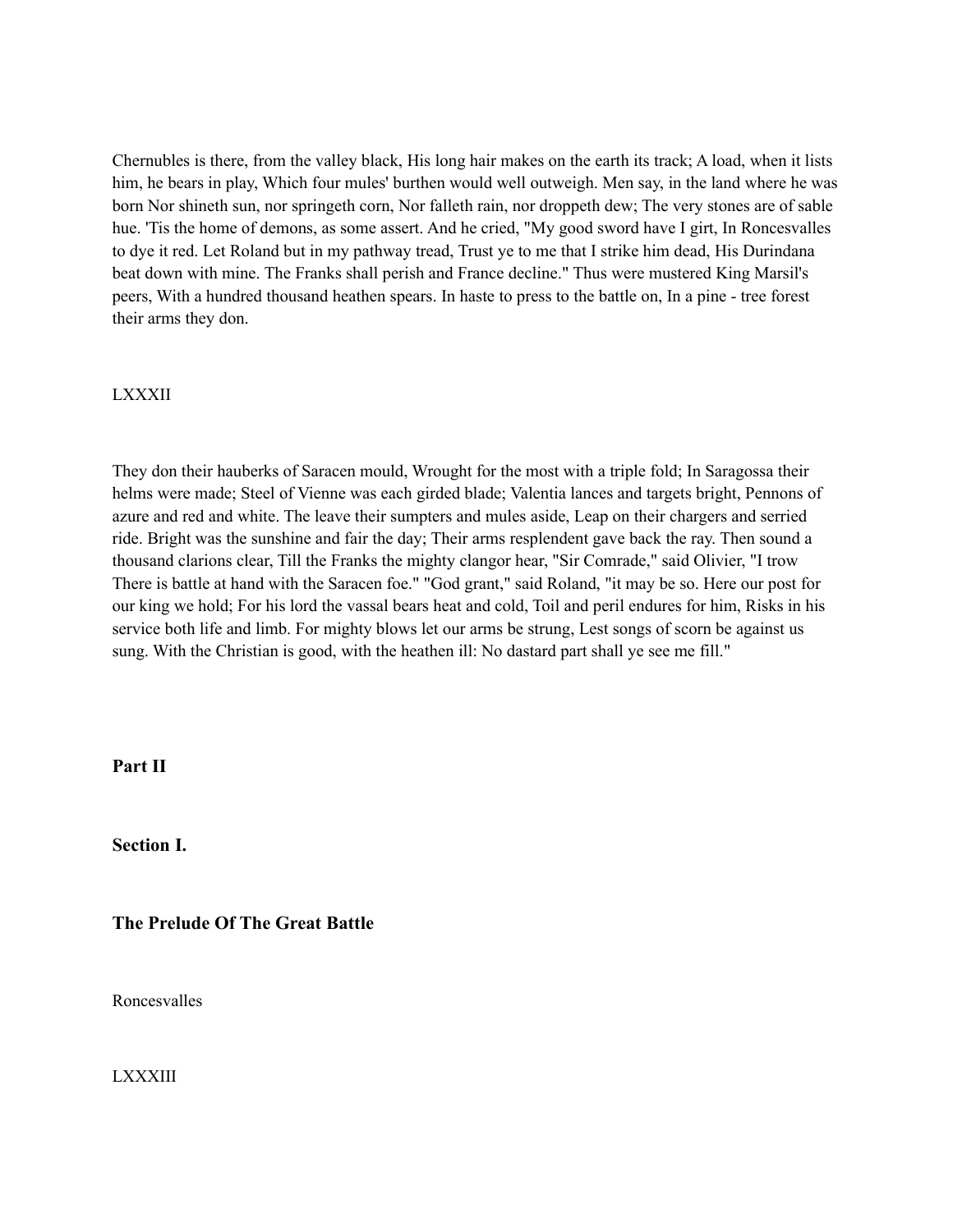Chernubles is there, from the valley black, His long hair makes on the earth its track; A load, when it lists him, he bears in play, Which four mules' burthen would well outweigh. Men say, in the land where he was born Nor shineth sun, nor springeth corn, Nor falleth rain, nor droppeth dew; The very stones are of sable hue. 'Tis the home of demons, as some assert. And he cried, "My good sword have I girt, In Roncesvalles to dye it red. Let Roland but in my pathway tread, Trust ye to me that I strike him dead, His Durindana beat down with mine. The Franks shall perish and France decline." Thus were mustered King Marsil's peers, With a hundred thousand heathen spears. In haste to press to the battle on, In a pine - tree forest their arms they don.

LXXXII

They don their hauberks of Saracen mould, Wrought for the most with a triple fold; In Saragossa their helms were made; Steel of Vienne was each girded blade; Valentia lances and targets bright, Pennons of azure and red and white. The leave their sumpters and mules aside, Leap on their chargers and serried ride. Bright was the sunshine and fair the day; Their arms resplendent gave back the ray. Then sound a thousand clarions clear, Till the Franks the mighty clangor hear, "Sir Comrade," said Olivier, "I trow There is battle at hand with the Saracen foe." "God grant," said Roland, "it may be so. Here our post for our king we hold; For his lord the vassal bears heat and cold, Toil and peril endures for him, Risks in his service both life and limb. For mighty blows let our arms be strung, Lest songs of scorn be against us sung. With the Christian is good, with the heathen ill: No dastard part shall ye see me fill."

## Part II

### Section I.

### The Prelude Of The Great Battle

Roncesvalles

LXXXIII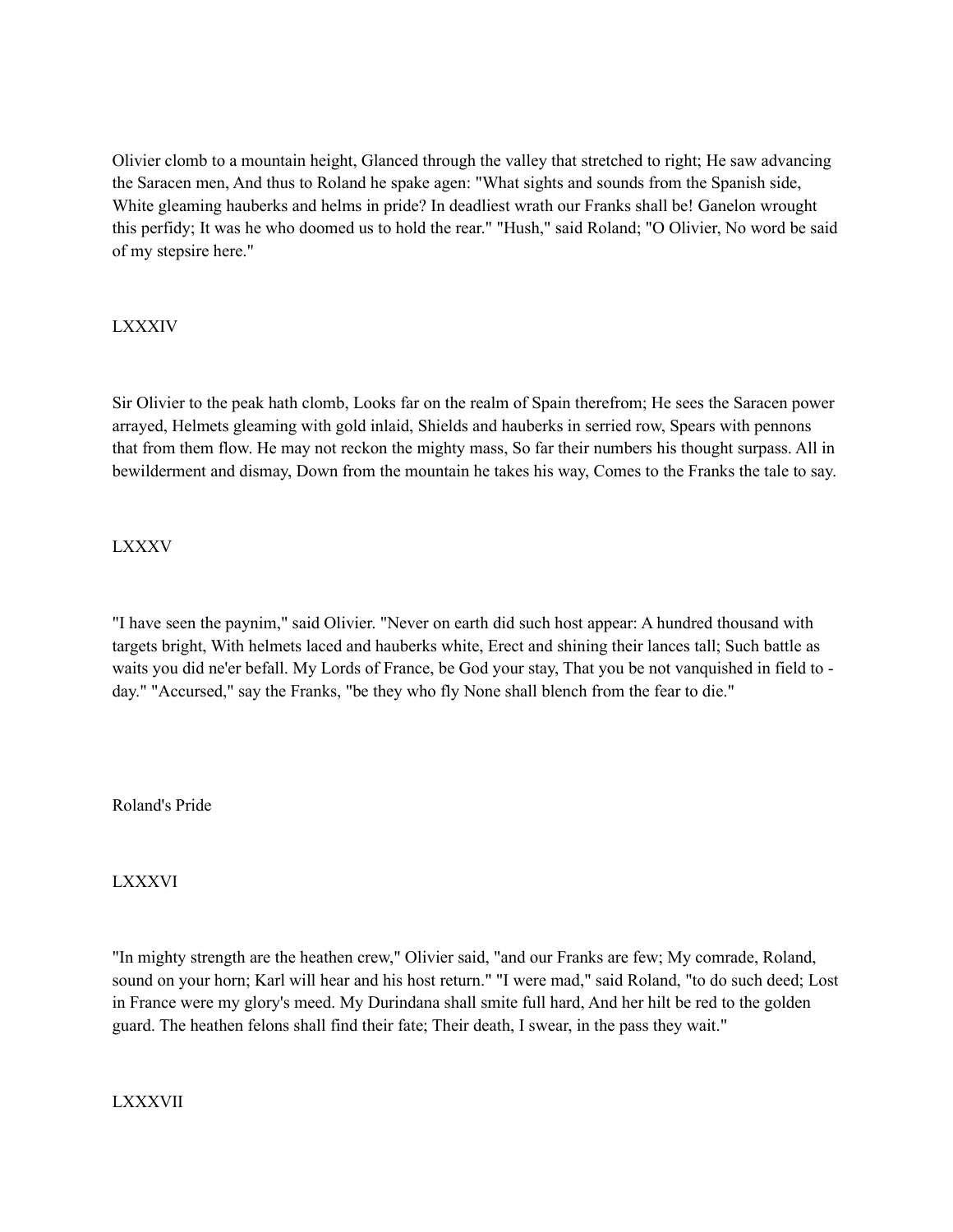Olivier clomb to a mountain height, Glanced through the valley that stretched to right; He saw advancing the Saracen men, And thus to Roland he spake agen: "What sights and sounds from the Spanish side, White gleaming hauberks and helms in pride? In deadliest wrath our Franks shall be! Ganelon wrought this perfidy; It was he who doomed us to hold the rear." "Hush," said Roland; "O Olivier, No word be said of my stepsire here."

LXXXIV

Sir Olivier to the peak hath clomb, Looks far on the realm of Spain therefrom; He sees the Saracen power arrayed, Helmets gleaming with gold inlaid, Shields and hauberks in serried row, Spears with pennons that from them flow. He may not reckon the mighty mass, So far their numbers his thought surpass. All in bewilderment and dismay, Down from the mountain he takes his way, Comes to the Franks the tale to say.

LXXXV

"I have seen the paynim," said Olivier. "Never on earth did such host appear: A hundred thousand with targets bright, With helmets laced and hauberks white, Erect and shining their lances tall; Such battle as waits you did ne'er befall. My Lords of France, be God your stay, That you be not vanquished in field to - day." "Accursed," say the Franks, "be they who fly None shall blench from the fear to die."

Roland's Pride

LXXXVI

"In mighty strength are the heathen crew," Olivier said, "and our Franks are few; My comrade, Roland, sound on your horn; Karl will hear and his host return." "I were mad," said Roland, "to do such deed; Lost in France were my glory's meed. My Durindana shall smite full hard, And her hilt be red to the golden guard. The heathen felons shall find their fate; Their death, I swear, in the pass they wait."

LXXXVII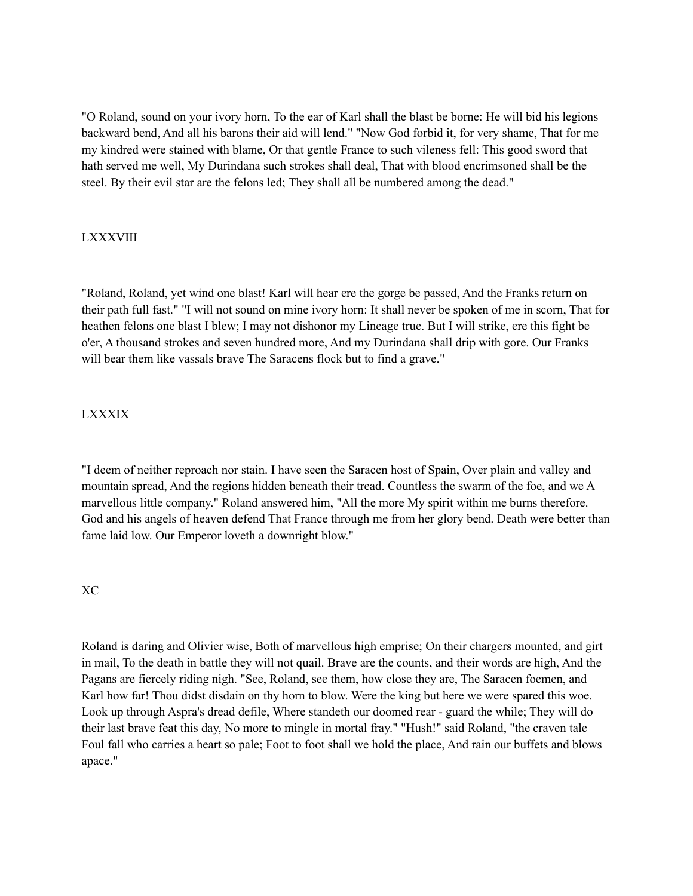"O Roland, sound on your ivory horn, To the ear of Karl shall the blast be borne: He will bid his legions backward bend, And all his barons their aid will lend." "Now God forbid it, for very shame, That for me my kindred were stained with blame, Or that gentle France to such vileness fell: This good sword that hath served me well, My Durindana such strokes shall deal, That with blood encrimsoned shall be the steel. By their evil star are the felons led; They shall all be numbered among the dead."

## LXXXVIII

"Roland, Roland, yet wind one blast! Karl will hear ere the gorge be passed, And the Franks return on their path full fast." "I will not sound on mine ivory horn: It shall never be spoken of me in scorn, That for heathen felons one blast I blew; I may not dishonor my Lineage true. But I will strike, ere this fight be o'er, A thousand strokes and seven hundred more, And my Durindana shall drip with gore. Our Franks will bear them like vassals brave The Saracens flock but to find a grave."

## LXXXIX

"I deem of neither reproach nor stain. I have seen the Saracen host of Spain, Over plain and valley and mountain spread, And the regions hidden beneath their tread. Countless the swarm of the foe, and we A marvellous little company." Roland answered him, "All the more My spirit within me burns therefore. God and his angels of heaven defend That France through me from her glory bend. Death were better than fame laid low. Our Emperor loveth a downright blow."

## XC

Roland is daring and Olivier wise, Both of marvellous high emprise; On their chargers mounted, and girt in mail, To the death in battle they will not quail. Brave are the counts, and their words are high, And the Pagans are fiercely riding nigh. "See, Roland, see them, how close they are, The Saracen foemen, and Karl how far! Thou didst disdain on thy horn to blow. Were the king but here we were spared this woe. Look up through Aspra's dread defile, Where standeth our doomed rear - guard the while; They will do their last brave feat this day, No more to mingle in mortal fray." "Hush!" said Roland, "the craven tale Foul fall who carries a heart so pale; Foot to foot shall we hold the place, And rain our buffets and blows apace."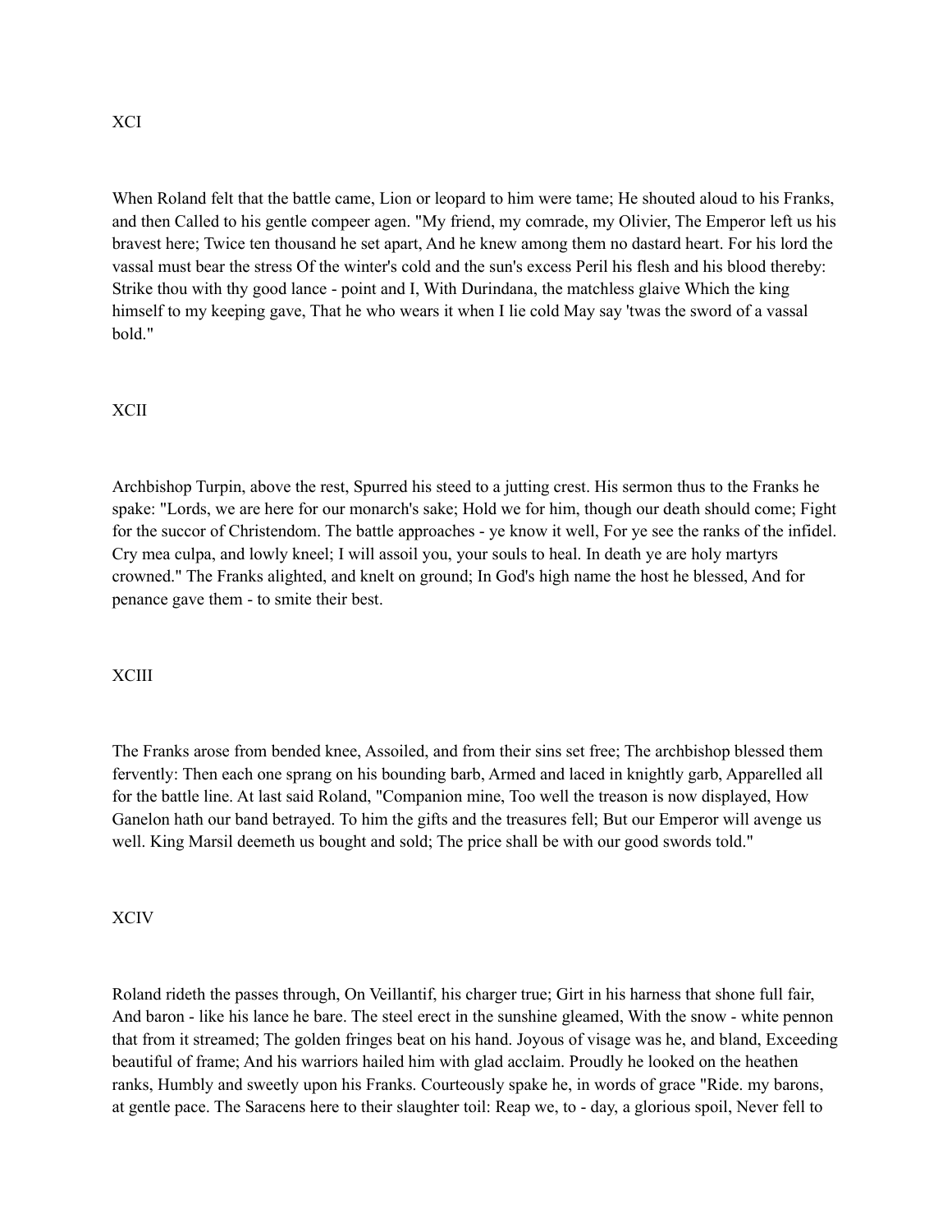XCI

When Roland felt that the battle came, Lion or leopard to him were tame; He shouted aloud to his Franks, and then Called to his gentle compeer agen. "My friend, my comrade, my Olivier, The Emperor left us his bravest here; Twice ten thousand he set apart, And he knew among them no dastard heart. For his lord the vassal must bear the stress Of the winter's cold and the sun's excess Peril his flesh and his blood thereby: Strike thou with thy good lance - point and I, With Durindana, the matchless glaive Which the king himself to my keeping gave, That he who wears it when I lie cold May say 'twas the sword of a vassal bold."

XCII

Archbishop Turpin, above the rest, Spurred his steed to a jutting crest. His sermon thus to the Franks he spake: "Lords, we are here for our monarch's sake; Hold we for him, though our death should come; Fight for the succor of Christendom. The battle approaches - ye know it well, For ye see the ranks of the infidel. Cry mea culpa, and lowly kneel; I will assoil you, your souls to heal. In death ye are holy martyrs crowned." The Franks alighted, and knelt on ground; In God's high name the host he blessed, And for penance gave them - to smite their best.

XCIII

The Franks arose from bended knee, Assoiled, and from their sins set free; The archbishop blessed them fervently: Then each one sprang on his bounding barb, Armed and laced in knightly garb, Apparelled all for the battle line. At last said Roland, "Companion mine, Too well the treason is now displayed, How Ganelon hath our band betrayed. To him the gifts and the treasures fell; But our Emperor will avenge us well. King Marsil deemeth us bought and sold; The price shall be with our good swords told."

XCIV

Roland rideth the passes through, On Veillantif, his charger true; Girt in his harness that shone full fair, And baron - like his lance he bare. The steel erect in the sunshine gleamed, With the snow - white pennon that from it streamed; The golden fringes beat on his hand. Joyous of visage was he, and bland, Exceeding beautiful of frame; And his warriors hailed him with glad acclaim. Proudly he looked on the heathen ranks, Humbly and sweetly upon his Franks. Courteously spake he, in words of grace "Ride. my barons, at gentle pace. The Saracens here to their slaughter toil: Reap we, to - day, a glorious spoil, Never fell to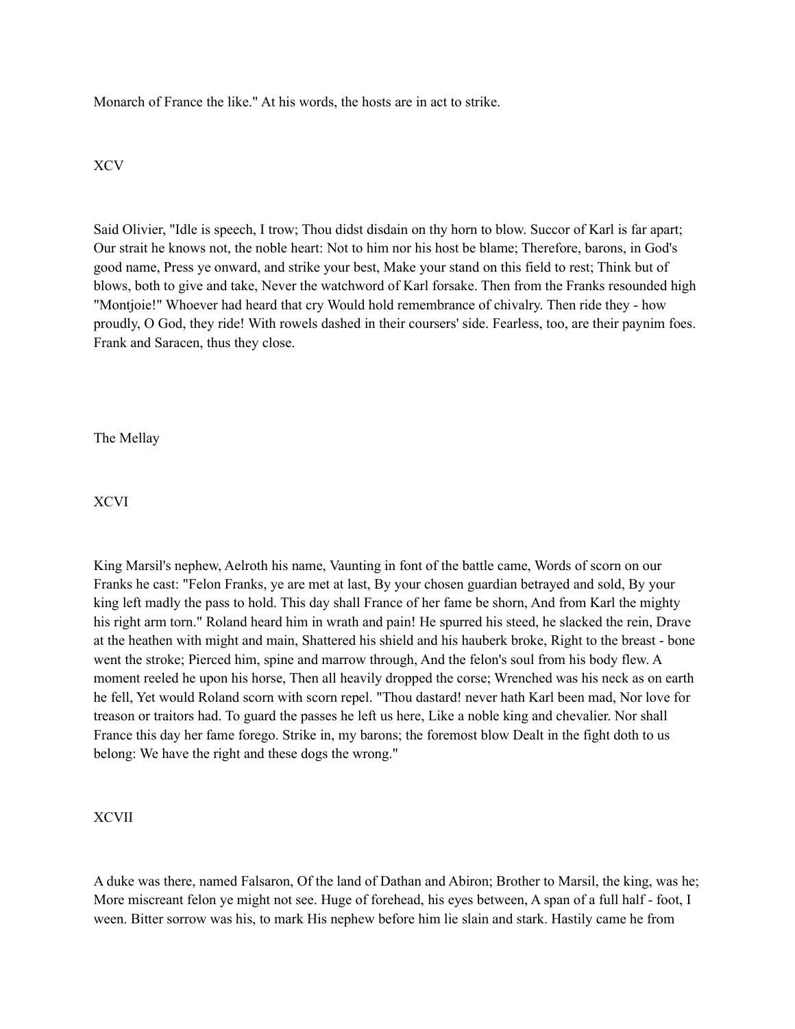Monarch of France the like." At his words, the hosts are in act to strike.

## XCV

Said Olivier, "Idle is speech, I trow; Thou didst disdain on thy horn to blow. Succor of Karl is far apart; Our strait he knows not, the noble heart: Not to him nor his host be blame; Therefore, barons, in God's good name, Press ye onward, and strike your best, Make your stand on this field to rest; Think but of blows, both to give and take, Never the watchword of Karl forsake. Then from the Franks resounded high "Montjoie!" Whoever had heard that cry Would hold remembrance of chivalry. Then ride they - how proudly, O God, they ride! With rowels dashed in their coursers' side. Fearless, too, are their paynim foes. Frank and Saracen, thus they close.

# The Mellay

## XCVI

King Marsil's nephew, Aelroth his name, Vaunting in font of the battle came, Words of scorn on our Franks he cast: "Felon Franks, ye are met at last, By your chosen guardian betrayed and sold, By your king left madly the pass to hold. This day shall France of her fame be shorn, And from Karl the mighty his right arm torn." Roland heard him in wrath and pain! He spurred his steed, he slacked the rein, Drave at the heathen with might and main, Shattered his shield and his hauberk broke, Right to the breast - bone went the stroke; Pierced him, spine and marrow through, And the felon's soul from his body flew. A moment reeled he upon his horse, Then all heavily dropped the corse; Wrenched was his neck as on earth he fell, Yet would Roland scorn with scorn repel. "Thou dastard! never hath Karl been mad, Nor love for treason or traitors had. To guard the passes he left us here, Like a noble king and chevalier. Nor shall France this day her fame forego. Strike in, my barons; the foremost blow Dealt in the fight doth to us belong: We have the right and these dogs the wrong."

## XCVII

A duke was there, named Falsaron, Of the land of Dathan and Abiron; Brother to Marsil, the king, was he; More miscreant felon ye might not see. Huge of forehead, his eyes between, A span of a full half - foot, I ween. Bitter sorrow was his, to mark His nephew before him lie slain and stark. Hastily came he from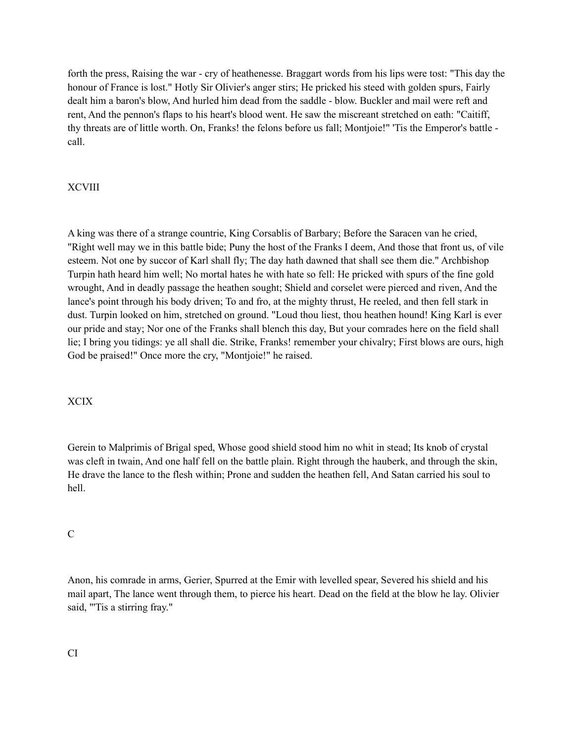forth the press, Raising the war - cry of heathenesse. Braggart words from his lips were tost: "This day the honour of France is lost." Hotly Sir Olivier's anger stirs; He pricked his steed with golden spurs, Fairly dealt him a baron's blow, And hurled him dead from the saddle - blow. Buckler and mail were reft and rent, And the pennon's flaps to his heart's blood went. He saw the miscreant stretched on eath: "Caitiff, thy threats are of little worth. On, Franks! the felons before us fall; Montjoie!" 'Tis the Emperor's battle - call.

## XCVIII

A king was there of a strange countrie, King Corsablis of Barbary; Before the Saracen van he cried, "Right well may we in this battle bide; Puny the host of the Franks I deem, And those that front us, of vile esteem. Not one by succor of Karl shall fly; The day hath dawned that shall see them die." Archbishop Turpin hath heard him well; No mortal hates he with hate so fell: He pricked with spurs of the fine gold wrought, And in deadly passage the heathen sought; Shield and corselet were pierced and riven, And the lance's point through his body driven; To and fro, at the mighty thrust, He reeled, and then fell stark in dust. Turpin looked on him, stretched on ground. "Loud thou liest, thou heathen hound! King Karl is ever our pride and stay; Nor one of the Franks shall blench this day, But your comrades here on the field shall lie; I bring you tidings: ye all shall die. Strike, Franks! remember your chivalry; First blows are ours, high God be praised!" Once more the cry, "Montjoie!" he raised.

## XCIX

Gerein to Malprimis of Brigal sped, Whose good shield stood him no whit in stead; Its knob of crystal was cleft in twain, And one half fell on the battle plain. Right through the hauberk, and through the skin, He drave the lance to the flesh within; Prone and sudden the heathen fell, And Satan carried his soul to hell.

## C

Anon, his comrade in arms, Gerier, Spurred at the Emir with levelled spear, Severed his shield and his mail apart, The lance went through them, to pierce his heart. Dead on the field at the blow he lay. Olivier said, "'Tis a stirring fray."

## CI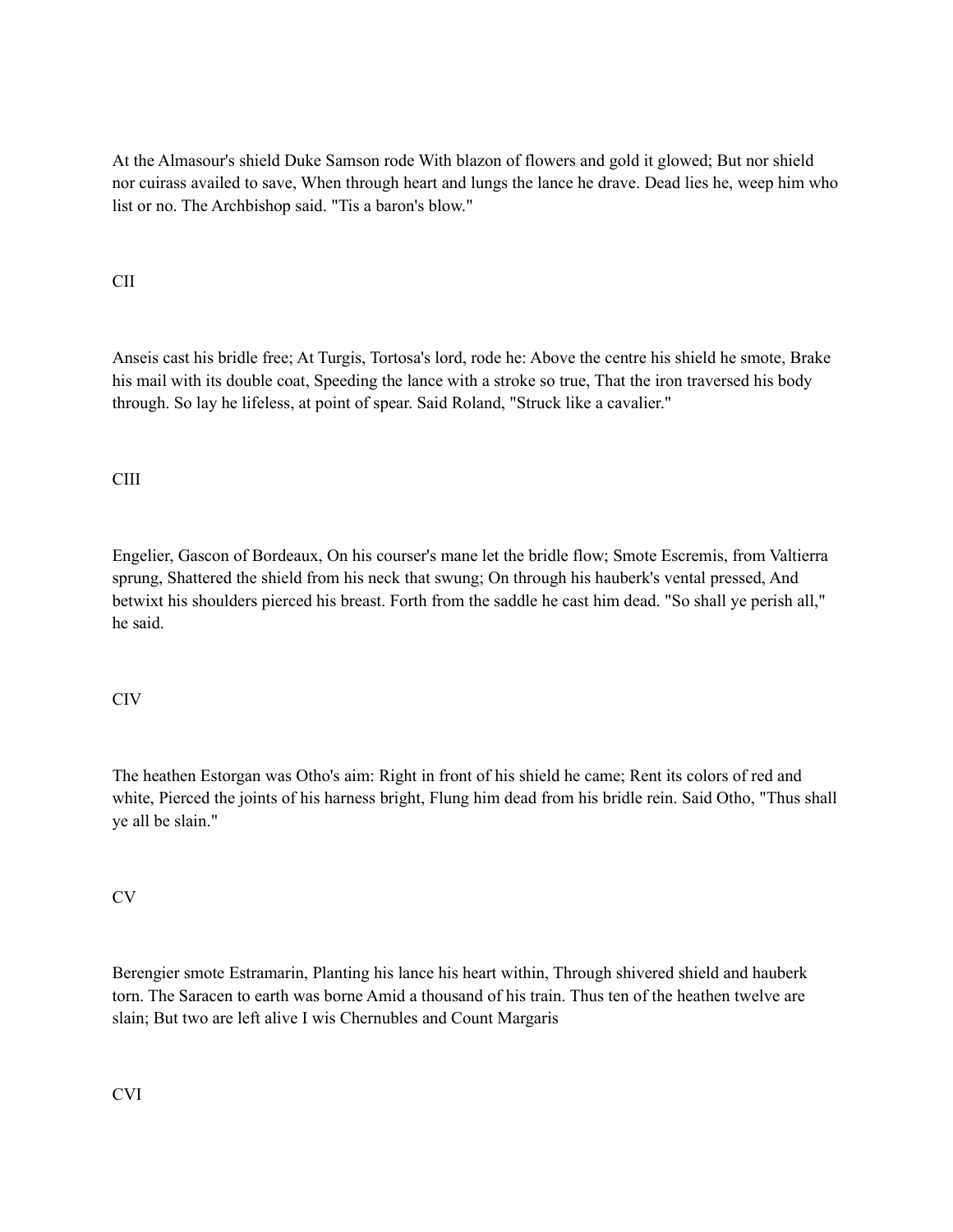At the Almasour's shield Duke Samson rode With blazon of flowers and gold it glowed; But nor shield nor cuirass availed to save, When through heart and lungs the lance he drave. Dead lies he, weep him who list or no. The Archbishop said. "Tis a baron's blow."

## CII

Anseis cast his bridle free; At Turgis, Tortosa's lord, rode he: Above the centre his shield he smote, Brake his mail with its double coat, Speeding the lance with a stroke so true, That the iron traversed his body through. So lay he lifeless, at point of spear. Said Roland, "Struck like a cavalier."

## CIII

Engelier, Gascon of Bordeaux, On his courser's mane let the bridle flow; Smote Escremis, from Valtierra sprung, Shattered the shield from his neck that swung; On through his hauberk's vental pressed, And betwixt his shoulders pierced his breast. Forth from the saddle he cast him dead. "So shall ye perish all," he said.

## CIV

The heathen Estorgan was Otho's aim: Right in front of his shield he came; Rent its colors of red and white, Pierced the joints of his harness bright, Flung him dead from his bridle rein. Said Otho, "Thus shall ye all be slain."

## CV

Berengier smote Estramarin, Planting his lance his heart within, Through shivered shield and hauberk torn. The Saracen to earth was borne Amid a thousand of his train. Thus ten of the heathen twelve are slain; But two are left alive I wis Chernubles and Count Margaris

## CVI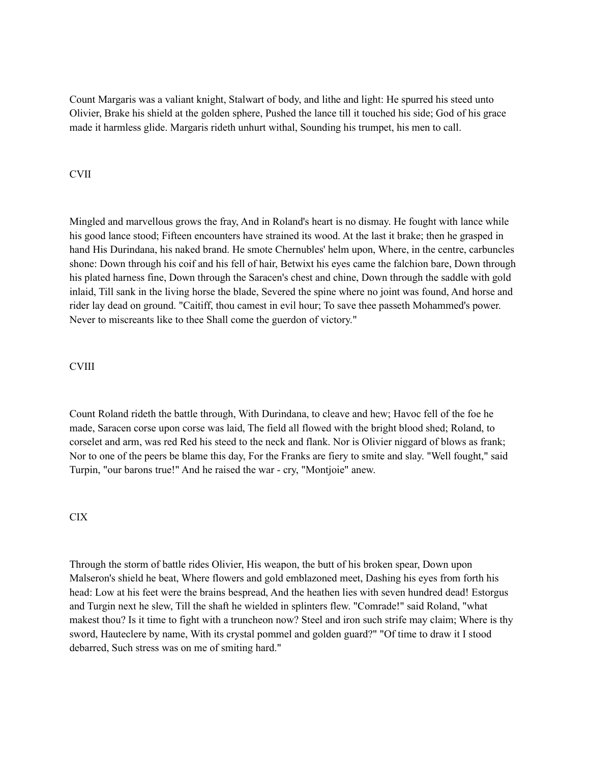Count Margaris was a valiant knight, Stalwart of body, and lithe and light: He spurred his steed unto Olivier, Brake his shield at the golden sphere, Pushed the lance till it touched his side; God of his grace made it harmless glide. Margaris rideth unhurt withal, Sounding his trumpet, his men to call.

## CVII

Mingled and marvellous grows the fray, And in Roland's heart is no dismay. He fought with lance while his good lance stood; Fifteen encounters have strained its wood. At the last it brake; then he grasped in hand His Durindana, his naked brand. He smote Chernubles' helm upon, Where, in the centre, carbuncles shone: Down through his coif and his fell of hair, Betwixt his eyes came the falchion bare, Down through his plated harness fine, Down through the Saracen's chest and chine, Down through the saddle with gold inlaid, Till sank in the living horse the blade, Severed the spine where no joint was found, And horse and rider lay dead on ground. "Caitiff, thou camest in evil hour; To save thee passeth Mohammed's power. Never to miscreants like to thee Shall come the guerdon of victory."

## CVIII

Count Roland rideth the battle through, With Durindana, to cleave and hew; Havoc fell of the foe he made, Saracen corse upon corse was laid, The field all flowed with the bright blood shed; Roland, to corselet and arm, was red Red his steed to the neck and flank. Nor is Olivier niggard of blows as frank; Nor to one of the peers be blame this day, For the Franks are fiery to smite and slay. "Well fought," said Turpin, "our barons true!" And he raised the war - cry, "Montjoie" anew.

## CIX

Through the storm of battle rides Olivier, His weapon, the butt of his broken spear, Down upon Malseron's shield he beat, Where flowers and gold emblazoned meet, Dashing his eyes from forth his head: Low at his feet were the brains bespread, And the heathen lies with seven hundred dead! Estorgus and Turgin next he slew, Till the shaft he wielded in splinters flew. "Comrade!" said Roland, "what makest thou? Is it time to fight with a truncheon now? Steel and iron such strife may claim; Where is thy sword, Hauteclere by name, With its crystal pommel and golden guard?" "Of time to draw it I stood debarred, Such stress was on me of smiting hard."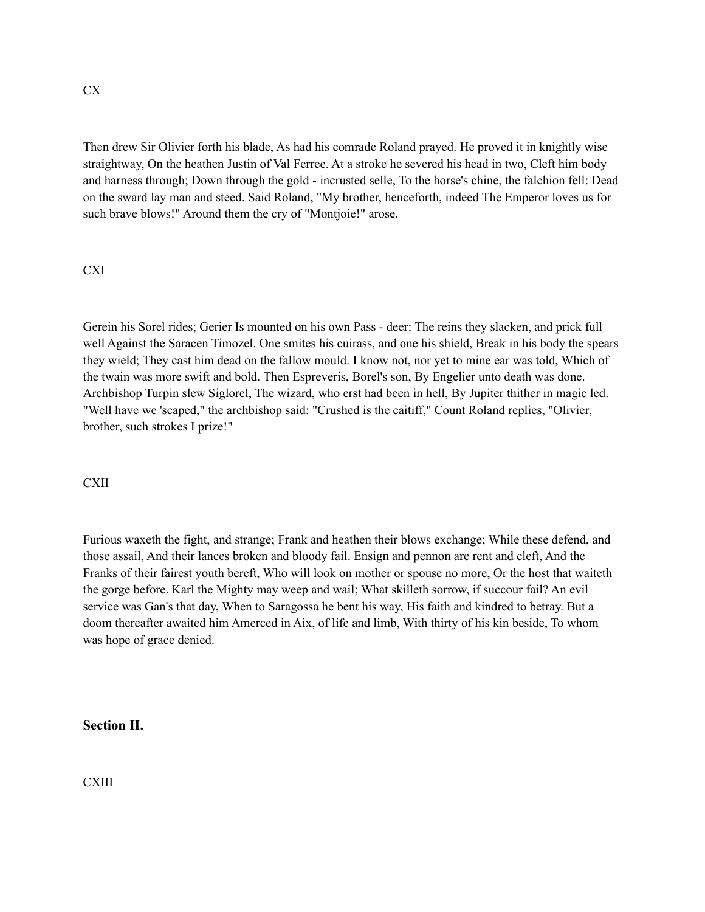CX

Then drew Sir Olivier forth his blade, As had his comrade Roland prayed. He proved it in knightly wise straightway, On the heathen Justin of Val Ferree. At a stroke he severed his head in two, Cleft him body and harness through; Down through the gold - incrusted selle, To the horse's chine, the falchion fell: Dead on the sward lay man and steed. Said Roland, "My brother, henceforth, indeed The Emperor loves us for such brave blows!" Around them the cry of "Montjoie!" arose.

CXI

Gerein his Sorel rides; Gerier Is mounted on his own Pass - deer: The reins they slacken, and prick full well Against the Saracen Timozel. One smites his cuirass, and one his shield, Break in his body the spears they wield; They cast him dead on the fallow mould. I know not, nor yet to mine ear was told, Which of the twain was more swift and bold. Then Espreveris, Borel's son, By Engelier unto death was done. Archbishop Turpin slew Siglorel, The wizard, who erst had been in hell, By Jupiter thither in magic led. "Well have we 'scaped," the archbishop said: "Crushed is the caitiff," Count Roland replies, "Olivier, brother, such strokes I prize!"

CXII

Furious waxeth the fight, and strange; Frank and heathen their blows exchange; While these defend, and those assail, And their lances broken and bloody fail. Ensign and pennon are rent and cleft, And the Franks of their fairest youth bereft, Who will look on mother or spouse no more, Or the host that waiteth the gorge before. Karl the Mighty may weep and wail; What skilleth sorrow, if succour fail? An evil service was Gan's that day, When to Saragossa he bent his way, His faith and kindred to betray. But a doom thereafter awaited him Amerced in Aix, of life and limb, With thirty of his kin beside, To whom was hope of grace denied.

## Section II.

CXIII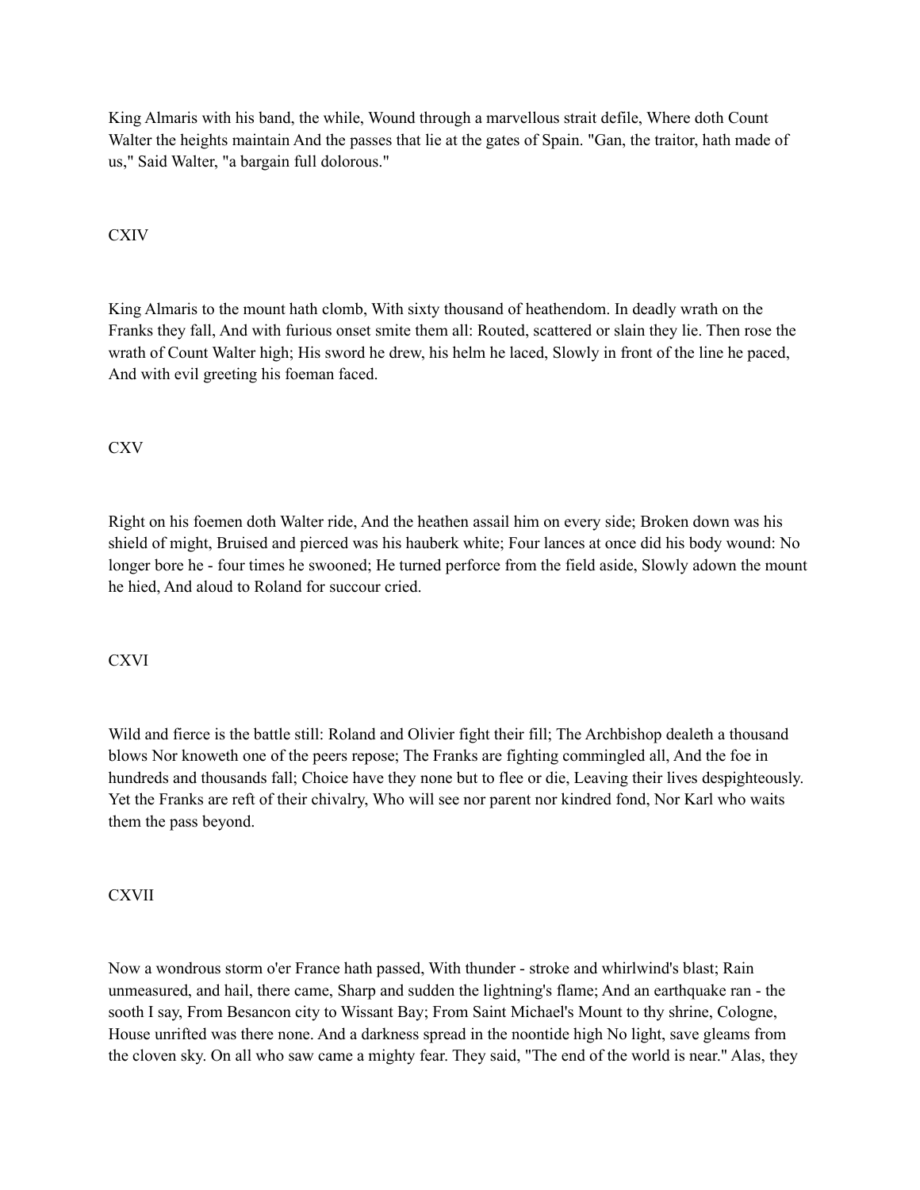King Almaris with his band, the while, Wound through a marvellous strait defile, Where doth Count Walter the heights maintain And the passes that lie at the gates of Spain. "Gan, the traitor, hath made of us," Said Walter, "a bargain full dolorous."

## CXIV

King Almaris to the mount hath clomb, With sixty thousand of heathendom. In deadly wrath on the Franks they fall, And with furious onset smite them all: Routed, scattered or slain they lie. Then rose the wrath of Count Walter high; His sword he drew, his helm he laced, Slowly in front of the line he paced, And with evil greeting his foeman faced.

## CXV

Right on his foemen doth Walter ride, And the heathen assail him on every side; Broken down was his shield of might, Bruised and pierced was his hauberk white; Four lances at once did his body wound: No longer bore he - four times he swooned; He turned perforce from the field aside, Slowly adown the mount he hied, And aloud to Roland for succour cried.

## CXVI

Wild and fierce is the battle still: Roland and Olivier fight their fill; The Archbishop dealeth a thousand blows Nor knoweth one of the peers repose; The Franks are fighting commingled all, And the foe in hundreds and thousands fall; Choice have they none but to flee or die, Leaving their lives despighteously. Yet the Franks are reft of their chivalry, Who will see nor parent nor kindred fond, Nor Karl who waits them the pass beyond.

## CXVII

Now a wondrous storm o'er France hath passed, With thunder - stroke and whirlwind's blast; Rain unmeasured, and hail, there came, Sharp and sudden the lightning's flame; And an earthquake ran - the sooth I say, From Besancon city to Wissant Bay; From Saint Michael's Mount to thy shrine, Cologne, House unrifted was there none. And a darkness spread in the noontide high No light, save gleams from the cloven sky. On all who saw came a mighty fear. They said, "The end of the world is near." Alas, they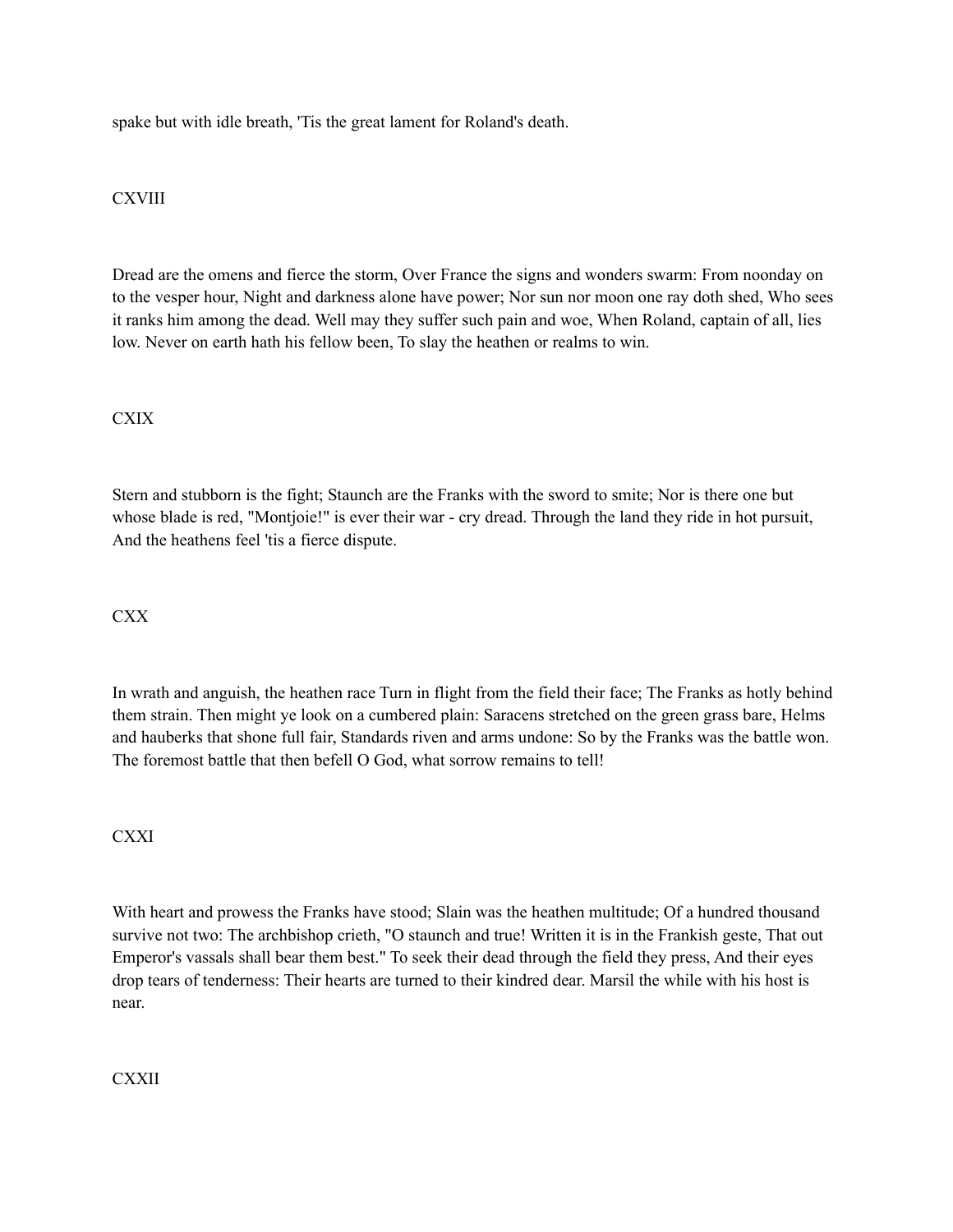spake but with idle breath, 'Tis the great lament for Roland's death.

CXVIII

Dread are the omens and fierce the storm, Over France the signs and wonders swarm: From noonday on to the vesper hour, Night and darkness alone have power; Nor sun nor moon one ray doth shed, Who sees it ranks him among the dead. Well may they suffer such pain and woe, When Roland, captain of all, lies low. Never on earth hath his fellow been, To slay the heathen or realms to win.

CXIX

Stern and stubborn is the fight; Staunch are the Franks with the sword to smite; Nor is there one but whose blade is red, "Montjoie!" is ever their war - cry dread. Through the land they ride in hot pursuit, And the heathens feel 'tis a fierce dispute.

CXX

In wrath and anguish, the heathen race Turn in flight from the field their face; The Franks as hotly behind them strain. Then might ye look on a cumbered plain: Saracens stretched on the green grass bare, Helms and hauberks that shone full fair, Standards riven and arms undone: So by the Franks was the battle won. The foremost battle that then befell O God, what sorrow remains to tell!

CXXI

With heart and prowess the Franks have stood; Slain was the heathen multitude; Of a hundred thousand survive not two: The archbishop crieth, "O staunch and true! Written it is in the Frankish geste, That out Emperor's vassals shall bear them best." To seek their dead through the field they press, And their eyes drop tears of tenderness: Their hearts are turned to their kindred dear. Marsil the while with his host is near.

CXXII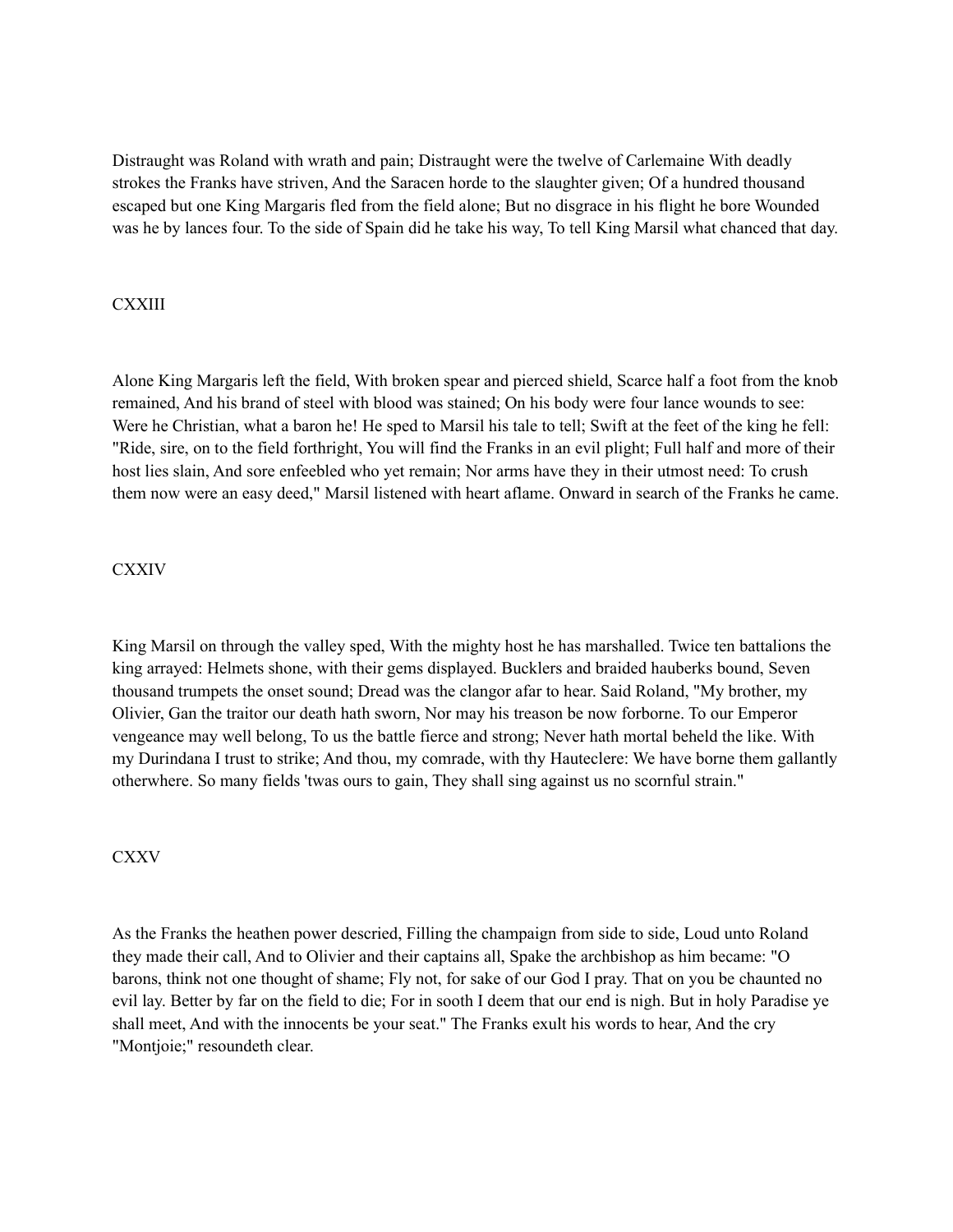Distraught was Roland with wrath and pain; Distraught were the twelve of Carlemaine With deadly strokes the Franks have striven, And the Saracen horde to the slaughter given; Of a hundred thousand escaped but one King Margaris fled from the field alone; But no disgrace in his flight he bore Wounded was he by lances four. To the side of Spain did he take his way, To tell King Marsil what chanced that day.

## CXXIII

Alone King Margaris left the field, With broken spear and pierced shield, Scarce half a foot from the knob remained, And his brand of steel with blood was stained; On his body were four lance wounds to see: Were he Christian, what a baron he! He sped to Marsil his tale to tell; Swift at the feet of the king he fell: "Ride, sire, on to the field forthright, You will find the Franks in an evil plight; Full half and more of their host lies slain, And sore enfeebled who yet remain; Nor arms have they in their utmost need: To crush them now were an easy deed," Marsil listened with heart aflame. Onward in search of the Franks he came.

## CXXIV

King Marsil on through the valley sped, With the mighty host he has marshalled. Twice ten battalions the king arrayed: Helmets shone, with their gems displayed. Bucklers and braided hauberks bound, Seven thousand trumpets the onset sound; Dread was the clangor afar to hear. Said Roland, "My brother, my Olivier, Gan the traitor our death hath sworn, Nor may his treason be now forborne. To our Emperor vengeance may well belong, To us the battle fierce and strong; Never hath mortal beheld the like. With my Durindana I trust to strike; And thou, my comrade, with thy Hauteclere: We have borne them gallantly otherwhere. So many fields 'twas ours to gain, They shall sing against us no scornful strain."

## CXXV

As the Franks the heathen power descried, Filling the champaign from side to side, Loud unto Roland they made their call, And to Olivier and their captains all, Spake the archbishop as him became: "O barons, think not one thought of shame; Fly not, for sake of our God I pray. That on you be chaunted no evil lay. Better by far on the field to die; For in sooth I deem that our end is nigh. But in holy Paradise ye shall meet, And with the innocents be your seat." The Franks exult his words to hear, And the cry "Montjoie;" resoundeth clear.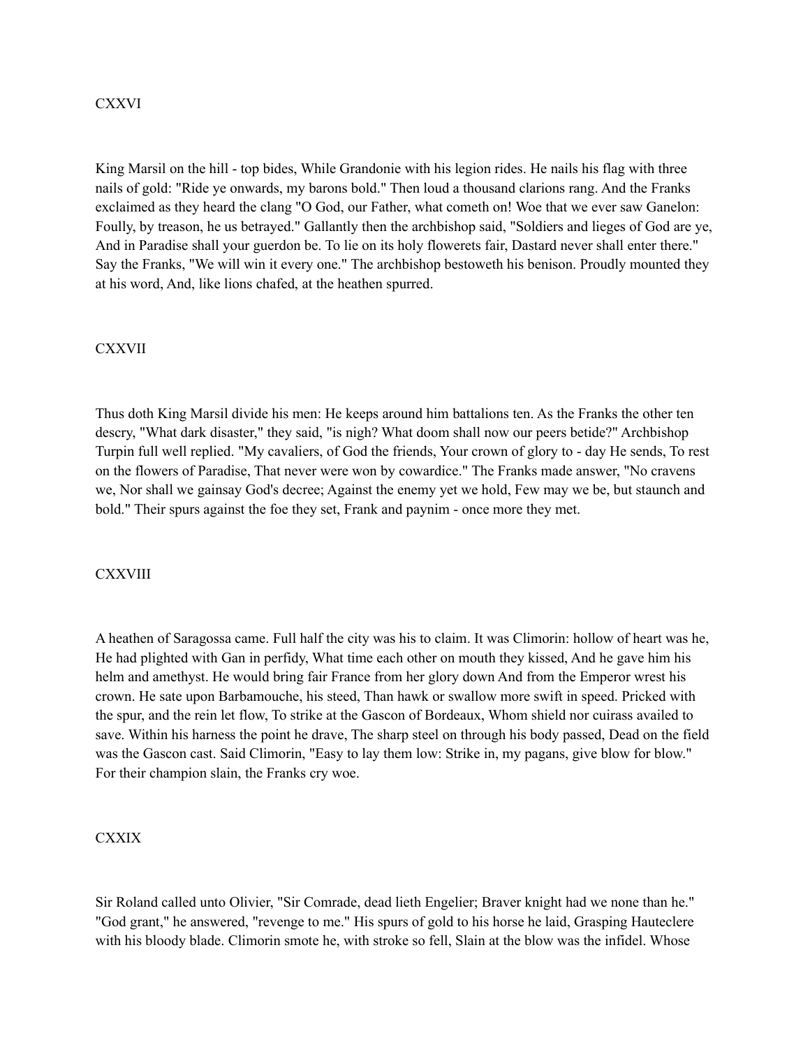## CXXVI

King Marsil on the hill - top bides, While Grandonie with his legion rides. He nails his flag with three nails of gold: "Ride ye onwards, my barons bold." Then loud a thousand clarions rang. And the Franks exclaimed as they heard the clang "O God, our Father, what cometh on! Woe that we ever saw Ganelon: Foully, by treason, he us betrayed." Gallantly then the archbishop said, "Soldiers and lieges of God are ye, And in Paradise shall your guerdon be. To lie on its holy flowerets fair, Dastard never shall enter there." Say the Franks, "We will win it every one." The archbishop bestoweth his benison. Proudly mounted they at his word, And, like lions chafed, at the heathen spurred.

## CXXVII

Thus doth King Marsil divide his men: He keeps around him battalions ten. As the Franks the other ten descry, "What dark disaster," they said, "is nigh? What doom shall now our peers betide?" Archbishop Turpin full well replied. "My cavaliers, of God the friends, Your crown of glory to - day He sends, To rest on the flowers of Paradise, That never were won by cowardice." The Franks made answer, "No cravens we, Nor shall we gainsay God's decree; Against the enemy yet we hold, Few may we be, but staunch and bold." Their spurs against the foe they set, Frank and paynim - once more they met.

## CXXVIII

A heathen of Saragossa came. Full half the city was his to claim. It was Climorin: hollow of heart was he, He had plighted with Gan in perfidy, What time each other on mouth they kissed, And he gave him his helm and amethyst. He would bring fair France from her glory down And from the Emperor wrest his crown. He sate upon Barbamouche, his steed, Than hawk or swallow more swift in speed. Pricked with the spur, and the rein let flow, To strike at the Gascon of Bordeaux, Whom shield nor cuirass availed to save. Within his harness the point he drave, The sharp steel on through his body passed, Dead on the field was the Gascon cast. Said Climorin, "Easy to lay them low: Strike in, my pagans, give blow for blow." For their champion slain, the Franks cry woe.

## CXXIX

Sir Roland called unto Olivier, "Sir Comrade, dead lieth Engelier; Braver knight had we none than he." "God grant," he answered, "revenge to me." His spurs of gold to his horse he laid, Grasping Hauteclere with his bloody blade. Climorin smote he, with stroke so fell, Slain at the blow was the infidel. Whose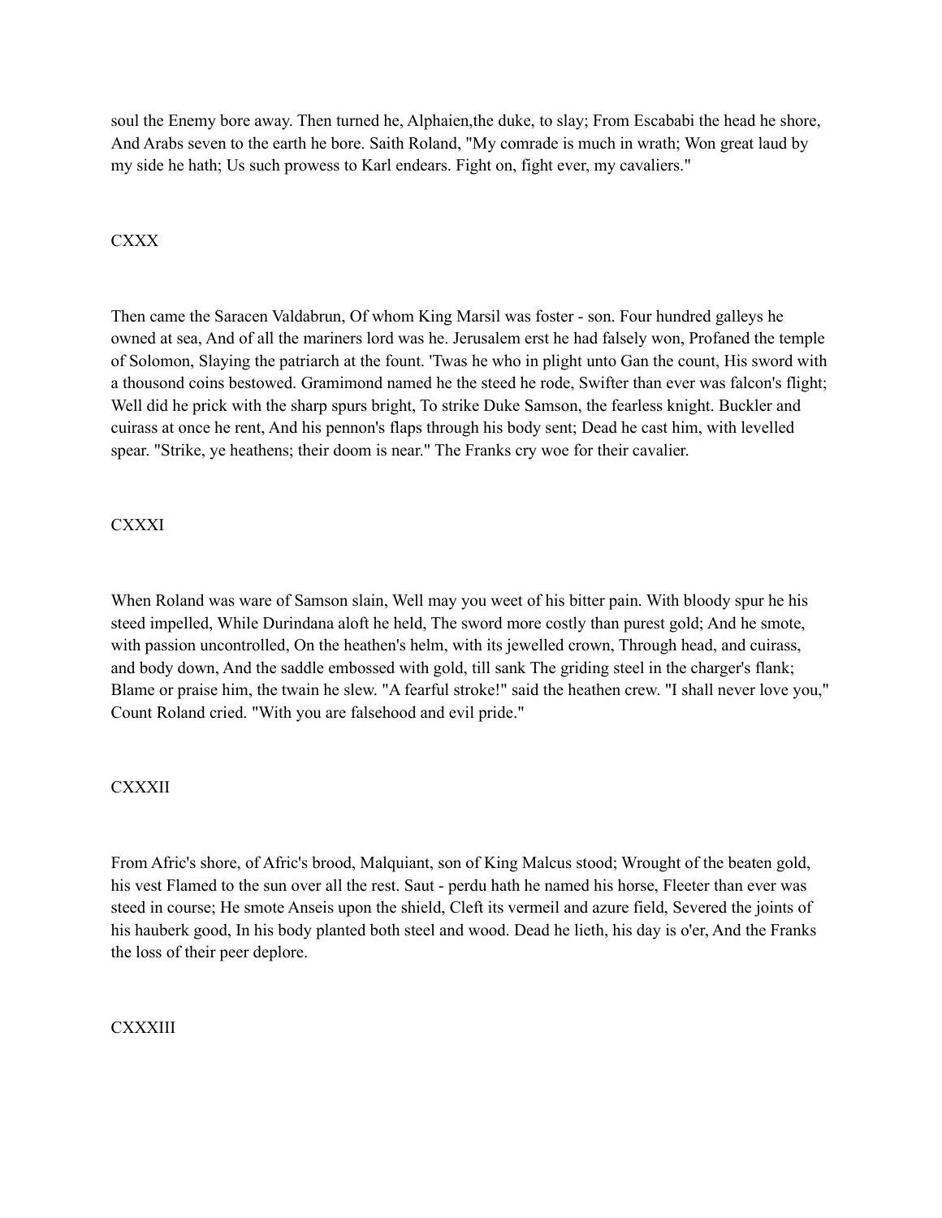soul the Enemy bore away. Then turned he, Alphaien,the duke, to slay; From Escababi the head he shore, And Arabs seven to the earth he bore. Saith Roland, "My comrade is much in wrath; Won great laud by my side he hath; Us such prowess to Karl endears. Fight on, fight ever, my cavaliers."

## CXXX

Then came the Saracen Valdabrun, Of whom King Marsil was foster - son. Four hundred galleys he owned at sea, And of all the mariners lord was he. Jerusalem erst he had falsely won, Profaned the temple of Solomon, Slaying the patriarch at the fount. 'Twas he who in plight unto Gan the count, His sword with a thousond coins bestowed. Gramimond named he the steed he rode, Swifter than ever was falcon's flight; Well did he prick with the sharp spurs bright, To strike Duke Samson, the fearless knight. Buckler and cuirass at once he rent, And his pennon's flaps through his body sent; Dead he cast him, with levelled spear. "Strike, ye heathens; their doom is near." The Franks cry woe for their cavalier.

## CXXXI

When Roland was ware of Samson slain, Well may you weet of his bitter pain. With bloody spur he his steed impelled, While Durindana aloft he held, The sword more costly than purest gold; And he smote, with passion uncontrolled, On the heathen's helm, with its jewelled crown, Through head, and cuirass, and body down, And the saddle embossed with gold, till sank The griding steel in the charger's flank; Blame or praise him, the twain he slew. "A fearful stroke!" said the heathen crew. "I shall never love you," Count Roland cried. "With you are falsehood and evil pride."

## CXXXII

From Afric's shore, of Afric's brood, Malquiant, son of King Malcus stood; Wrought of the beaten gold, his vest Flamed to the sun over all the rest. Saut - perdu hath he named his horse, Fleeter than ever was steed in course; He smote Anseis upon the shield, Cleft its vermeil and azure field, Severed the joints of his hauberk good, In his body planted both steel and wood. Dead he lieth, his day is o'er, And the Franks the loss of their peer deplore.

## CXXXIII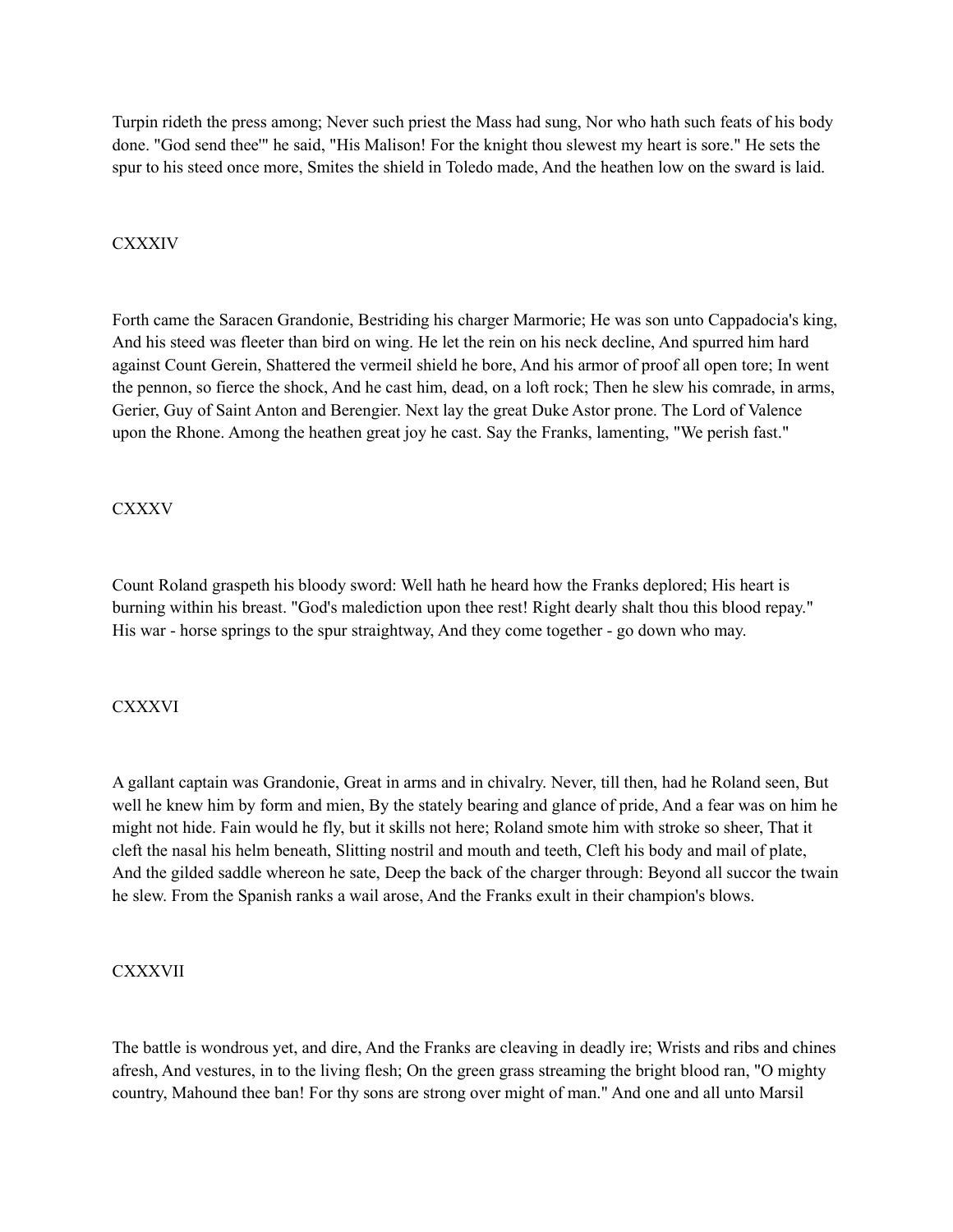Turpin rideth the press among; Never such priest the Mass had sung, Nor who hath such feats of his body done. "God send thee'" he said, "His Malison! For the knight thou slewest my heart is sore." He sets the spur to his steed once more, Smites the shield in Toledo made, And the heathen low on the sward is laid.

## CXXXIV

Forth came the Saracen Grandonie, Bestriding his charger Marmorie; He was son unto Cappadocia's king, And his steed was fleeter than bird on wing. He let the rein on his neck decline, And spurred him hard against Count Gerein, Shattered the vermeil shield he bore, And his armor of proof all open tore; In went the pennon, so fierce the shock, And he cast him, dead, on a loft rock; Then he slew his comrade, in arms, Gerier, Guy of Saint Anton and Berengier. Next lay the great Duke Astor prone. The Lord of Valence upon the Rhone. Among the heathen great joy he cast. Say the Franks, lamenting, "We perish fast."

## CXXXV

Count Roland graspeth his bloody sword: Well hath he heard how the Franks deplored; His heart is burning within his breast. "God's malediction upon thee rest! Right dearly shalt thou this blood repay." His war - horse springs to the spur straightway, And they come together - go down who may.

## CXXXVI

A gallant captain was Grandonie, Great in arms and in chivalry. Never, till then, had he Roland seen, But well he knew him by form and mien, By the stately bearing and glance of pride, And a fear was on him he might not hide. Fain would he fly, but it skills not here; Roland smote him with stroke so sheer, That it cleft the nasal his helm beneath, Slitting nostril and mouth and teeth, Cleft his body and mail of plate, And the gilded saddle whereon he sate, Deep the back of the charger through: Beyond all succor the twain he slew. From the Spanish ranks a wail arose, And the Franks exult in their champion's blows.

## CXXXVII

The battle is wondrous yet, and dire, And the Franks are cleaving in deadly ire; Wrists and ribs and chines afresh, And vestures, in to the living flesh; On the green grass streaming the bright blood ran, "O mighty country, Mahound thee ban! For thy sons are strong over might of man." And one and all unto Marsil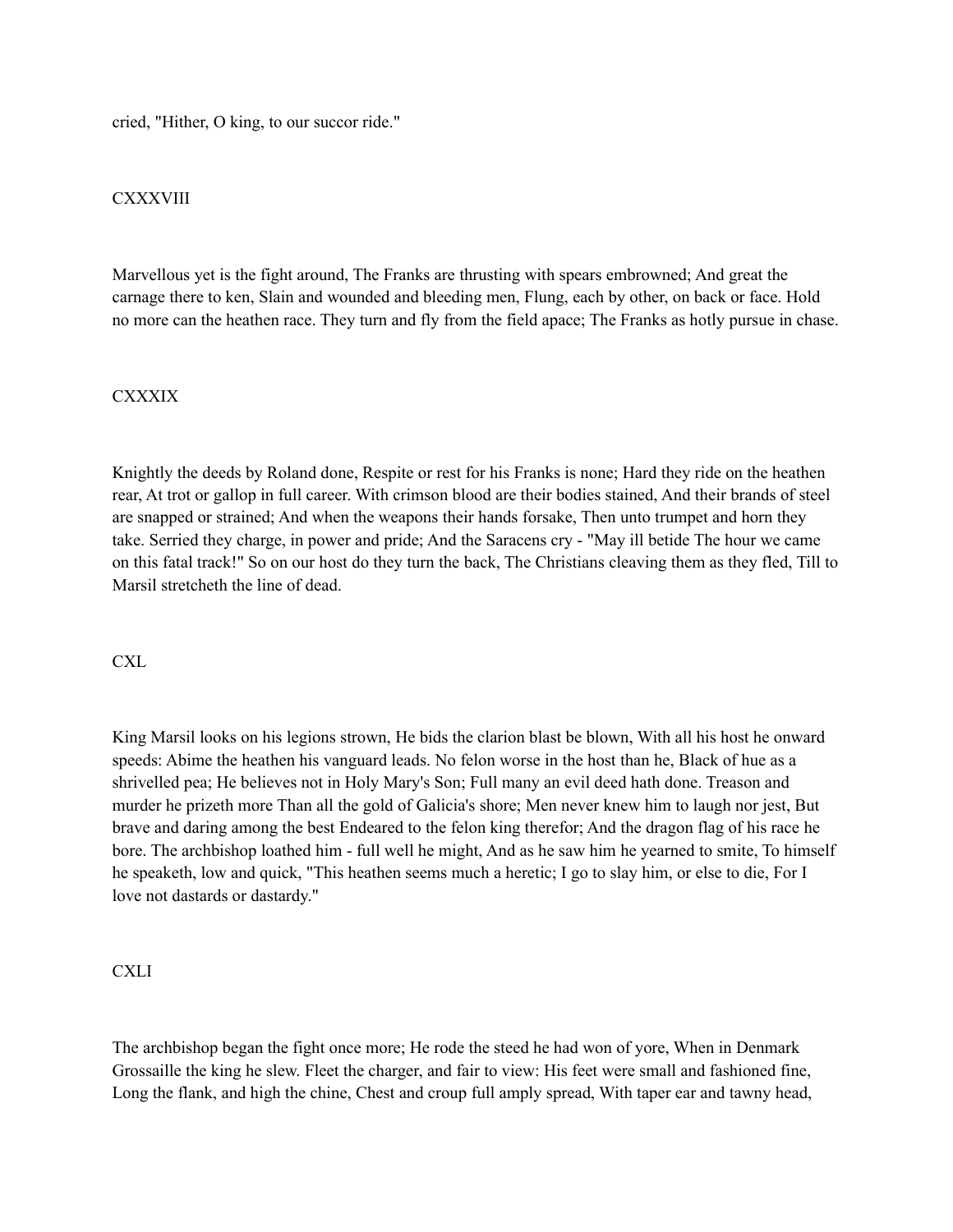cried, "Hither, O king, to our succor ride."

## CXXXVIII

Marvellous yet is the fight around, The Franks are thrusting with spears embrowned; And great the carnage there to ken, Slain and wounded and bleeding men, Flung, each by other, on back or face. Hold no more can the heathen race. They turn and fly from the field apace; The Franks as hotly pursue in chase.

## CXXXIX

Knightly the deeds by Roland done, Respite or rest for his Franks is none; Hard they ride on the heathen rear, At trot or gallop in full career. With crimson blood are their bodies stained, And their brands of steel are snapped or strained; And when the weapons their hands forsake, Then unto trumpet and horn they take. Serried they charge, in power and pride; And the Saracens cry - "May ill betide The hour we came on this fatal track!" So on our host do they turn the back, The Christians cleaving them as they fled, Till to Marsil stretcheth the line of dead.

## CXL

King Marsil looks on his legions strown, He bids the clarion blast be blown, With all his host he onward speeds: Abime the heathen his vanguard leads. No felon worse in the host than he, Black of hue as a shrivelled pea; He believes not in Holy Mary's Son; Full many an evil deed hath done. Treason and murder he prizeth more Than all the gold of Galicia's shore; Men never knew him to laugh nor jest, But brave and daring among the best Endeared to the felon king therefor; And the dragon flag of his race he bore. The archbishop loathed him - full well he might, And as he saw him he yearned to smite, To himself he speaketh, low and quick, "This heathen seems much a heretic; I go to slay him, or else to die, For I love not dastards or dastardy."

## CXLI

The archbishop began the fight once more; He rode the steed he had won of yore, When in Denmark Grossaille the king he slew. Fleet the charger, and fair to view: His feet were small and fashioned fine, Long the flank, and high the chine, Chest and croup full amply spread, With taper ear and tawny head,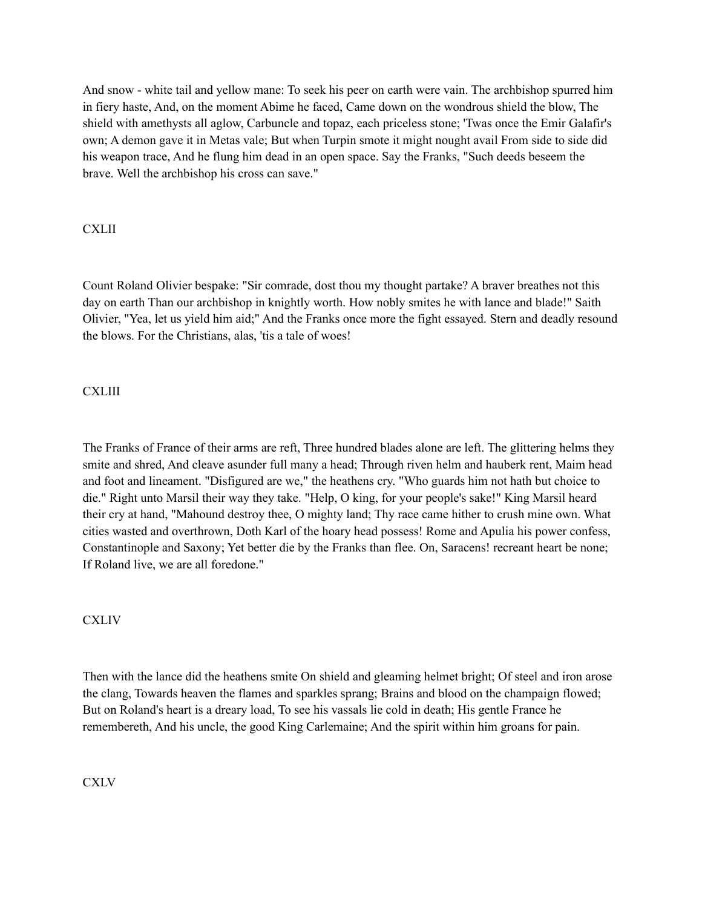And snow - white tail and yellow mane: To seek his peer on earth were vain. The archbishop spurred him in fiery haste, And, on the moment Abime he faced, Came down on the wondrous shield the blow, The shield with amethysts all aglow, Carbuncle and topaz, each priceless stone; 'Twas once the Emir Galafir's own; A demon gave it in Metas vale; But when Turpin smote it might nought avail From side to side did his weapon trace, And he flung him dead in an open space. Say the Franks, "Such deeds beseem the brave. Well the archbishop his cross can save."

## CXLII

Count Roland Olivier bespake: "Sir comrade, dost thou my thought partake? A braver breathes not this day on earth Than our archbishop in knightly worth. How nobly smites he with lance and blade!" Saith Olivier, "Yea, let us yield him aid;" And the Franks once more the fight essayed. Stern and deadly resound the blows. For the Christians, alas, 'tis a tale of woes!

## CXLIII

The Franks of France of their arms are reft, Three hundred blades alone are left. The glittering helms they smite and shred, And cleave asunder full many a head; Through riven helm and hauberk rent, Maim head and foot and lineament. "Disfigured are we," the heathens cry. "Who guards him not hath but choice to die." Right unto Marsil their way they take. "Help, O king, for your people's sake!" King Marsil heard their cry at hand, "Mahound destroy thee, O mighty land; Thy race came hither to crush mine own. What cities wasted and overthrown, Doth Karl of the hoary head possess! Rome and Apulia his power confess, Constantinople and Saxony; Yet better die by the Franks than flee. On, Saracens! recreant heart be none; If Roland live, we are all foredone."

## CXLIV

Then with the lance did the heathens smite On shield and gleaming helmet bright; Of steel and iron arose the clang, Towards heaven the flames and sparkles sprang; Brains and blood on the champaign flowed; But on Roland's heart is a dreary load, To see his vassals lie cold in death; His gentle France he remembereth, And his uncle, the good King Carlemaine; And the spirit within him groans for pain.

## CXLV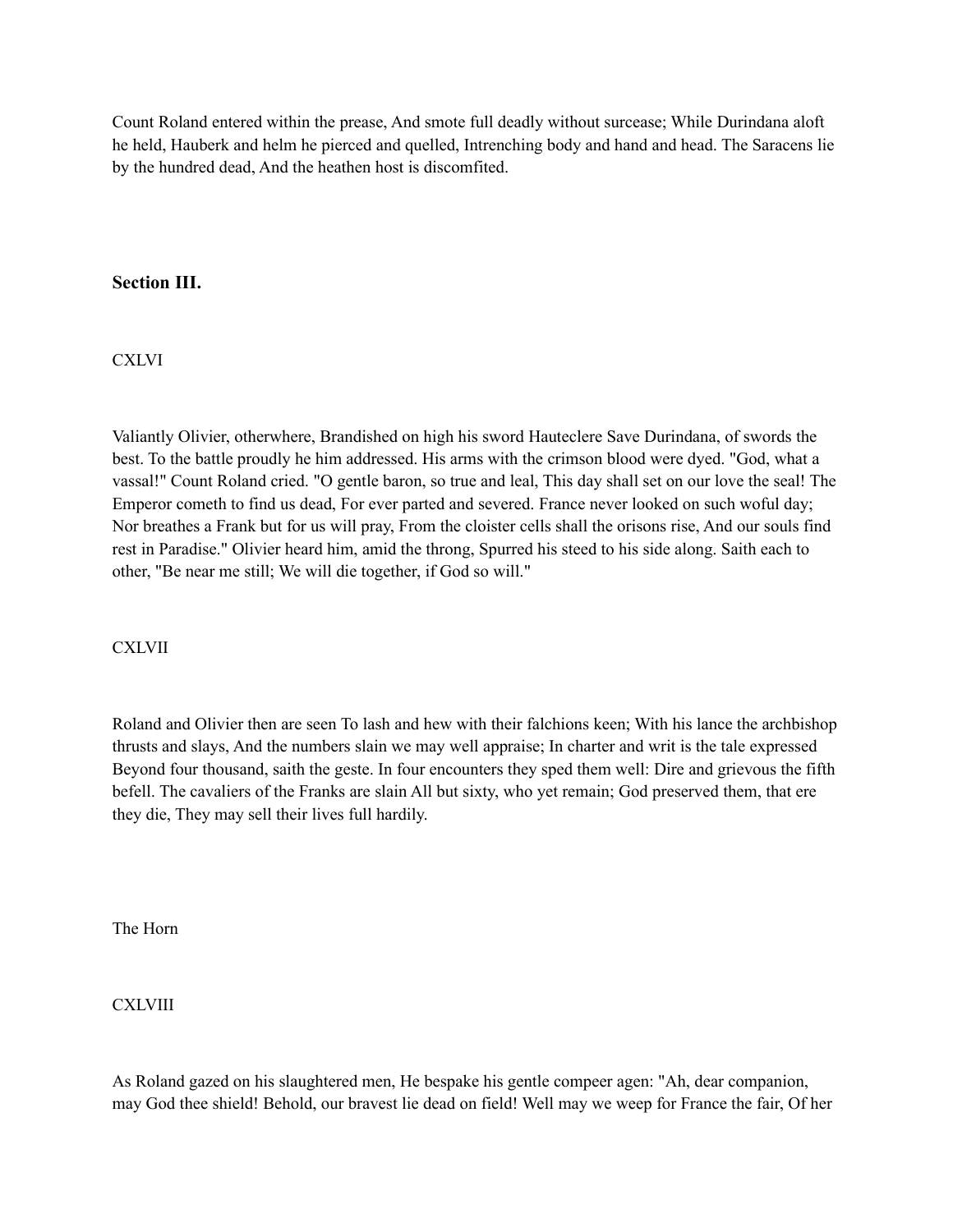Count Roland entered within the prease, And smote full deadly without surcease; While Durindana aloft he held, Hauberk and helm he pierced and quelled, Intrenching body and hand and head. The Saracens lie by the hundred dead, And the heathen host is discomfited.

### Section III.

CXLVI

Valiantly Olivier, otherwhere, Brandished on high his sword Hauteclere Save Durindana, of swords the best. To the battle proudly he him addressed. His arms with the crimson blood were dyed. "God, what a vassal!" Count Roland cried. "O gentle baron, so true and leal, This day shall set on our love the seal! The Emperor cometh to find us dead, For ever parted and severed. France never looked on such woful day; Nor breathes a Frank but for us will pray, From the cloister cells shall the orisons rise, And our souls find rest in Paradise." Olivier heard him, amid the throng, Spurred his steed to his side along. Saith each to other, "Be near me still; We will die together, if God so will."

CXLVII

Roland and Olivier then are seen To lash and hew with their falchions keen; With his lance the archbishop thrusts and slays, And the numbers slain we may well appraise; In charter and writ is the tale expressed Beyond four thousand, saith the geste. In four encounters they sped them well: Dire and grievous the fifth befell. The cavaliers of the Franks are slain All but sixty, who yet remain; God preserved them, that ere they die, They may sell their lives full hardily.

The Horn

CXLVIII

As Roland gazed on his slaughtered men, He bespake his gentle compeer agen: "Ah, dear companion, may God thee shield! Behold, our bravest lie dead on field! Well may we weep for France the fair, Of her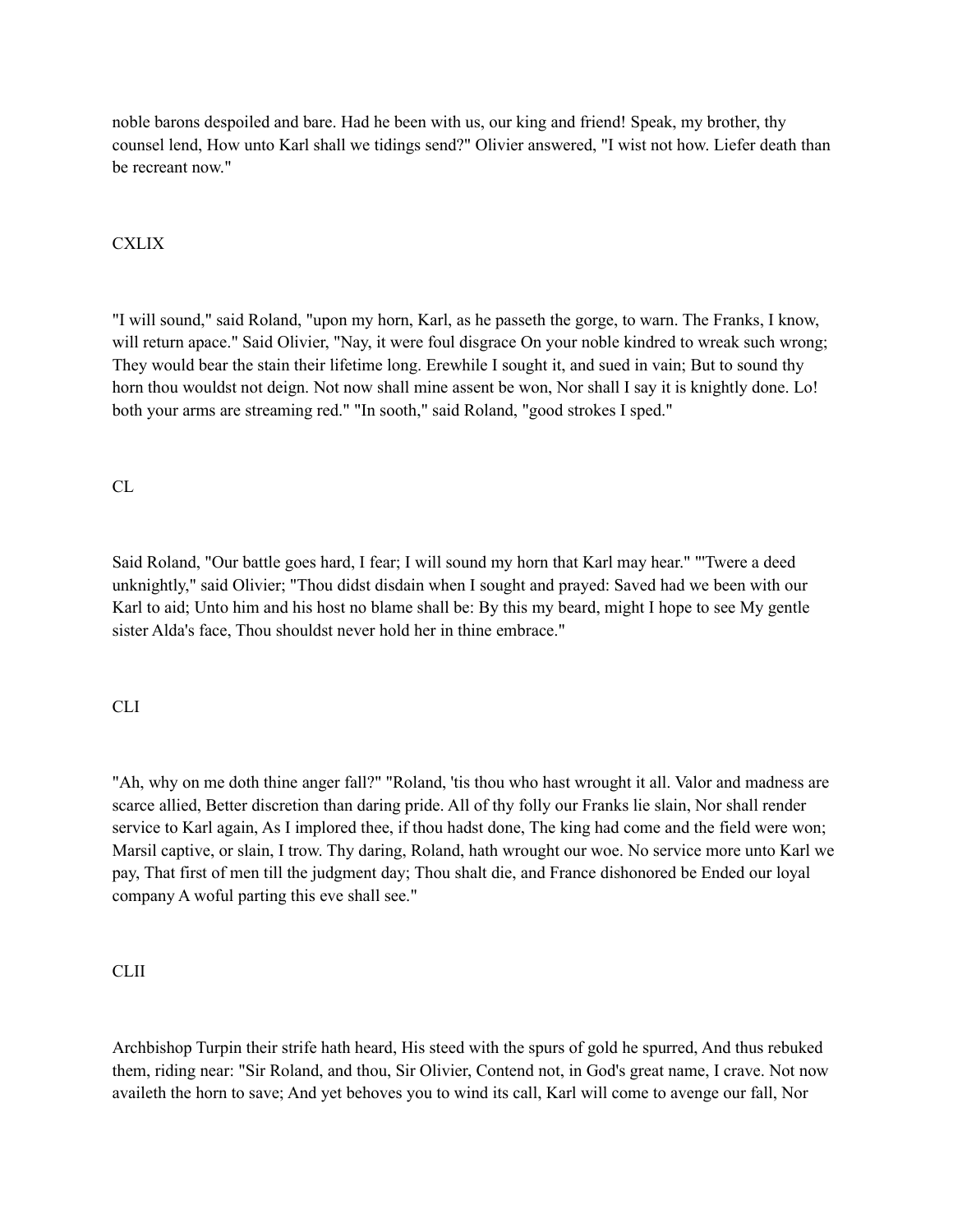noble barons despoiled and bare. Had he been with us, our king and friend! Speak, my brother, thy counsel lend, How unto Karl shall we tidings send?" Olivier answered, "I wist not how. Liefer death than be recreant now."

CXLIX

"I will sound," said Roland, "upon my horn, Karl, as he passeth the gorge, to warn. The Franks, I know, will return apace." Said Olivier, "Nay, it were foul disgrace On your noble kindred to wreak such wrong; They would bear the stain their lifetime long. Erewhile I sought it, and sued in vain; But to sound thy horn thou wouldst not deign. Not now shall mine assent be won, Nor shall I say it is knightly done. Lo! both your arms are streaming red." "In sooth," said Roland, "good strokes I sped."

CL

Said Roland, "Our battle goes hard, I fear; I will sound my horn that Karl may hear." "'Twere a deed unknightly," said Olivier; "Thou didst disdain when I sought and prayed: Saved had we been with our Karl to aid; Unto him and his host no blame shall be: By this my beard, might I hope to see My gentle sister Alda's face, Thou shouldst never hold her in thine embrace."

CLI

"Ah, why on me doth thine anger fall?" "Roland, 'tis thou who hast wrought it all. Valor and madness are scarce allied, Better discretion than daring pride. All of thy folly our Franks lie slain, Nor shall render service to Karl again, As I implored thee, if thou hadst done, The king had come and the field were won; Marsil captive, or slain, I trow. Thy daring, Roland, hath wrought our woe. No service more unto Karl we pay, That first of men till the judgment day; Thou shalt die, and France dishonored be Ended our loyal company A woful parting this eve shall see."

CLII

Archbishop Turpin their strife hath heard, His steed with the spurs of gold he spurred, And thus rebuked them, riding near: "Sir Roland, and thou, Sir Olivier, Contend not, in God's great name, I crave. Not now availeth the horn to save; And yet behoves you to wind its call, Karl will come to avenge our fall, Nor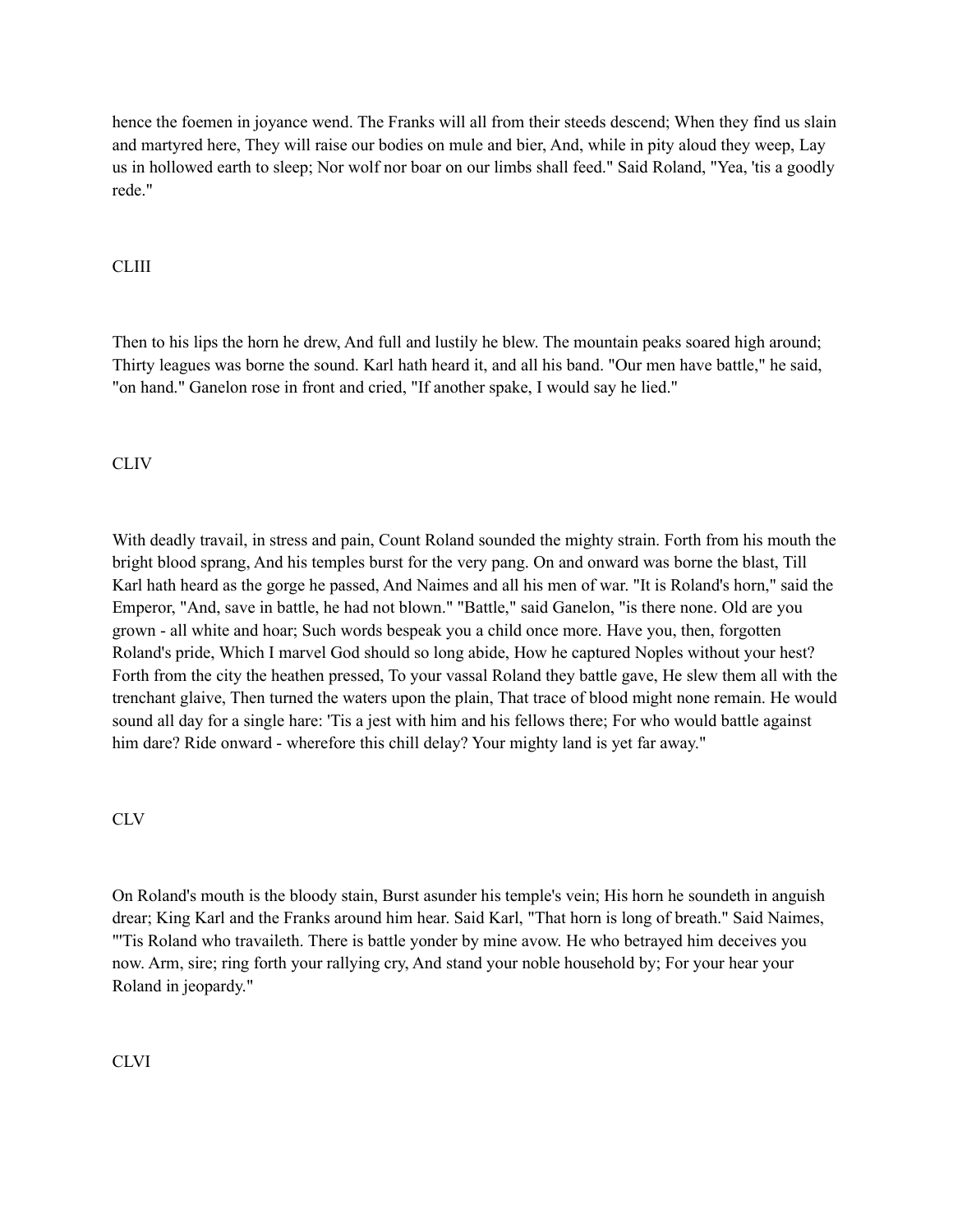hence the foemen in joyance wend. The Franks will all from their steeds descend; When they find us slain and martyred here, They will raise our bodies on mule and bier, And, while in pity aloud they weep, Lay us in hollowed earth to sleep; Nor wolf nor boar on our limbs shall feed." Said Roland, "Yea, 'tis a goodly rede."

CLIII

Then to his lips the horn he drew, And full and lustily he blew. The mountain peaks soared high around; Thirty leagues was borne the sound. Karl hath heard it, and all his band. "Our men have battle," he said, "on hand." Ganelon rose in front and cried, "If another spake, I would say he lied."

CLIV

With deadly travail, in stress and pain, Count Roland sounded the mighty strain. Forth from his mouth the bright blood sprang, And his temples burst for the very pang. On and onward was borne the blast, Till Karl hath heard as the gorge he passed, And Naimes and all his men of war. "It is Roland's horn," said the Emperor, "And, save in battle, he had not blown." "Battle," said Ganelon, "is there none. Old are you grown - all white and hoar; Such words bespeak you a child once more. Have you, then, forgotten Roland's pride, Which I marvel God should so long abide, How he captured Noples without your hest? Forth from the city the heathen pressed, To your vassal Roland they battle gave, He slew them all with the trenchant glaive, Then turned the waters upon the plain, That trace of blood might none remain. He would sound all day for a single hare: 'Tis a jest with him and his fellows there; For who would battle against him dare? Ride onward - wherefore this chill delay? Your mighty land is yet far away."

CLV

On Roland's mouth is the bloody stain, Burst asunder his temple's vein; His horn he soundeth in anguish drear; King Karl and the Franks around him hear. Said Karl, "That horn is long of breath." Said Naimes, "'Tis Roland who travaileth. There is battle yonder by mine avow. He who betrayed him deceives you now. Arm, sire; ring forth your rallying cry, And stand your noble household by; For your hear your Roland in jeopardy."

CLVI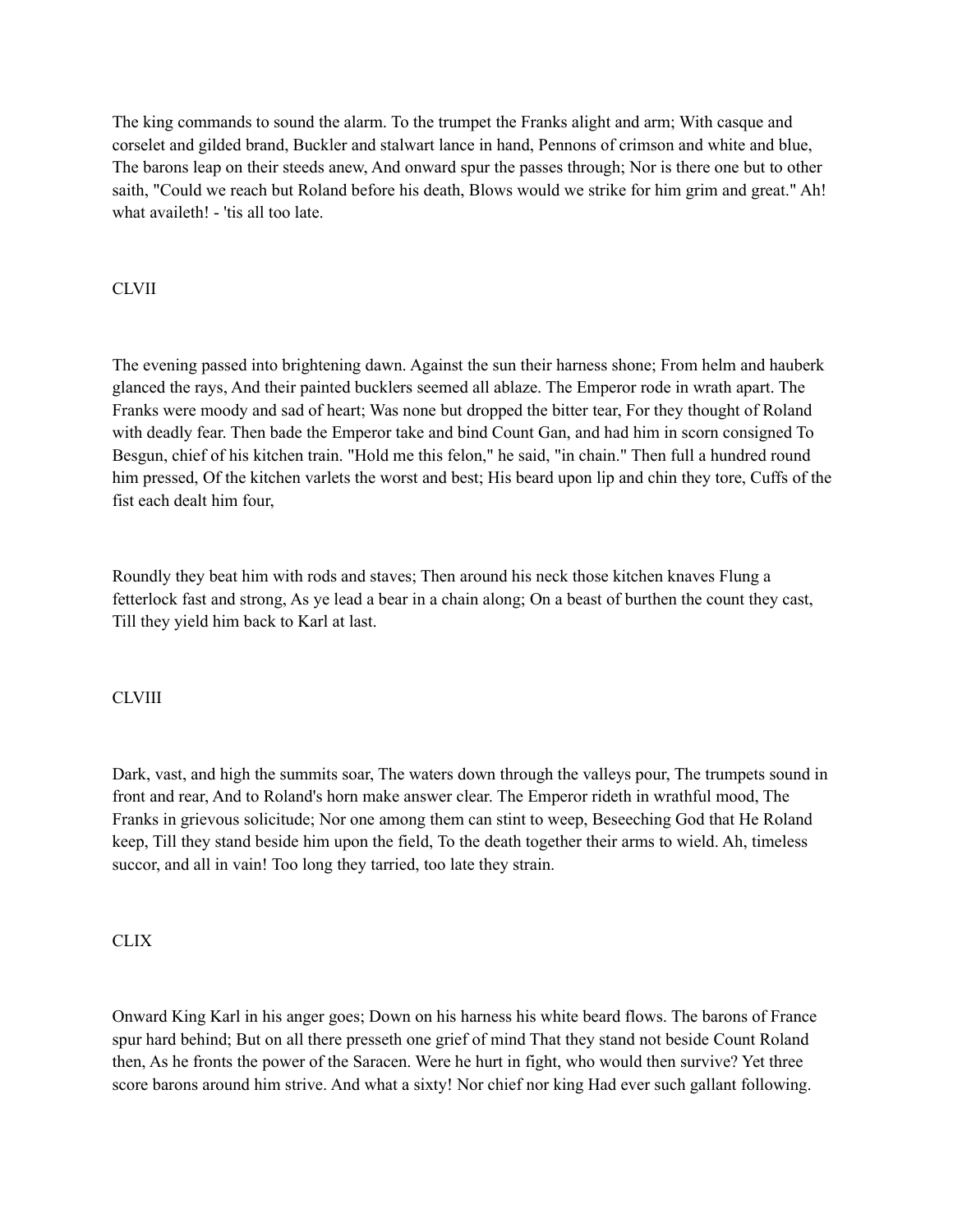The king commands to sound the alarm. To the trumpet the Franks alight and arm; With casque and corselet and gilded brand, Buckler and stalwart lance in hand, Pennons of crimson and white and blue, The barons leap on their steeds anew, And onward spur the passes through; Nor is there one but to other saith, "Could we reach but Roland before his death, Blows would we strike for him grim and great." Ah! what availeth! - 'tis all too late.

## CLVII

The evening passed into brightening dawn. Against the sun their harness shone; From helm and hauberk glanced the rays, And their painted bucklers seemed all ablaze. The Emperor rode in wrath apart. The Franks were moody and sad of heart; Was none but dropped the bitter tear, For they thought of Roland with deadly fear. Then bade the Emperor take and bind Count Gan, and had him in scorn consigned To Besgun, chief of his kitchen train. "Hold me this felon," he said, "in chain." Then full a hundred round him pressed, Of the kitchen varlets the worst and best; His beard upon lip and chin they tore, Cuffs of the fist each dealt him four,

Roundly they beat him with rods and staves; Then around his neck those kitchen knaves Flung a fetterlock fast and strong, As ye lead a bear in a chain along; On a beast of burthen the count they cast, Till they yield him back to Karl at last.

## CLVIII

Dark, vast, and high the summits soar, The waters down through the valleys pour, The trumpets sound in front and rear, And to Roland's horn make answer clear. The Emperor rideth in wrathful mood, The Franks in grievous solicitude; Nor one among them can stint to weep, Beseeching God that He Roland keep, Till they stand beside him upon the field, To the death together their arms to wield. Ah, timeless succor, and all in vain! Too long they tarried, too late they strain.

## CLIX

Onward King Karl in his anger goes; Down on his harness his white beard flows. The barons of France spur hard behind; But on all there presseth one grief of mind That they stand not beside Count Roland then, As he fronts the power of the Saracen. Were he hurt in fight, who would then survive? Yet three score barons around him strive. And what a sixty! Nor chief nor king Had ever such gallant following.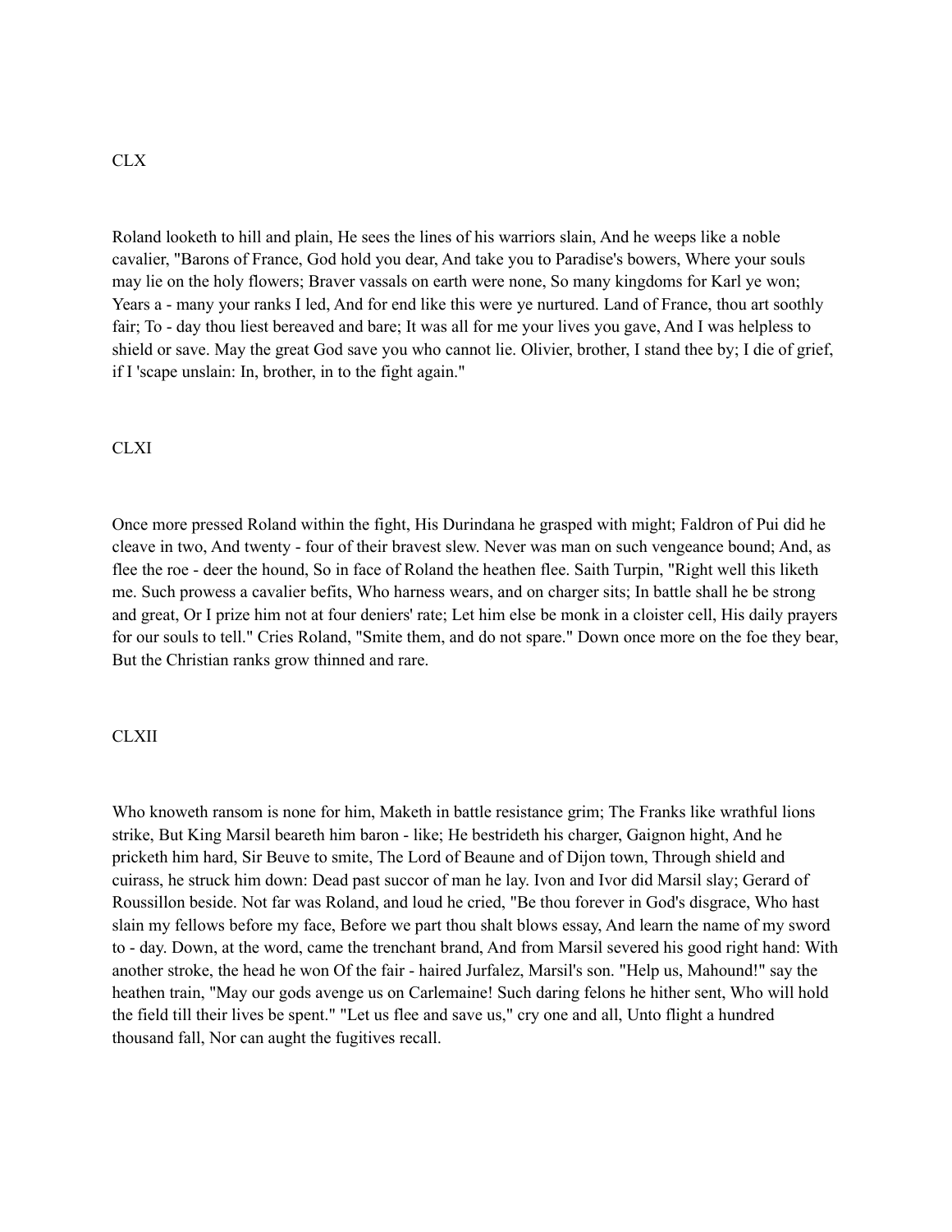## CLX

Roland looketh to hill and plain, He sees the lines of his warriors slain, And he weeps like a noble cavalier, "Barons of France, God hold you dear, And take you to Paradise's bowers, Where your souls may lie on the holy flowers; Braver vassals on earth were none, So many kingdoms for Karl ye won; Years a - many your ranks I led, And for end like this were ye nurtured. Land of France, thou art soothly fair; To - day thou liest bereaved and bare; It was all for me your lives you gave, And I was helpless to shield or save. May the great God save you who cannot lie. Olivier, brother, I stand thee by; I die of grief, if I 'scape unslain: In, brother, in to the fight again."

## CLXI

Once more pressed Roland within the fight, His Durindana he grasped with might; Faldron of Pui did he cleave in two, And twenty - four of their bravest slew. Never was man on such vengeance bound; And, as flee the roe - deer the hound, So in face of Roland the heathen flee. Saith Turpin, "Right well this liketh me. Such prowess a cavalier befits, Who harness wears, and on charger sits; In battle shall he be strong and great, Or I prize him not at four deniers' rate; Let him else be monk in a cloister cell, His daily prayers for our souls to tell." Cries Roland, "Smite them, and do not spare." Down once more on the foe they bear, But the Christian ranks grow thinned and rare.

## CLXII

Who knoweth ransom is none for him, Maketh in battle resistance grim; The Franks like wrathful lions strike, But King Marsil beareth him baron - like; He bestrideth his charger, Gaignon hight, And he pricketh him hard, Sir Beuve to smite, The Lord of Beaune and of Dijon town, Through shield and cuirass, he struck him down: Dead past succor of man he lay. Ivon and Ivor did Marsil slay; Gerard of Roussillon beside. Not far was Roland, and loud he cried, "Be thou forever in God's disgrace, Who hast slain my fellows before my face, Before we part thou shalt blows essay, And learn the name of my sword to - day. Down, at the word, came the trenchant brand, And from Marsil severed his good right hand: With another stroke, the head he won Of the fair - haired Jurfalez, Marsil's son. "Help us, Mahound!" say the heathen train, "May our gods avenge us on Carlemaine! Such daring felons he hither sent, Who will hold the field till their lives be spent." "Let us flee and save us," cry one and all, Unto flight a hundred thousand fall, Nor can aught the fugitives recall.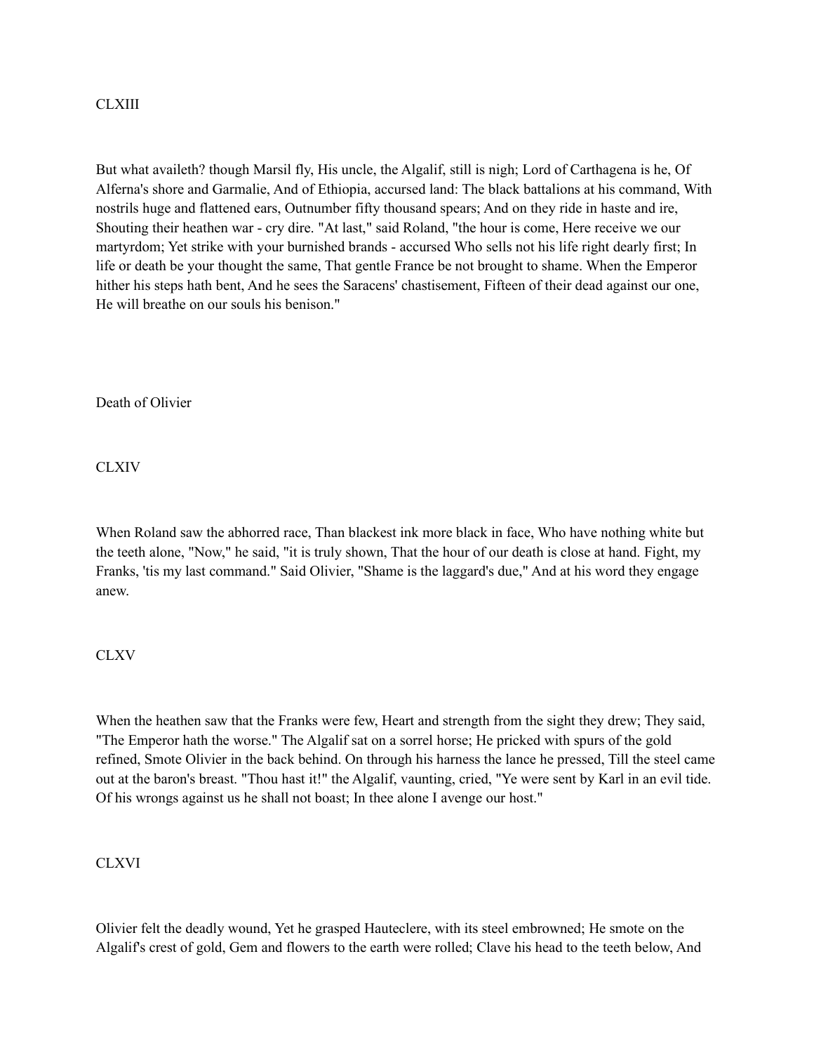CLXIII

But what availeth? though Marsil fly, His uncle, the Algalif, still is nigh; Lord of Carthagena is he, Of Alferna's shore and Garmalie, And of Ethiopia, accursed land: The black battalions at his command, With nostrils huge and flattened ears, Outnumber fifty thousand spears; And on they ride in haste and ire, Shouting their heathen war - cry dire. "At last," said Roland, "the hour is come, Here receive we our martyrdom; Yet strike with your burnished brands - accursed Who sells not his life right dearly first; In life or death be your thought the same, That gentle France be not brought to shame. When the Emperor hither his steps hath bent, And he sees the Saracens' chastisement, Fifteen of their dead against our one, He will breathe on our souls his benison."

## Death of Olivier

CLXIV

When Roland saw the abhorred race, Than blackest ink more black in face, Who have nothing white but the teeth alone, "Now," he said, "it is truly shown, That the hour of our death is close at hand. Fight, my Franks, 'tis my last command." Said Olivier, "Shame is the laggard's due," And at his word they engage anew.

CLXV

When the heathen saw that the Franks were few, Heart and strength from the sight they drew; They said, "The Emperor hath the worse." The Algalif sat on a sorrel horse; He pricked with spurs of the gold refined, Smote Olivier in the back behind. On through his harness the lance he pressed, Till the steel came out at the baron's breast. "Thou hast it!" the Algalif, vaunting, cried, "Ye were sent by Karl in an evil tide. Of his wrongs against us he shall not boast; In thee alone I avenge our host."

CLXVI

Olivier felt the deadly wound, Yet he grasped Hauteclere, with its steel embrowned; He smote on the Algalif's crest of gold, Gem and flowers to the earth were rolled; Clave his head to the teeth below, And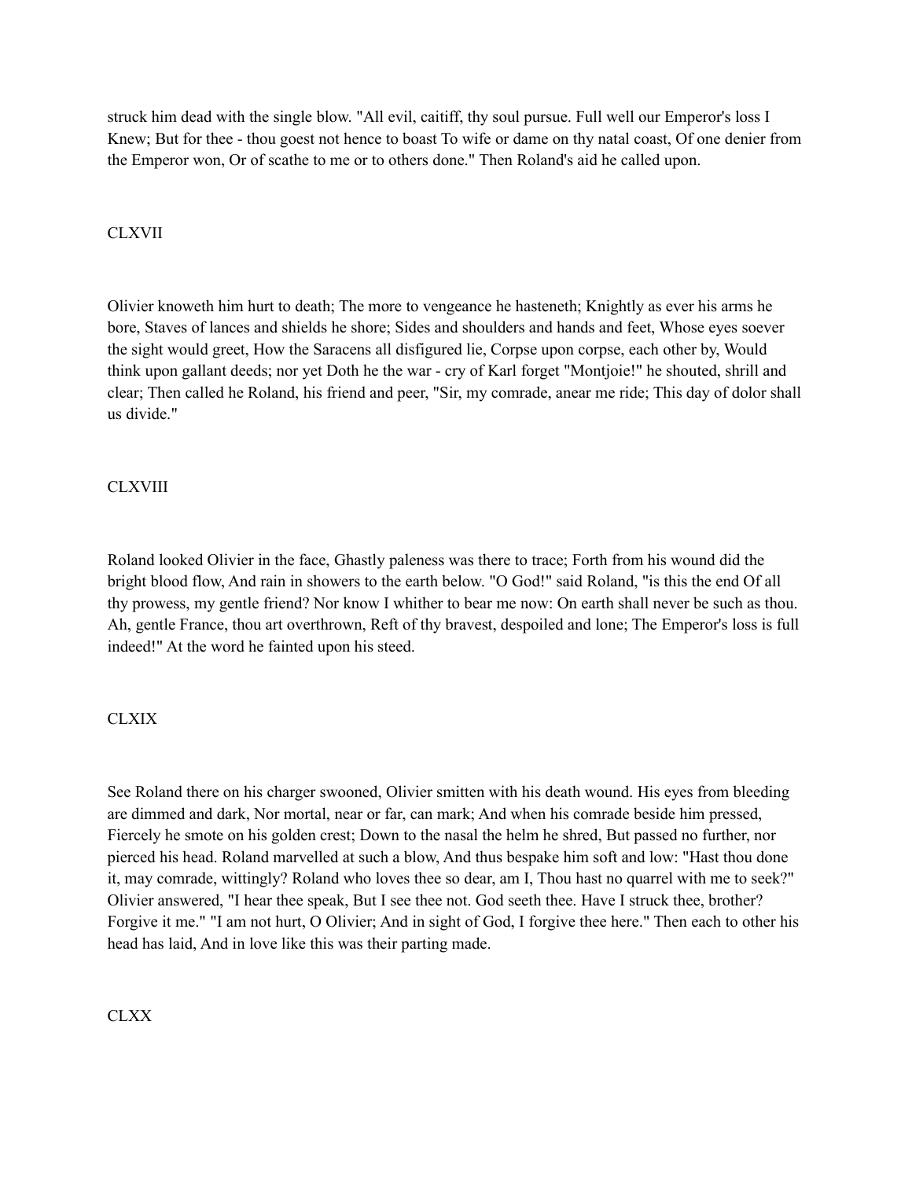struck him dead with the single blow. "All evil, caitiff, thy soul pursue. Full well our Emperor's loss I Knew; But for thee - thou goest not hence to boast To wife or dame on thy natal coast, Of one denier from the Emperor won, Or of scathe to me or to others done." Then Roland's aid he called upon.

CLXVII

Olivier knoweth him hurt to death; The more to vengeance he hasteneth; Knightly as ever his arms he bore, Staves of lances and shields he shore; Sides and shoulders and hands and feet, Whose eyes soever the sight would greet, How the Saracens all disfigured lie, Corpse upon corpse, each other by, Would think upon gallant deeds; nor yet Doth he the war - cry of Karl forget "Montjoie!" he shouted, shrill and clear; Then called he Roland, his friend and peer, "Sir, my comrade, anear me ride; This day of dolor shall us divide."

CLXVIII

Roland looked Olivier in the face, Ghastly paleness was there to trace; Forth from his wound did the bright blood flow, And rain in showers to the earth below. "O God!" said Roland, "is this the end Of all thy prowess, my gentle friend? Nor know I whither to bear me now: On earth shall never be such as thou. Ah, gentle France, thou art overthrown, Reft of thy bravest, despoiled and lone; The Emperor's loss is full indeed!" At the word he fainted upon his steed.

CLXIX

See Roland there on his charger swooned, Olivier smitten with his death wound. His eyes from bleeding are dimmed and dark, Nor mortal, near or far, can mark; And when his comrade beside him pressed, Fiercely he smote on his golden crest; Down to the nasal the helm he shred, But passed no further, nor pierced his head. Roland marvelled at such a blow, And thus bespake him soft and low: "Hast thou done it, may comrade, wittingly? Roland who loves thee so dear, am I, Thou hast no quarrel with me to seek?" Olivier answered, "I hear thee speak, But I see thee not. God seeth thee. Have I struck thee, brother? Forgive it me." "I am not hurt, O Olivier; And in sight of God, I forgive thee here." Then each to other his head has laid, And in love like this was their parting made.

CLXX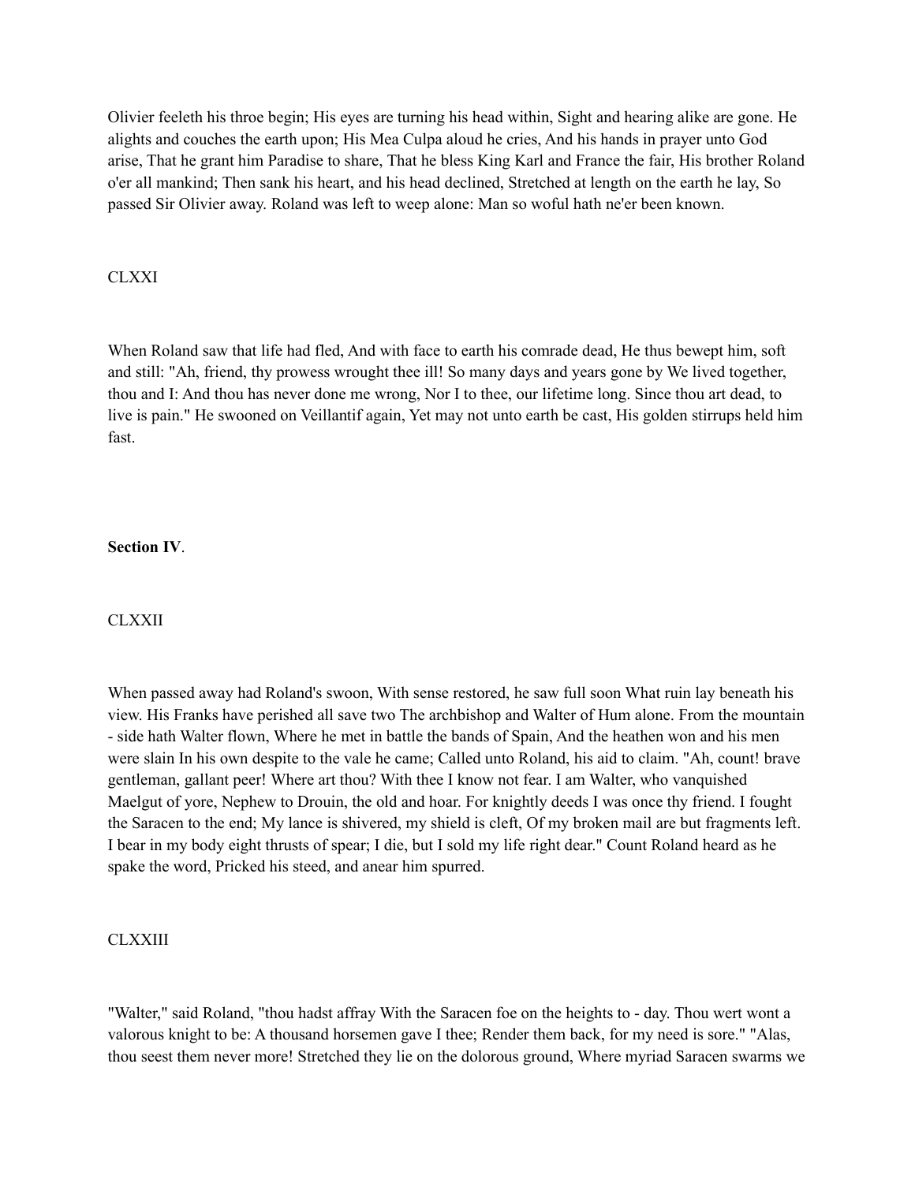Olivier feeleth his throe begin; His eyes are turning his head within, Sight and hearing alike are gone. He alights and couches the earth upon; His Mea Culpa aloud he cries, And his hands in prayer unto God arise, That he grant him Paradise to share, That he bless King Karl and France the fair, His brother Roland o'er all mankind; Then sank his heart, and his head declined, Stretched at length on the earth he lay, So passed Sir Olivier away. Roland was left to weep alone: Man so woful hath ne'er been known.

CLXXI

When Roland saw that life had fled, And with face to earth his comrade dead, He thus bewept him, soft and still: "Ah, friend, thy prowess wrought thee ill! So many days and years gone by We lived together, thou and I: And thou has never done me wrong, Nor I to thee, our lifetime long. Since thou art dead, to live is pain." He swooned on Veillantif again, Yet may not unto earth be cast, His golden stirrups held him fast.

**Section IV**.

CLXXII

When passed away had Roland's swoon, With sense restored, he saw full soon What ruin lay beneath his view. His Franks have perished all save two The archbishop and Walter of Hum alone. From the mountain - side hath Walter flown, Where he met in battle the bands of Spain, And the heathen won and his men were slain In his own despite to the vale he came; Called unto Roland, his aid to claim. "Ah, count! brave gentleman, gallant peer! Where art thou? With thee I know not fear. I am Walter, who vanquished Maelgut of yore, Nephew to Drouin, the old and hoar. For knightly deeds I was once thy friend. I fought the Saracen to the end; My lance is shivered, my shield is cleft, Of my broken mail are but fragments left. I bear in my body eight thrusts of spear; I die, but I sold my life right dear." Count Roland heard as he spake the word, Pricked his steed, and anear him spurred.

CLXXIII

"Walter," said Roland, "thou hadst affray With the Saracen foe on the heights to - day. Thou wert wont a valorous knight to be: A thousand horsemen gave I thee; Render them back, for my need is sore." "Alas, thou seest them never more! Stretched they lie on the dolorous ground, Where myriad Saracen swarms we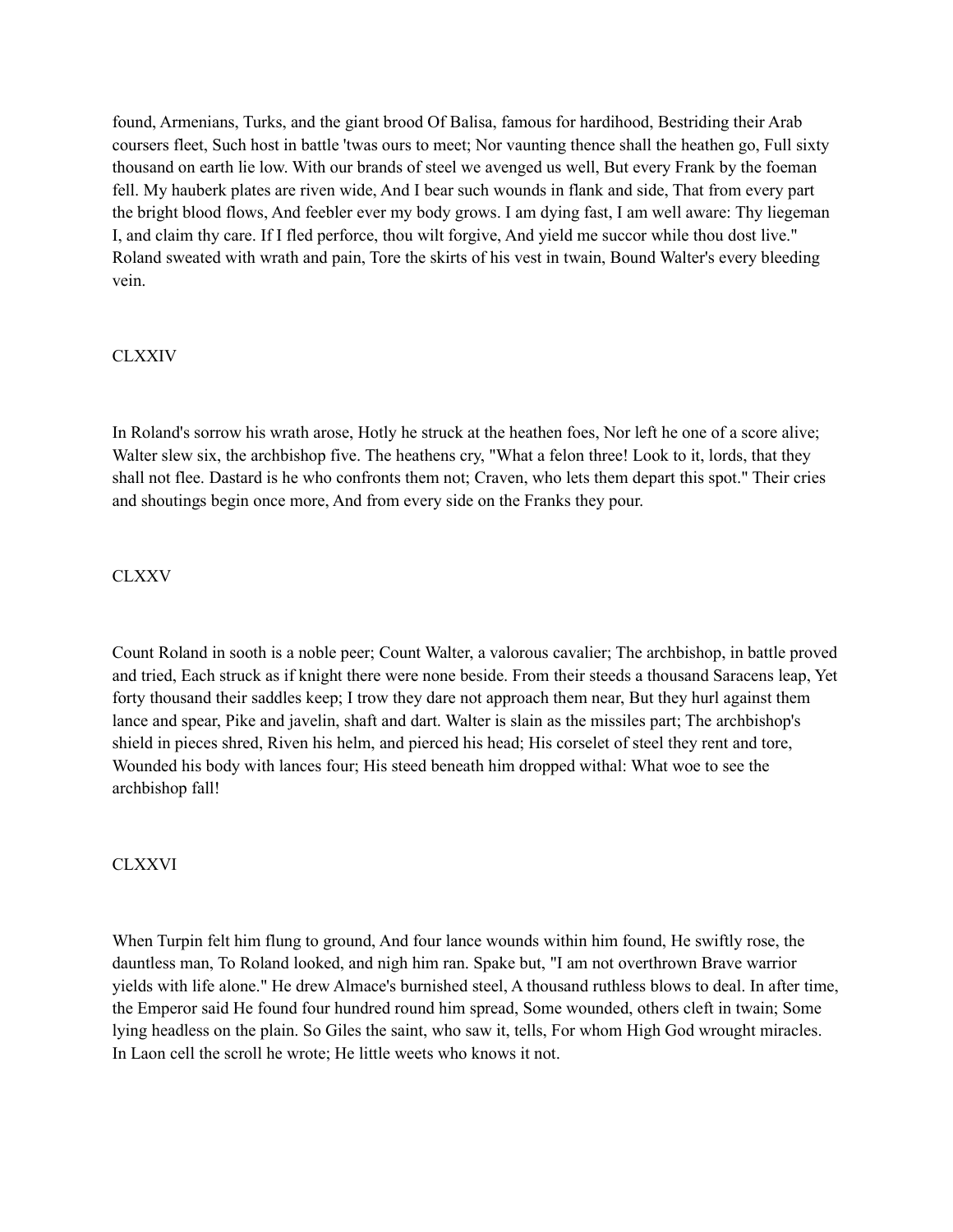found, Armenians, Turks, and the giant brood Of Balisa, famous for hardihood, Bestriding their Arab coursers fleet, Such host in battle 'twas ours to meet; Nor vaunting thence shall the heathen go, Full sixty thousand on earth lie low. With our brands of steel we avenged us well, But every Frank by the foeman fell. My hauberk plates are riven wide, And I bear such wounds in flank and side, That from every part the bright blood flows, And feebler ever my body grows. I am dying fast, I am well aware: Thy liegeman I, and claim thy care. If I fled perforce, thou wilt forgive, And yield me succor while thou dost live." Roland sweated with wrath and pain, Tore the skirts of his vest in twain, Bound Walter's every bleeding vein.

## CLXXIV

In Roland's sorrow his wrath arose, Hotly he struck at the heathen foes, Nor left he one of a score alive; Walter slew six, the archbishop five. The heathens cry, "What a felon three! Look to it, lords, that they shall not flee. Dastard is he who confronts them not; Craven, who lets them depart this spot." Their cries and shoutings begin once more, And from every side on the Franks they pour.

## CLXXV

Count Roland in sooth is a noble peer; Count Walter, a valorous cavalier; The archbishop, in battle proved and tried, Each struck as if knight there were none beside. From their steeds a thousand Saracens leap, Yet forty thousand their saddles keep; I trow they dare not approach them near, But they hurl against them lance and spear, Pike and javelin, shaft and dart. Walter is slain as the missiles part; The archbishop's shield in pieces shred, Riven his helm, and pierced his head; His corselet of steel they rent and tore, Wounded his body with lances four; His steed beneath him dropped withal: What woe to see the archbishop fall!

## CLXXVI

When Turpin felt him flung to ground, And four lance wounds within him found, He swiftly rose, the dauntless man, To Roland looked, and nigh him ran. Spake but, "I am not overthrown Brave warrior yields with life alone." He drew Almace's burnished steel, A thousand ruthless blows to deal. In after time, the Emperor said He found four hundred round him spread, Some wounded, others cleft in twain; Some lying headless on the plain. So Giles the saint, who saw it, tells, For whom High God wrought miracles. In Laon cell the scroll he wrote; He little weets who knows it not.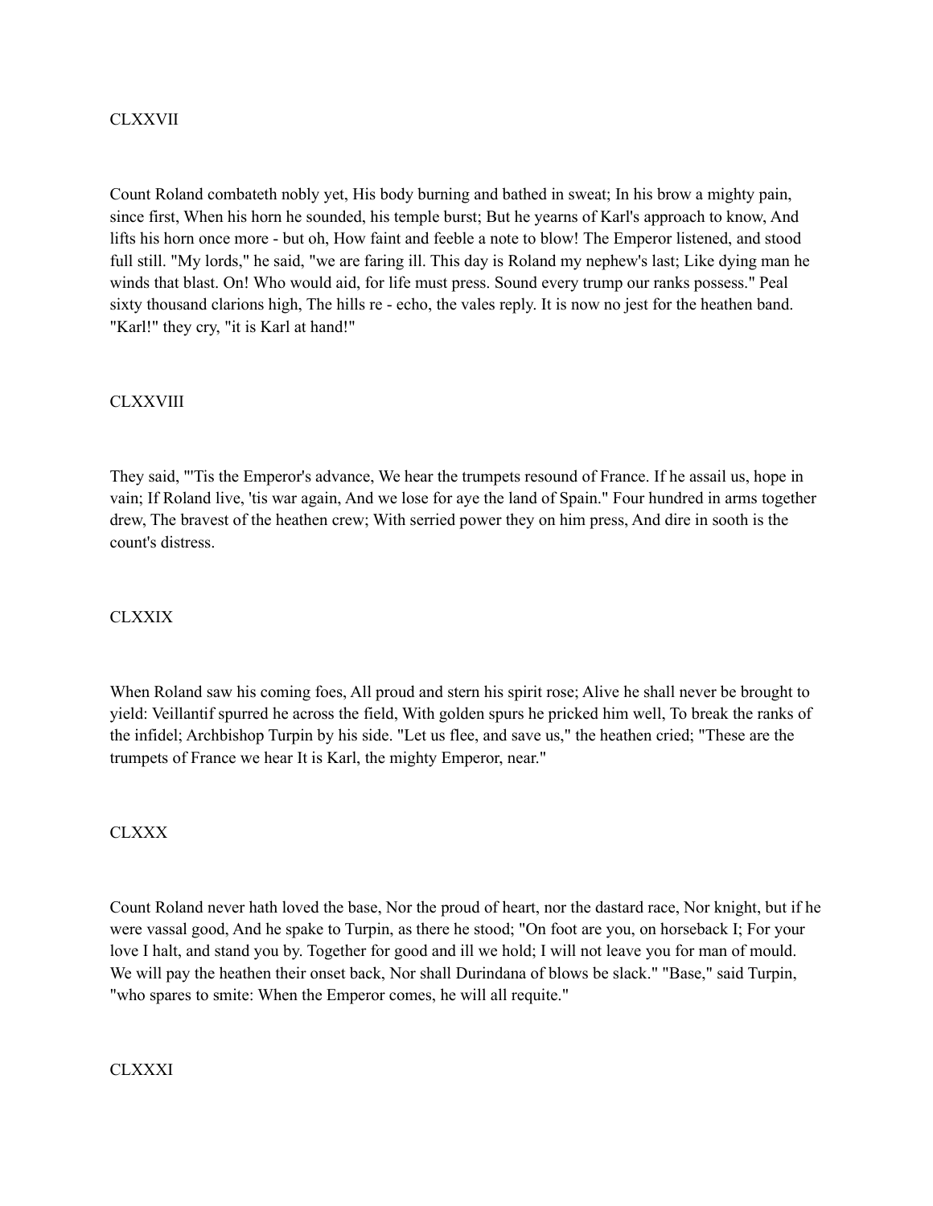## CLXXVII

Count Roland combateth nobly yet, His body burning and bathed in sweat; In his brow a mighty pain, since first, When his horn he sounded, his temple burst; But he yearns of Karl's approach to know, And lifts his horn once more - but oh, How faint and feeble a note to blow! The Emperor listened, and stood full still. "My lords," he said, "we are faring ill. This day is Roland my nephew's last; Like dying man he winds that blast. On! Who would aid, for life must press. Sound every trump our ranks possess." Peal sixty thousand clarions high, The hills re - echo, the vales reply. It is now no jest for the heathen band. "Karl!" they cry, "it is Karl at hand!"

## CLXXVIII

They said, "'Tis the Emperor's advance, We hear the trumpets resound of France. If he assail us, hope in vain; If Roland live, 'tis war again, And we lose for aye the land of Spain." Four hundred in arms together drew, The bravest of the heathen crew; With serried power they on him press, And dire in sooth is the count's distress.

## CLXXIX

When Roland saw his coming foes, All proud and stern his spirit rose; Alive he shall never be brought to yield: Veillantif spurred he across the field, With golden spurs he pricked him well, To break the ranks of the infidel; Archbishop Turpin by his side. "Let us flee, and save us," the heathen cried; "These are the trumpets of France we hear It is Karl, the mighty Emperor, near."

## CLXXX

Count Roland never hath loved the base, Nor the proud of heart, nor the dastard race, Nor knight, but if he were vassal good, And he spake to Turpin, as there he stood; "On foot are you, on horseback I; For your love I halt, and stand you by. Together for good and ill we hold; I will not leave you for man of mould. We will pay the heathen their onset back, Nor shall Durindana of blows be slack." "Base," said Turpin, "who spares to smite: When the Emperor comes, he will all requite."

## CLXXXI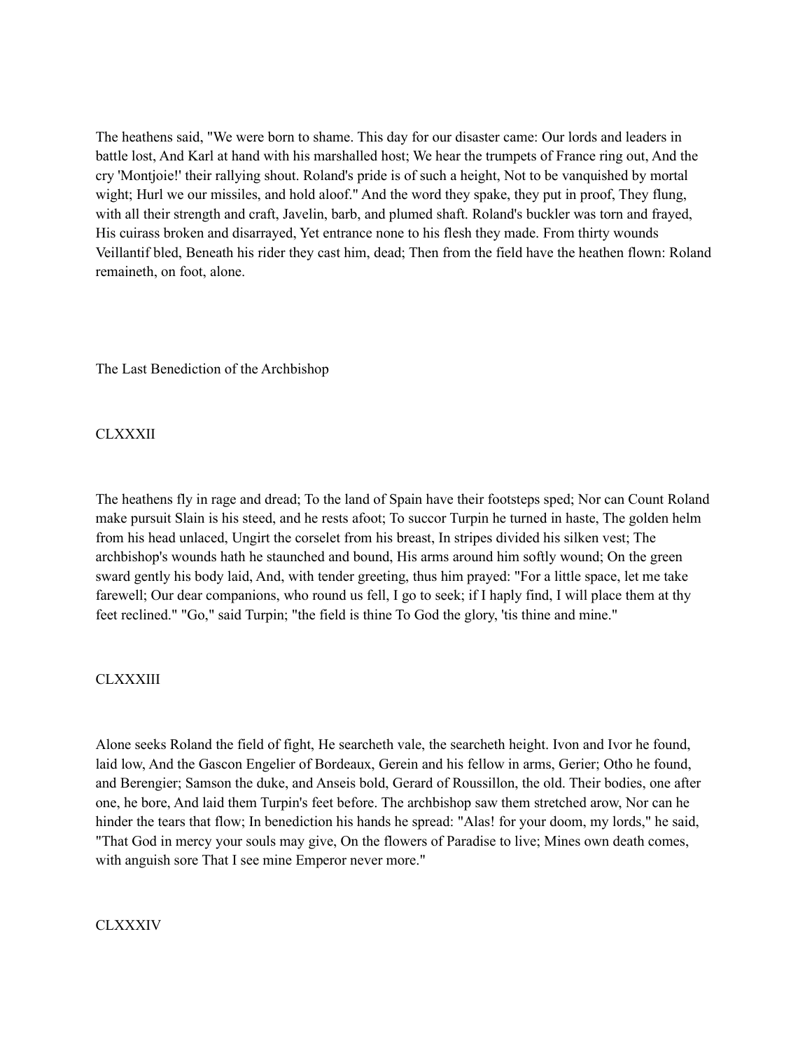The heathens said, "We were born to shame. This day for our disaster came: Our lords and leaders in battle lost, And Karl at hand with his marshalled host; We hear the trumpets of France ring out, And the cry 'Montjoie!' their rallying shout. Roland's pride is of such a height, Not to be vanquished by mortal wight; Hurl we our missiles, and hold aloof." And the word they spake, they put in proof, They flung, with all their strength and craft, Javelin, barb, and plumed shaft. Roland's buckler was torn and frayed, His cuirass broken and disarrayed, Yet entrance none to his flesh they made. From thirty wounds Veillantif bled, Beneath his rider they cast him, dead; Then from the field have the heathen flown: Roland remaineth, on foot, alone.

## The Last Benediction of the Archbishop

### CLXXXII

The heathens fly in rage and dread; To the land of Spain have their footsteps sped; Nor can Count Roland make pursuit Slain is his steed, and he rests afoot; To succor Turpin he turned in haste, The golden helm from his head unlaced, Ungirt the corselet from his breast, In stripes divided his silken vest; The archbishop's wounds hath he staunched and bound, His arms around him softly wound; On the green sward gently his body laid, And, with tender greeting, thus him prayed: "For a little space, let me take farewell; Our dear companions, who round us fell, I go to seek; if I haply find, I will place them at thy feet reclined." "Go," said Turpin; "the field is thine To God the glory, 'tis thine and mine."

### CLXXXIII

Alone seeks Roland the field of fight, He searcheth vale, the searcheth height. Ivon and Ivor he found, laid low, And the Gascon Engelier of Bordeaux, Gerein and his fellow in arms, Gerier; Otho he found, and Berengier; Samson the duke, and Anseis bold, Gerard of Roussillon, the old. Their bodies, one after one, he bore, And laid them Turpin's feet before. The archbishop saw them stretched arow, Nor can he hinder the tears that flow; In benediction his hands he spread: "Alas! for your doom, my lords," he said, "That God in mercy your souls may give, On the flowers of Paradise to live; Mines own death comes, with anguish sore That I see mine Emperor never more."

### CLXXXIV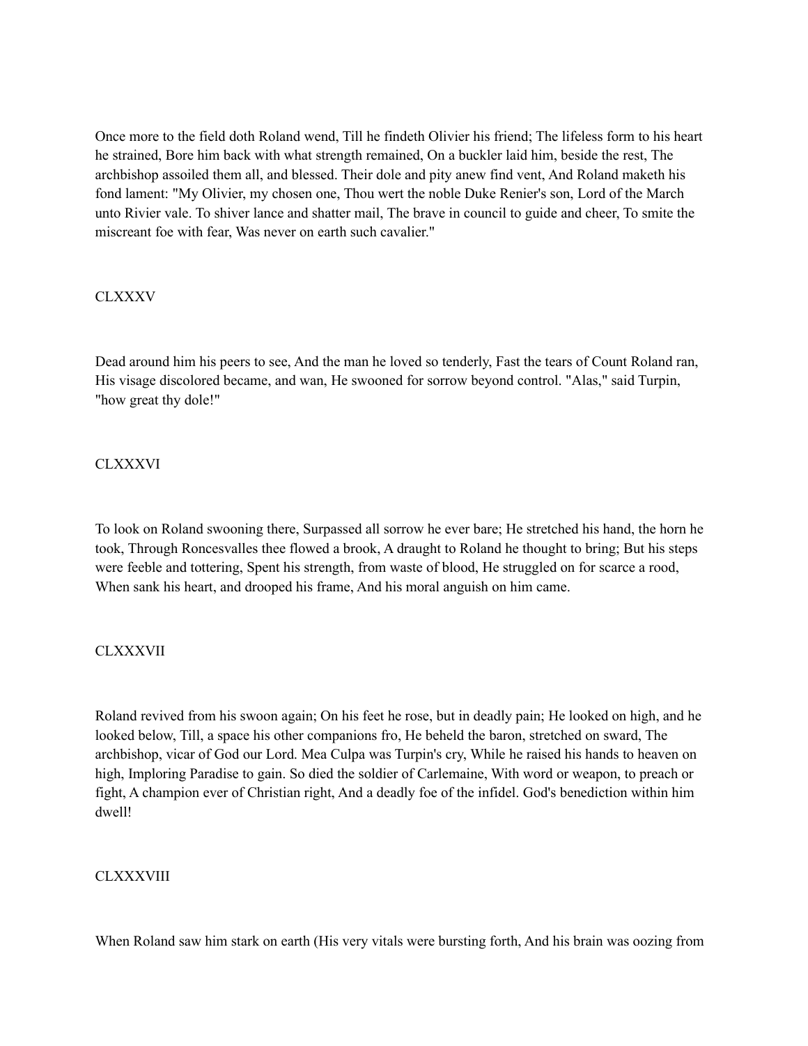Once more to the field doth Roland wend, Till he findeth Olivier his friend; The lifeless form to his heart he strained, Bore him back with what strength remained, On a buckler laid him, beside the rest, The archbishop assoiled them all, and blessed. Their dole and pity anew find vent, And Roland maketh his fond lament: "My Olivier, my chosen one, Thou wert the noble Duke Renier's son, Lord of the March unto Rivier vale. To shiver lance and shatter mail, The brave in council to guide and cheer, To smite the miscreant foe with fear, Was never on earth such cavalier."

## CLXXXV

Dead around him his peers to see, And the man he loved so tenderly, Fast the tears of Count Roland ran, His visage discolored became, and wan, He swooned for sorrow beyond control. "Alas," said Turpin, "how great thy dole!"

## CLXXXVI

To look on Roland swooning there, Surpassed all sorrow he ever bare; He stretched his hand, the horn he took, Through Roncesvalles thee flowed a brook, A draught to Roland he thought to bring; But his steps were feeble and tottering, Spent his strength, from waste of blood, He struggled on for scarce a rood, When sank his heart, and drooped his frame, And his moral anguish on him came.

## CLXXXVII

Roland revived from his swoon again; On his feet he rose, but in deadly pain; He looked on high, and he looked below, Till, a space his other companions fro, He beheld the baron, stretched on sward, The archbishop, vicar of God our Lord. Mea Culpa was Turpin's cry, While he raised his hands to heaven on high, Imploring Paradise to gain. So died the soldier of Carlemaine, With word or weapon, to preach or fight, A champion ever of Christian right, And a deadly foe of the infidel. God's benediction within him dwell!

## CLXXXVIII

When Roland saw him stark on earth (His very vitals were bursting forth, And his brain was oozing from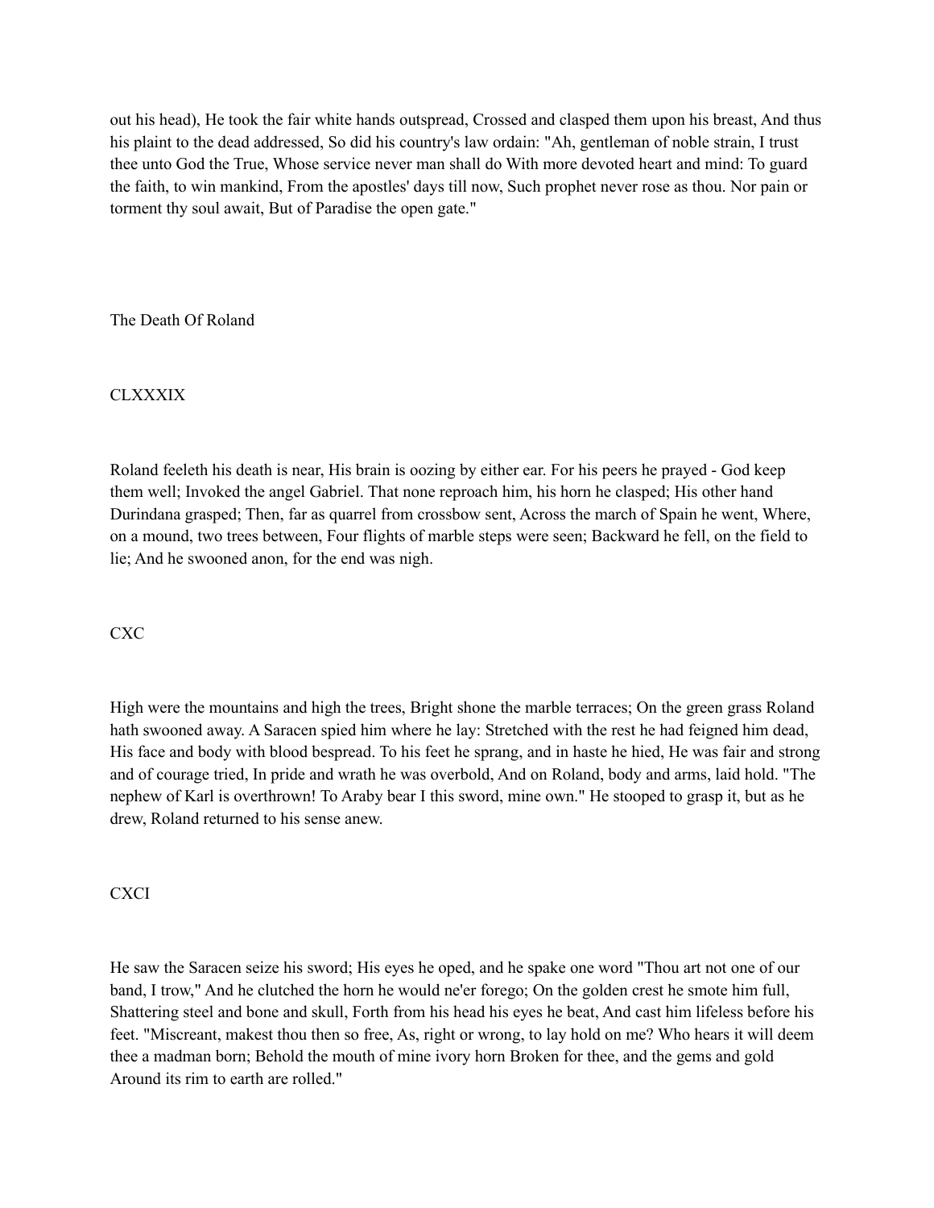out his head), He took the fair white hands outspread, Crossed and clasped them upon his breast, And thus his plaint to the dead addressed, So did his country's law ordain: "Ah, gentleman of noble strain, I trust thee unto God the True, Whose service never man shall do With more devoted heart and mind: To guard the faith, to win mankind, From the apostles' days till now, Such prophet never rose as thou. Nor pain or torment thy soul await, But of Paradise the open gate."

## The Death Of Roland

### CLXXXIX

Roland feeleth his death is near, His brain is oozing by either ear. For his peers he prayed - God keep them well; Invoked the angel Gabriel. That none reproach him, his horn he clasped; His other hand Durindana grasped; Then, far as quarrel from crossbow sent, Across the march of Spain he went, Where, on a mound, two trees between, Four flights of marble steps were seen; Backward he fell, on the field to lie; And he swooned anon, for the end was nigh.

### CXC

High were the mountains and high the trees, Bright shone the marble terraces; On the green grass Roland hath swooned away. A Saracen spied him where he lay: Stretched with the rest he had feigned him dead, His face and body with blood bespread. To his feet he sprang, and in haste he hied, He was fair and strong and of courage tried, In pride and wrath he was overbold, And on Roland, body and arms, laid hold. "The nephew of Karl is overthrown! To Araby bear I this sword, mine own." He stooped to grasp it, but as he drew, Roland returned to his sense anew.

### CXCI

He saw the Saracen seize his sword; His eyes he oped, and he spake one word "Thou art not one of our band, I trow," And he clutched the horn he would ne'er forego; On the golden crest he smote him full, Shattering steel and bone and skull, Forth from his head his eyes he beat, And cast him lifeless before his feet. "Miscreant, makest thou then so free, As, right or wrong, to lay hold on me? Who hears it will deem thee a madman born; Behold the mouth of mine ivory horn Broken for thee, and the gems and gold Around its rim to earth are rolled."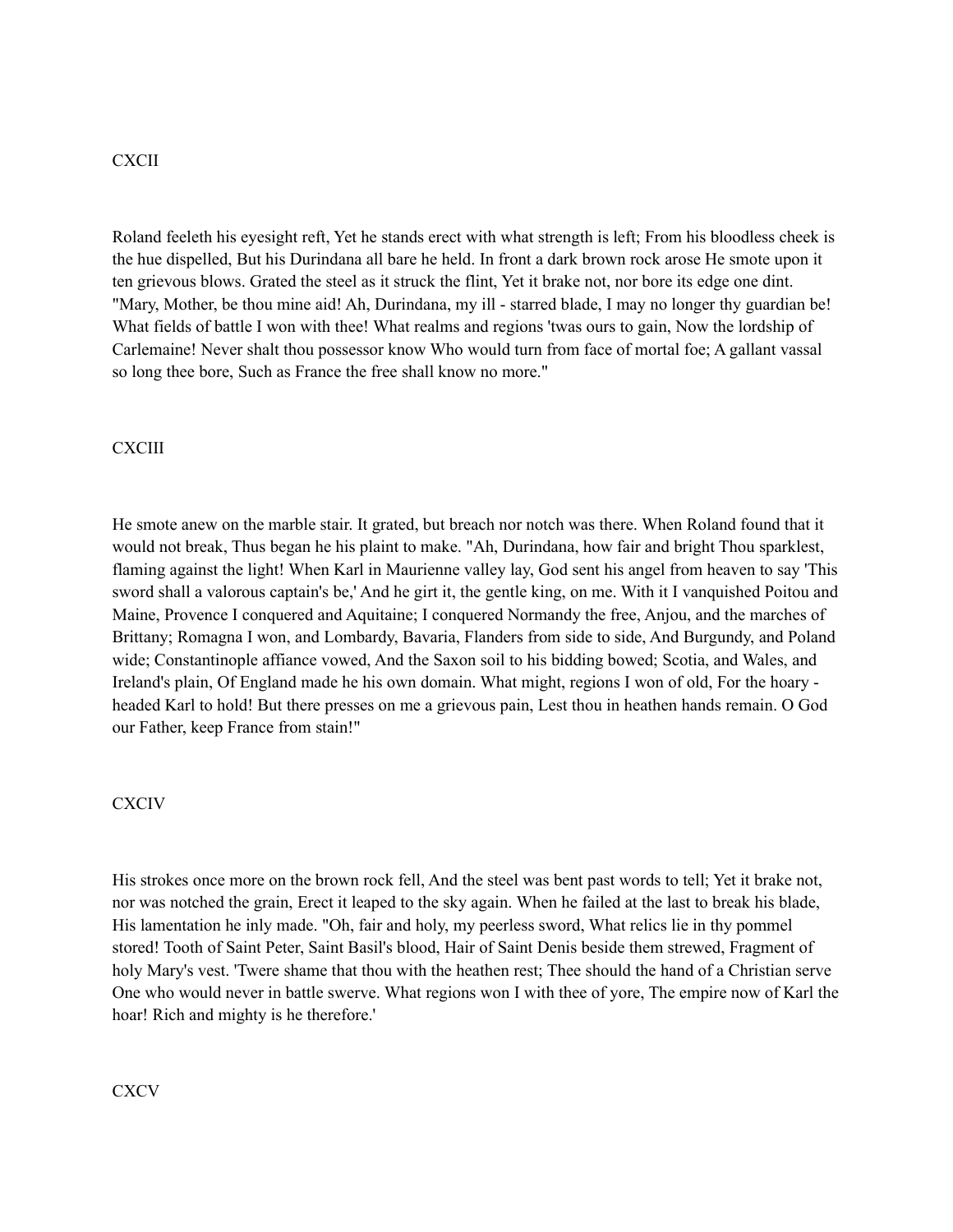## CXCII

Roland feeleth his eyesight reft, Yet he stands erect with what strength is left; From his bloodless cheek is the hue dispelled, But his Durindana all bare he held. In front a dark brown rock arose He smote upon it ten grievous blows. Grated the steel as it struck the flint, Yet it brake not, nor bore its edge one dint. "Mary, Mother, be thou mine aid! Ah, Durindana, my ill - starred blade, I may no longer thy guardian be! What fields of battle I won with thee! What realms and regions 'twas ours to gain, Now the lordship of Carlemaine! Never shalt thou possessor know Who would turn from face of mortal foe; A gallant vassal so long thee bore, Such as France the free shall know no more."

## CXCIII

He smote anew on the marble stair. It grated, but breach nor notch was there. When Roland found that it would not break, Thus began he his plaint to make. "Ah, Durindana, how fair and bright Thou sparklest, flaming against the light! When Karl in Maurienne valley lay, God sent his angel from heaven to say 'This sword shall a valorous captain's be,' And he girt it, the gentle king, on me. With it I vanquished Poitou and Maine, Provence I conquered and Aquitaine; I conquered Normandy the free, Anjou, and the marches of Brittany; Romagna I won, and Lombardy, Bavaria, Flanders from side to side, And Burgundy, and Poland wide; Constantinople affiance vowed, And the Saxon soil to his bidding bowed; Scotia, and Wales, and Ireland's plain, Of England made he his own domain. What might, regions I won of old, For the hoary - headed Karl to hold! But there presses on me a grievous pain, Lest thou in heathen hands remain. O God our Father, keep France from stain!"

## CXCIV

His strokes once more on the brown rock fell, And the steel was bent past words to tell; Yet it brake not, nor was notched the grain, Erect it leaped to the sky again. When he failed at the last to break his blade, His lamentation he inly made. "Oh, fair and holy, my peerless sword, What relics lie in thy pommel stored! Tooth of Saint Peter, Saint Basil's blood, Hair of Saint Denis beside them strewed, Fragment of holy Mary's vest. 'Twere shame that thou with the heathen rest; Thee should the hand of a Christian serve One who would never in battle swerve. What regions won I with thee of yore, The empire now of Karl the hoar! Rich and mighty is he therefore.'

## CXCV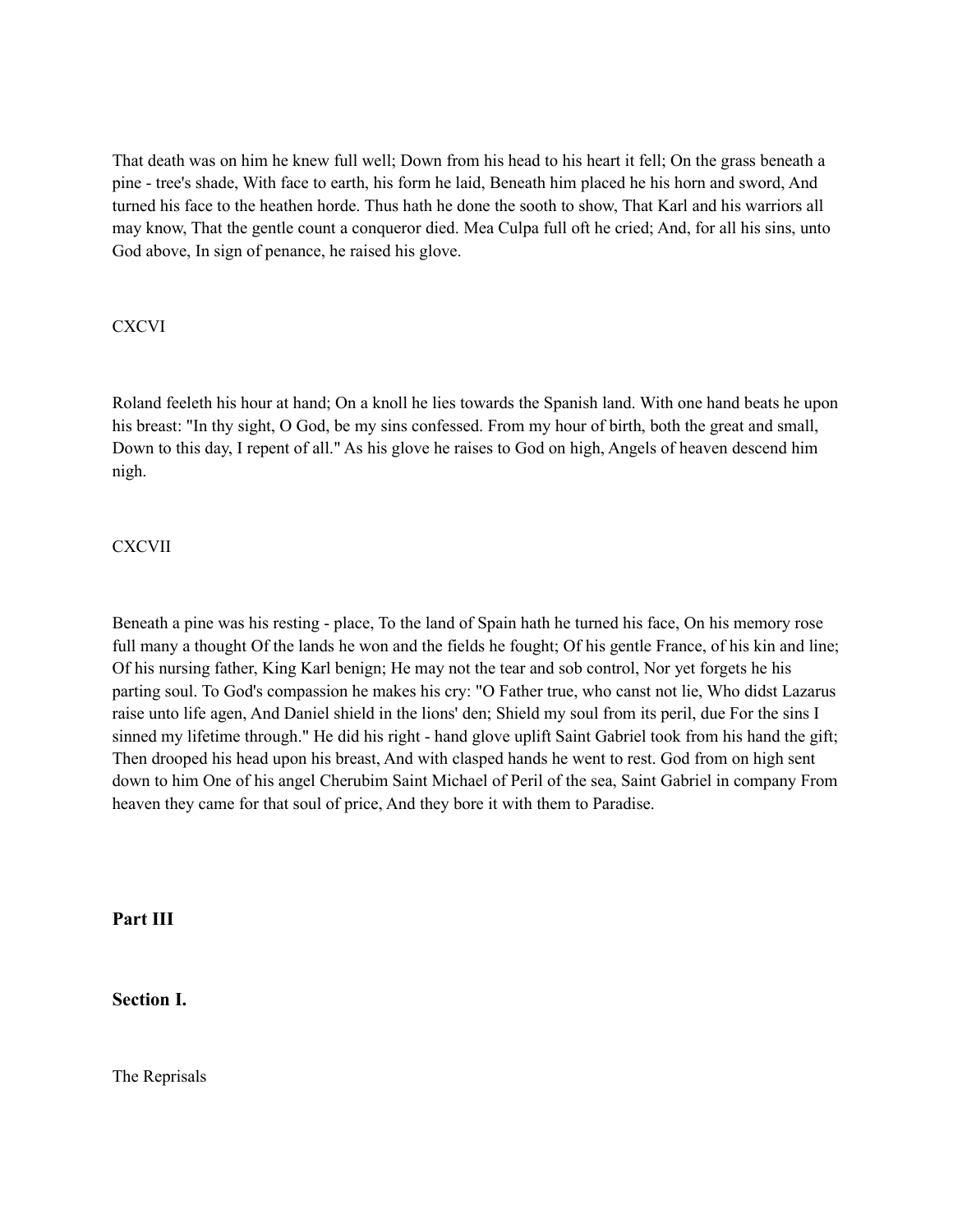That death was on him he knew full well; Down from his head to his heart it fell; On the grass beneath a pine - tree's shade, With face to earth, his form he laid, Beneath him placed he his horn and sword, And turned his face to the heathen horde. Thus hath he done the sooth to show, That Karl and his warriors all may know, That the gentle count a conqueror died. Mea Culpa full oft he cried; And, for all his sins, unto God above, In sign of penance, he raised his glove.

CXCVI

Roland feeleth his hour at hand; On a knoll he lies towards the Spanish land. With one hand beats he upon his breast: "In thy sight, O God, be my sins confessed. From my hour of birth, both the great and small, Down to this day, I repent of all." As his glove he raises to God on high, Angels of heaven descend him nigh.

CXCVII

Beneath a pine was his resting - place, To the land of Spain hath he turned his face, On his memory rose full many a thought Of the lands he won and the fields he fought; Of his gentle France, of his kin and line; Of his nursing father, King Karl benign; He may not the tear and sob control, Nor yet forgets he his parting soul. To God's compassion he makes his cry: "O Father true, who canst not lie, Who didst Lazarus raise unto life agen, And Daniel shield in the lions' den; Shield my soul from its peril, due For the sins I sinned my lifetime through." He did his right - hand glove uplift Saint Gabriel took from his hand the gift; Then drooped his head upon his breast, And with clasped hands he went to rest. God from on high sent down to him One of his angel Cherubim Saint Michael of Peril of the sea, Saint Gabriel in company From heaven they came for that soul of price, And they bore it with them to Paradise.

## Part III

### Section I.

The Reprisals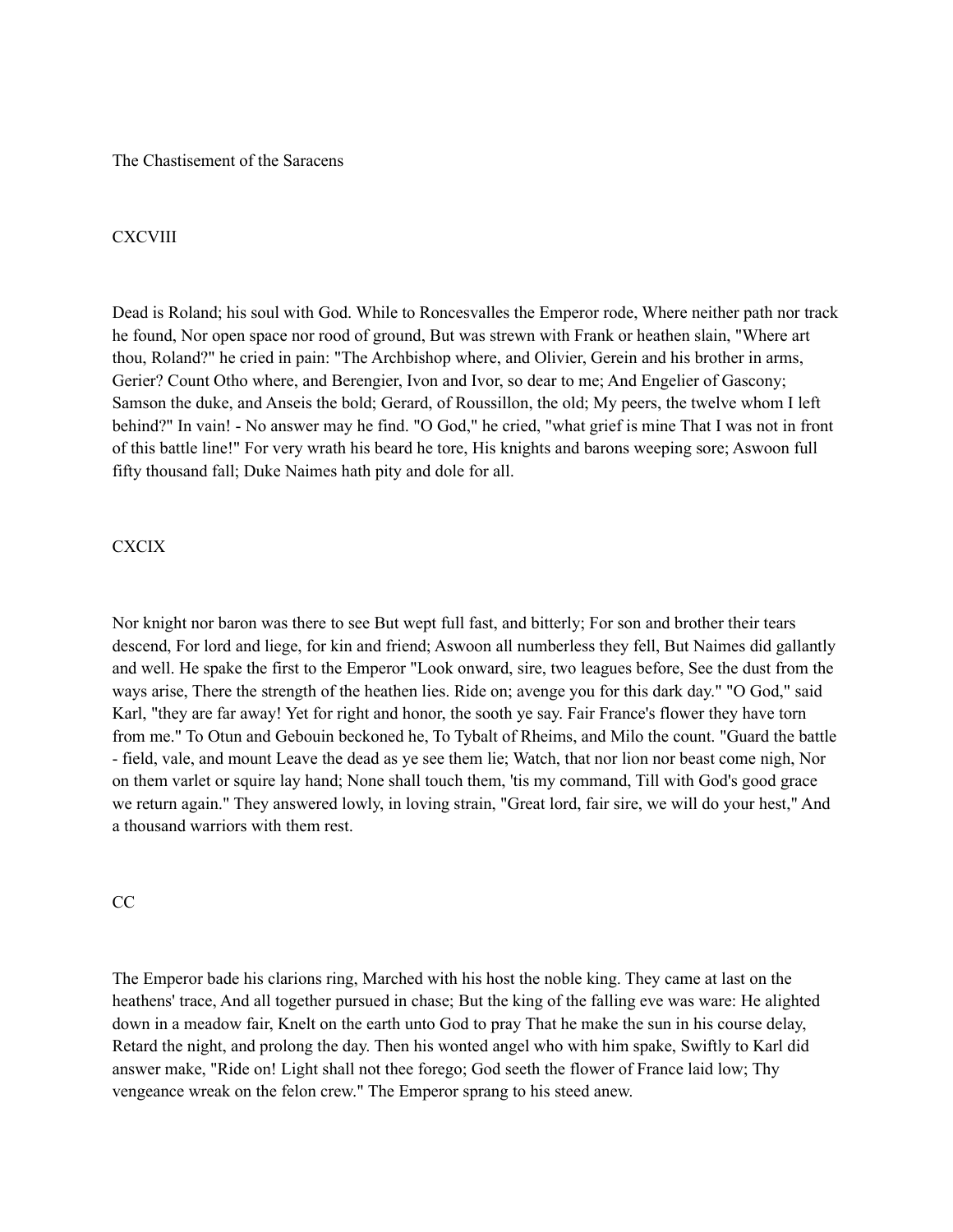## The Chastisement of the Saracens

### CXCVIII

Dead is Roland; his soul with God. While to Roncesvalles the Emperor rode, Where neither path nor track he found, Nor open space nor rood of ground, But was strewn with Frank or heathen slain, "Where art thou, Roland?" he cried in pain: "The Archbishop where, and Olivier, Gerein and his brother in arms, Gerier? Count Otho where, and Berengier, Ivon and Ivor, so dear to me; And Engelier of Gascony; Samson the duke, and Anseis the bold; Gerard, of Roussillon, the old; My peers, the twelve whom I left behind?" In vain! - No answer may he find. "O God," he cried, "what grief is mine That I was not in front of this battle line!" For very wrath his beard he tore, His knights and barons weeping sore; Aswoon full fifty thousand fall; Duke Naimes hath pity and dole for all.

### CXCIX

Nor knight nor baron was there to see But wept full fast, and bitterly; For son and brother their tears descend, For lord and liege, for kin and friend; Aswoon all numberless they fell, But Naimes did gallantly and well. He spake the first to the Emperor "Look onward, sire, two leagues before, See the dust from the ways arise, There the strength of the heathen lies. Ride on; avenge you for this dark day." "O God," said Karl, "they are far away! Yet for right and honor, the sooth ye say. Fair France's flower they have torn from me." To Otun and Gebouin beckoned he, To Tybalt of Rheims, and Milo the count. "Guard the battle - field, vale, and mount Leave the dead as ye see them lie; Watch, that nor lion nor beast come nigh, Nor on them varlet or squire lay hand; None shall touch them, 'tis my command, Till with God's good grace we return again." They answered lowly, in loving strain, "Great lord, fair sire, we will do your hest," And a thousand warriors with them rest.

### CC

The Emperor bade his clarions ring, Marched with his host the noble king. They came at last on the heathens' trace, And all together pursued in chase; But the king of the falling eve was ware: He alighted down in a meadow fair, Knelt on the earth unto God to pray That he make the sun in his course delay, Retard the night, and prolong the day. Then his wonted angel who with him spake, Swiftly to Karl did answer make, "Ride on! Light shall not thee forego; God seeth the flower of France laid low; Thy vengeance wreak on the felon crew." The Emperor sprang to his steed anew.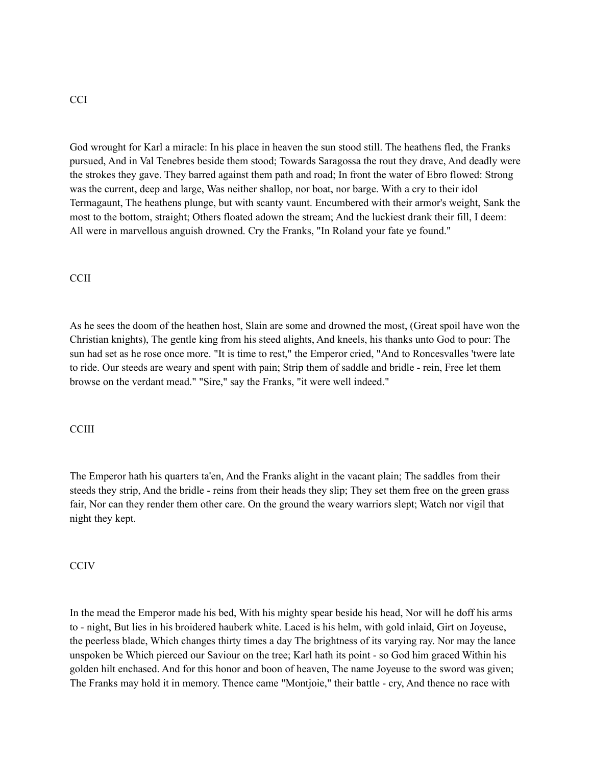CCI

God wrought for Karl a miracle: In his place in heaven the sun stood still. The heathens fled, the Franks pursued, And in Val Tenebres beside them stood; Towards Saragossa the rout they drave, And deadly were the strokes they gave. They barred against them path and road; In front the water of Ebro flowed: Strong was the current, deep and large, Was neither shallop, nor boat, nor barge. With a cry to their idol Termagaunt, The heathens plunge, but with scanty vaunt. Encumbered with their armor's weight, Sank the most to the bottom, straight; Others floated adown the stream; And the luckiest drank their fill, I deem: All were in marvellous anguish drowned. Cry the Franks, "In Roland your fate ye found."

CCII

As he sees the doom of the heathen host, Slain are some and drowned the most, (Great spoil have won the Christian knights), The gentle king from his steed alights, And kneels, his thanks unto God to pour: The sun had set as he rose once more. "It is time to rest," the Emperor cried, "And to Roncesvalles 'twere late to ride. Our steeds are weary and spent with pain; Strip them of saddle and bridle - rein, Free let them browse on the verdant mead." "Sire," say the Franks, "it were well indeed."

CCIII

The Emperor hath his quarters ta'en, And the Franks alight in the vacant plain; The saddles from their steeds they strip, And the bridle - reins from their heads they slip; They set them free on the green grass fair, Nor can they render them other care. On the ground the weary warriors slept; Watch nor vigil that night they kept.

CCIV

In the mead the Emperor made his bed, With his mighty spear beside his head, Nor will he doff his arms to - night, But lies in his broidered hauberk white. Laced is his helm, with gold inlaid, Girt on Joyeuse, the peerless blade, Which changes thirty times a day The brightness of its varying ray. Nor may the lance unspoken be Which pierced our Saviour on the tree; Karl hath its point - so God him graced Within his golden hilt enchased. And for this honor and boon of heaven, The name Joyeuse to the sword was given; The Franks may hold it in memory. Thence came "Montjoie," their battle - cry, And thence no race with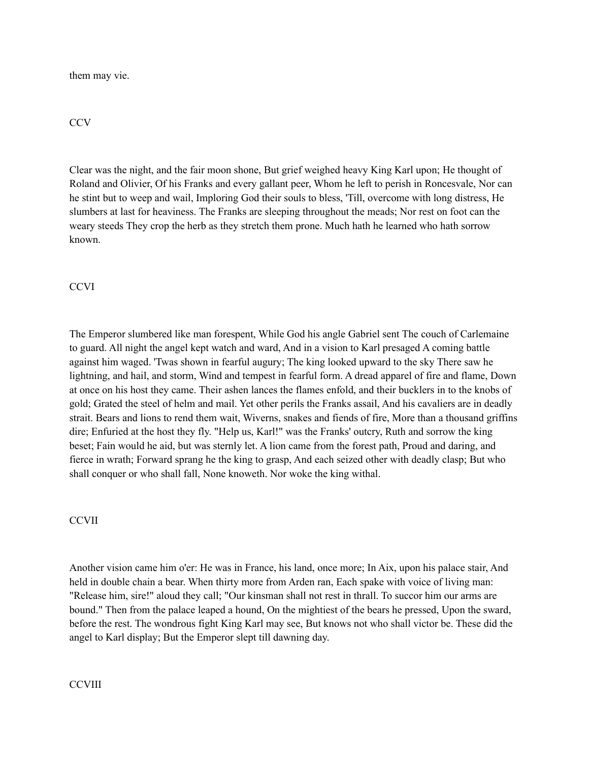them may vie.

CCV

Clear was the night, and the fair moon shone, But grief weighed heavy King Karl upon; He thought of Roland and Olivier, Of his Franks and every gallant peer, Whom he left to perish in Roncesvale, Nor can he stint but to weep and wail, Imploring God their souls to bless, 'Till, overcome with long distress, He slumbers at last for heaviness. The Franks are sleeping throughout the meads; Nor rest on foot can the weary steeds They crop the herb as they stretch them prone. Much hath he learned who hath sorrow known.

CCVI

The Emperor slumbered like man forespent, While God his angle Gabriel sent The couch of Carlemaine to guard. All night the angel kept watch and ward, And in a vision to Karl presaged A coming battle against him waged. 'Twas shown in fearful augury; The king looked upward to the sky There saw he lightning, and hail, and storm, Wind and tempest in fearful form. A dread apparel of fire and flame, Down at once on his host they came. Their ashen lances the flames enfold, and their bucklers in to the knobs of gold; Grated the steel of helm and mail. Yet other perils the Franks assail, And his cavaliers are in deadly strait. Bears and lions to rend them wait, Wiverns, snakes and fiends of fire, More than a thousand griffins dire; Enfuried at the host they fly. "Help us, Karl!" was the Franks' outcry, Ruth and sorrow the king beset; Fain would he aid, but was sternly let. A lion came from the forest path, Proud and daring, and fierce in wrath; Forward sprang he the king to grasp, And each seized other with deadly clasp; But who shall conquer or who shall fall, None knoweth. Nor woke the king withal.

CCVII

Another vision came him o'er: He was in France, his land, once more; In Aix, upon his palace stair, And held in double chain a bear. When thirty more from Arden ran, Each spake with voice of living man: "Release him, sire!" aloud they call; "Our kinsman shall not rest in thrall. To succor him our arms are bound." Then from the palace leaped a hound, On the mightiest of the bears he pressed, Upon the sward, before the rest. The wondrous fight King Karl may see, But knows not who shall victor be. These did the angel to Karl display; But the Emperor slept till dawning day.

CCVIII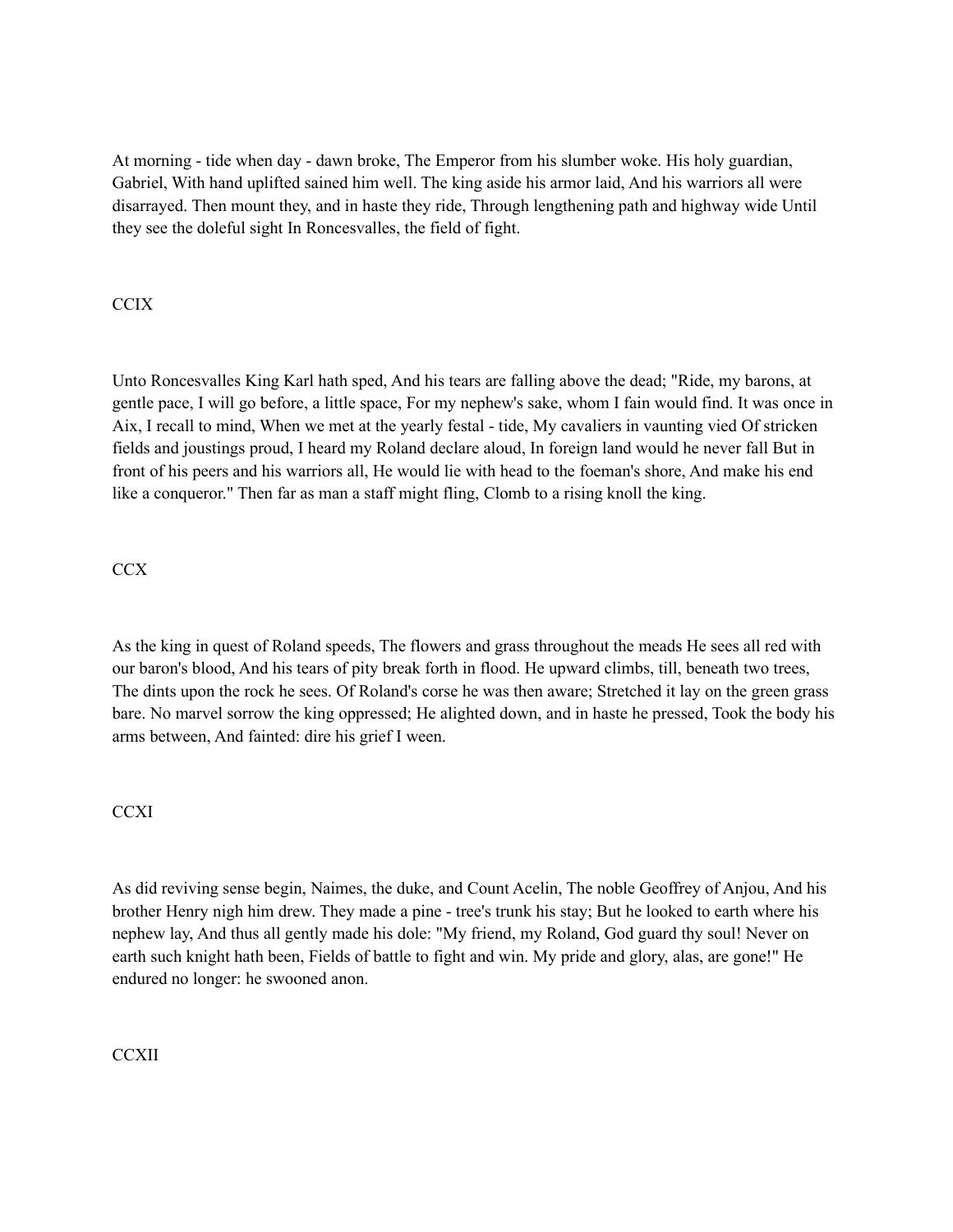At morning - tide when day - dawn broke, The Emperor from his slumber woke. His holy guardian, Gabriel, With hand uplifted sained him well. The king aside his armor laid, And his warriors all were disarrayed. Then mount they, and in haste they ride, Through lengthening path and highway wide Until they see the doleful sight In Roncesvalles, the field of fight.

CCIX

Unto Roncesvalles King Karl hath sped, And his tears are falling above the dead; "Ride, my barons, at gentle pace, I will go before, a little space, For my nephew's sake, whom I fain would find. It was once in Aix, I recall to mind, When we met at the yearly festal - tide, My cavaliers in vaunting vied Of stricken fields and joustings proud, I heard my Roland declare aloud, In foreign land would he never fall But in front of his peers and his warriors all, He would lie with head to the foeman's shore, And make his end like a conqueror." Then far as man a staff might fling, Clomb to a rising knoll the king.

CCX

As the king in quest of Roland speeds, The flowers and grass throughout the meads He sees all red with our baron's blood, And his tears of pity break forth in flood. He upward climbs, till, beneath two trees, The dints upon the rock he sees. Of Roland's corse he was then aware; Stretched it lay on the green grass bare. No marvel sorrow the king oppressed; He alighted down, and in haste he pressed, Took the body his arms between, And fainted: dire his grief I ween.

CCXI

As did reviving sense begin, Naimes, the duke, and Count Acelin, The noble Geoffrey of Anjou, And his brother Henry nigh him drew. They made a pine - tree's trunk his stay; But he looked to earth where his nephew lay, And thus all gently made his dole: "My friend, my Roland, God guard thy soul! Never on earth such knight hath been, Fields of battle to fight and win. My pride and glory, alas, are gone!" He endured no longer: he swooned anon.

CCXII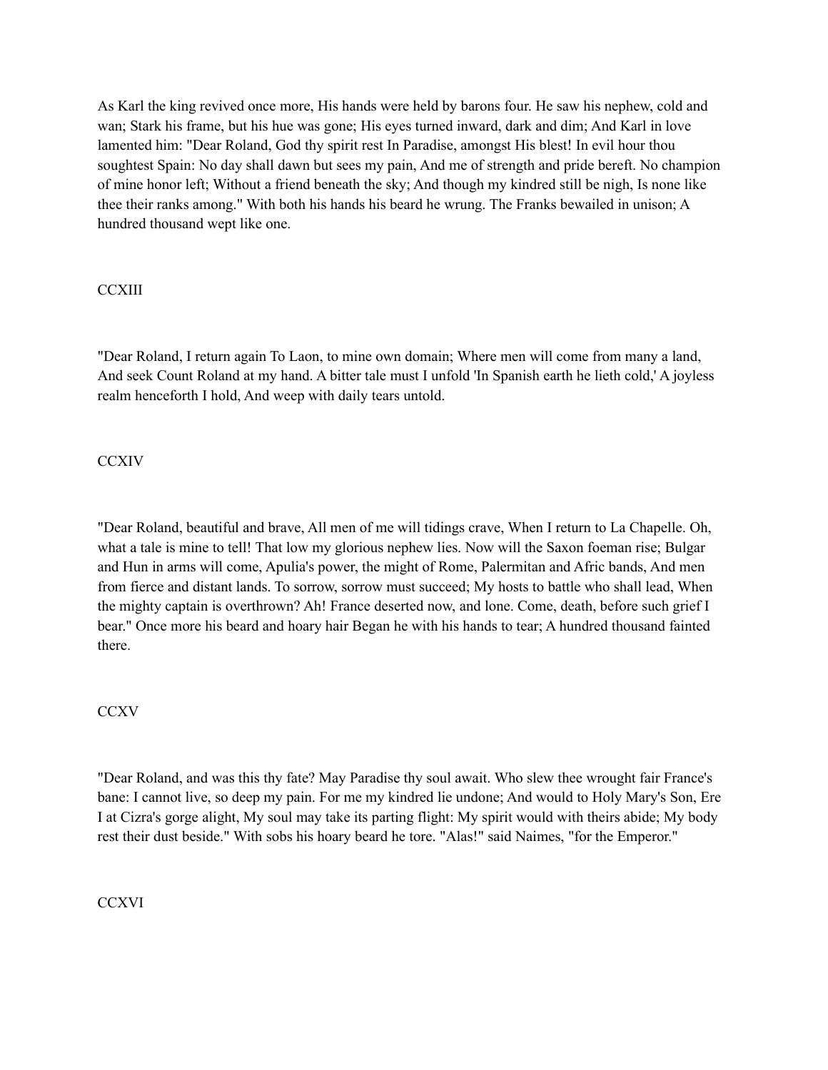As Karl the king revived once more, His hands were held by barons four. He saw his nephew, cold and wan; Stark his frame, but his hue was gone; His eyes turned inward, dark and dim; And Karl in love lamented him: "Dear Roland, God thy spirit rest In Paradise, amongst His blest! In evil hour thou soughtest Spain: No day shall dawn but sees my pain, And me of strength and pride bereft. No champion of mine honor left; Without a friend beneath the sky; And though my kindred still be nigh, Is none like thee their ranks among." With both his hands his beard he wrung. The Franks bewailed in unison; A hundred thousand wept like one.

CCXIII

"Dear Roland, I return again To Laon, to mine own domain; Where men will come from many a land, And seek Count Roland at my hand. A bitter tale must I unfold 'In Spanish earth he lieth cold,' A joyless realm henceforth I hold, And weep with daily tears untold.

CCXIV

"Dear Roland, beautiful and brave, All men of me will tidings crave, When I return to La Chapelle. Oh, what a tale is mine to tell! That low my glorious nephew lies. Now will the Saxon foeman rise; Bulgar and Hun in arms will come, Apulia's power, the might of Rome, Palermitan and Afric bands, And men from fierce and distant lands. To sorrow, sorrow must succeed; My hosts to battle who shall lead, When the mighty captain is overthrown? Ah! France deserted now, and lone. Come, death, before such grief I bear." Once more his beard and hoary hair Began he with his hands to tear; A hundred thousand fainted there.

CCXV

"Dear Roland, and was this thy fate? May Paradise thy soul await. Who slew thee wrought fair France's bane: I cannot live, so deep my pain. For me my kindred lie undone; And would to Holy Mary's Son, Ere I at Cizra's gorge alight, My soul may take its parting flight: My spirit would with theirs abide; My body rest their dust beside." With sobs his hoary beard he tore. "Alas!" said Naimes, "for the Emperor."

CCXVI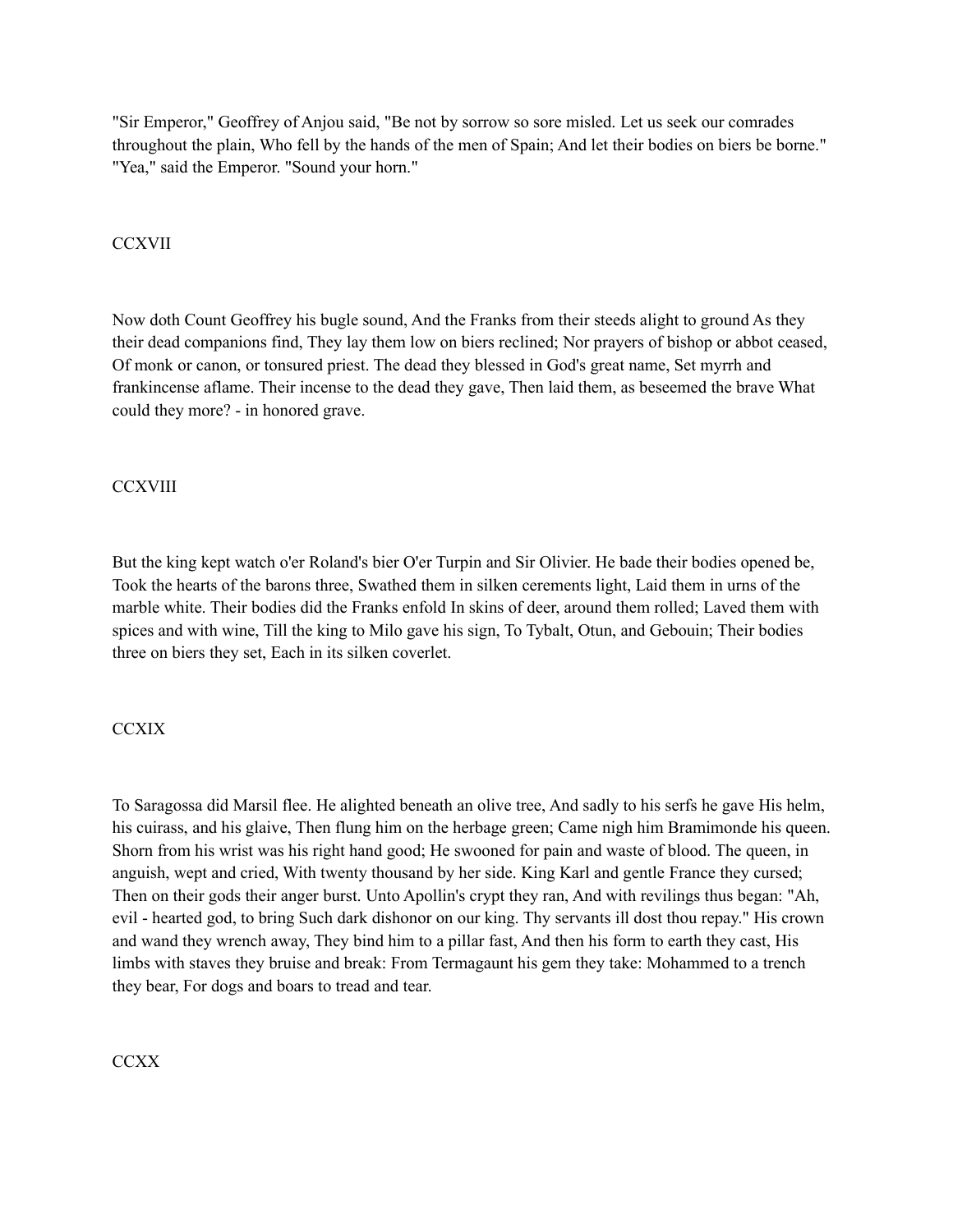"Sir Emperor," Geoffrey of Anjou said, "Be not by sorrow so sore misled. Let us seek our comrades throughout the plain, Who fell by the hands of the men of Spain; And let their bodies on biers be borne." "Yea," said the Emperor. "Sound your horn."

CCXVII

Now doth Count Geoffrey his bugle sound, And the Franks from their steeds alight to ground As they their dead companions find, They lay them low on biers reclined; Nor prayers of bishop or abbot ceased, Of monk or canon, or tonsured priest. The dead they blessed in God's great name, Set myrrh and frankincense aflame. Their incense to the dead they gave, Then laid them, as beseemed the brave What could they more? - in honored grave.

CCXVIII

But the king kept watch o'er Roland's bier O'er Turpin and Sir Olivier. He bade their bodies opened be, Took the hearts of the barons three, Swathed them in silken cerements light, Laid them in urns of the marble white. Their bodies did the Franks enfold In skins of deer, around them rolled; Laved them with spices and with wine, Till the king to Milo gave his sign, To Tybalt, Otun, and Gebouin; Their bodies three on biers they set, Each in its silken coverlet.

CCXIX

To Saragossa did Marsil flee. He alighted beneath an olive tree, And sadly to his serfs he gave His helm, his cuirass, and his glaive, Then flung him on the herbage green; Came nigh him Bramimonde his queen. Shorn from his wrist was his right hand good; He swooned for pain and waste of blood. The queen, in anguish, wept and cried, With twenty thousand by her side. King Karl and gentle France they cursed; Then on their gods their anger burst. Unto Apollin's crypt they ran, And with revilings thus began: "Ah, evil - hearted god, to bring Such dark dishonor on our king. Thy servants ill dost thou repay." His crown and wand they wrench away, They bind him to a pillar fast, And then his form to earth they cast, His limbs with staves they bruise and break: From Termagaunt his gem they take: Mohammed to a trench they bear, For dogs and boars to tread and tear.

CCXX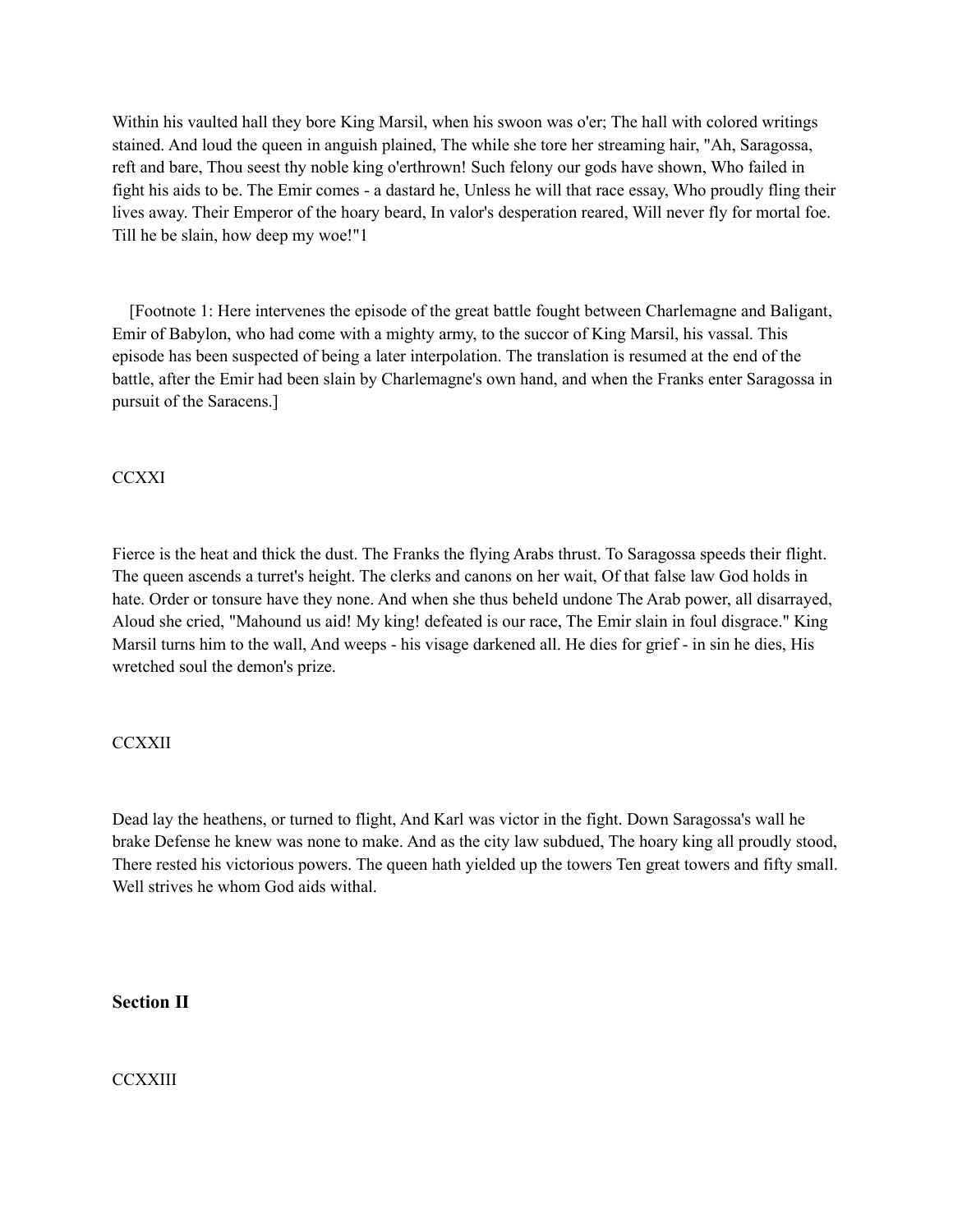Within his vaulted hall they bore King Marsil, when his swoon was o'er; The hall with colored writings stained. And loud the queen in anguish plained, The while she tore her streaming hair, "Ah, Saragossa, reft and bare, Thou seest thy noble king o'erthrown! Such felony our gods have shown, Who failed in fight his aids to be. The Emir comes - a dastard he, Unless he will that race essay, Who proudly fling their lives away. Their Emperor of the hoary beard, In valor's desperation reared, Will never fly for mortal foe. Till he be slain, how deep my woe!"[1]

[Footnote 1: Here intervenes the episode of the great battle fought between Charlemagne and Baligant, Emir of Babylon, who had come with a mighty army, to the succor of King Marsil, his vassal. This episode has been suspected of being a later interpolation. The translation is resumed at the end of the battle, after the Emir had been slain by Charlemagne's own hand, and when the Franks enter Saragossa in pursuit of the Saracens.]

CCXXI

Fierce is the heat and thick the dust. The Franks the flying Arabs thrust. To Saragossa speeds their flight. The queen ascends a turret's height. The clerks and canons on her wait, Of that false law God holds in hate. Order or tonsure have they none. And when she thus beheld undone The Arab power, all disarrayed, Aloud she cried, "Mahound us aid! My king! defeated is our race, The Emir slain in foul disgrace." King Marsil turns him to the wall, And weeps - his visage darkened all. He dies for grief - in sin he dies, His wretched soul the demon's prize.

CCXXII

Dead lay the heathens, or turned to flight, And Karl was victor in the fight. Down Saragossa's wall he brake Defense he knew was none to make. And as the city law subdued, The hoary king all proudly stood, There rested his victorious powers. The queen hath yielded up the towers Ten great towers and fifty small. Well strives he whom God aids withal.

## Section II

CCXXIII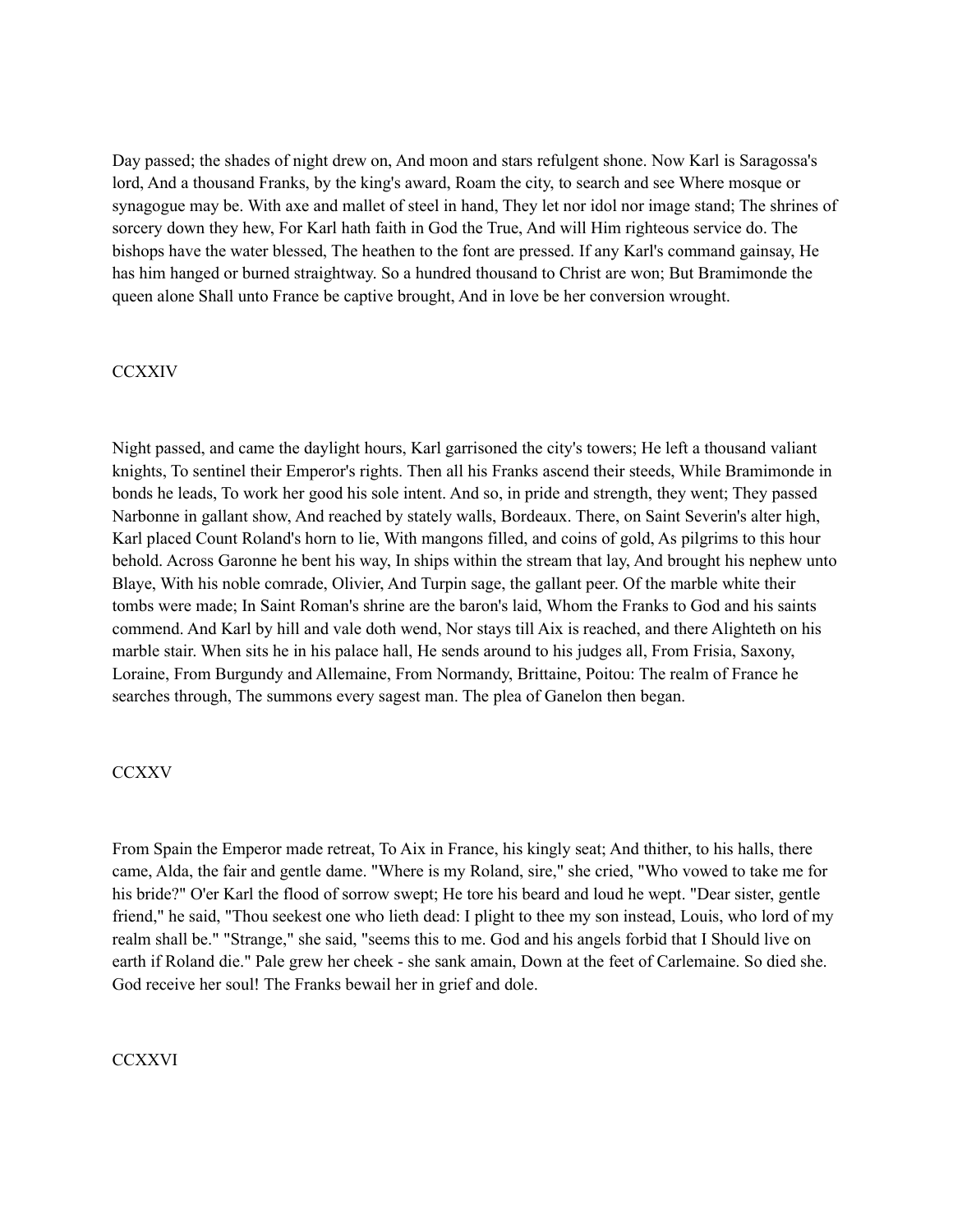Day passed; the shades of night drew on, And moon and stars refulgent shone. Now Karl is Saragossa's lord, And a thousand Franks, by the king's award, Roam the city, to search and see Where mosque or synagogue may be. With axe and mallet of steel in hand, They let nor idol nor image stand; The shrines of sorcery down they hew, For Karl hath faith in God the True, And will Him righteous service do. The bishops have the water blessed, The heathen to the font are pressed. If any Karl's command gainsay, He has him hanged or burned straightway. So a hundred thousand to Christ are won; But Bramimonde the queen alone Shall unto France be captive brought, And in love be her conversion wrought.

## CCXXIV

Night passed, and came the daylight hours, Karl garrisoned the city's towers; He left a thousand valiant knights, To sentinel their Emperor's rights. Then all his Franks ascend their steeds, While Bramimonde in bonds he leads, To work her good his sole intent. And so, in pride and strength, they went; They passed Narbonne in gallant show, And reached by stately walls, Bordeaux. There, on Saint Severin's alter high, Karl placed Count Roland's horn to lie, With mangons filled, and coins of gold, As pilgrims to this hour behold. Across Garonne he bent his way, In ships within the stream that lay, And brought his nephew unto Blaye, With his noble comrade, Olivier, And Turpin sage, the gallant peer. Of the marble white their tombs were made; In Saint Roman's shrine are the baron's laid, Whom the Franks to God and his saints commend. And Karl by hill and vale doth wend, Nor stays till Aix is reached, and there Alighteth on his marble stair. When sits he in his palace hall, He sends around to his judges all, From Frisia, Saxony, Loraine, From Burgundy and Allemaine, From Normandy, Brittaine, Poitou: The realm of France he searches through, The summons every sagest man. The plea of Ganelon then began.

## CCXXV

From Spain the Emperor made retreat, To Aix in France, his kingly seat; And thither, to his halls, there came, Alda, the fair and gentle dame. "Where is my Roland, sire," she cried, "Who vowed to take me for his bride?" O'er Karl the flood of sorrow swept; He tore his beard and loud he wept. "Dear sister, gentle friend," he said, "Thou seekest one who lieth dead: I plight to thee my son instead, Louis, who lord of my realm shall be." "Strange," she said, "seems this to me. God and his angels forbid that I Should live on earth if Roland die." Pale grew her cheek - she sank amain, Down at the feet of Carlemaine. So died she. God receive her soul! The Franks bewail her in grief and dole.

## CCXXVI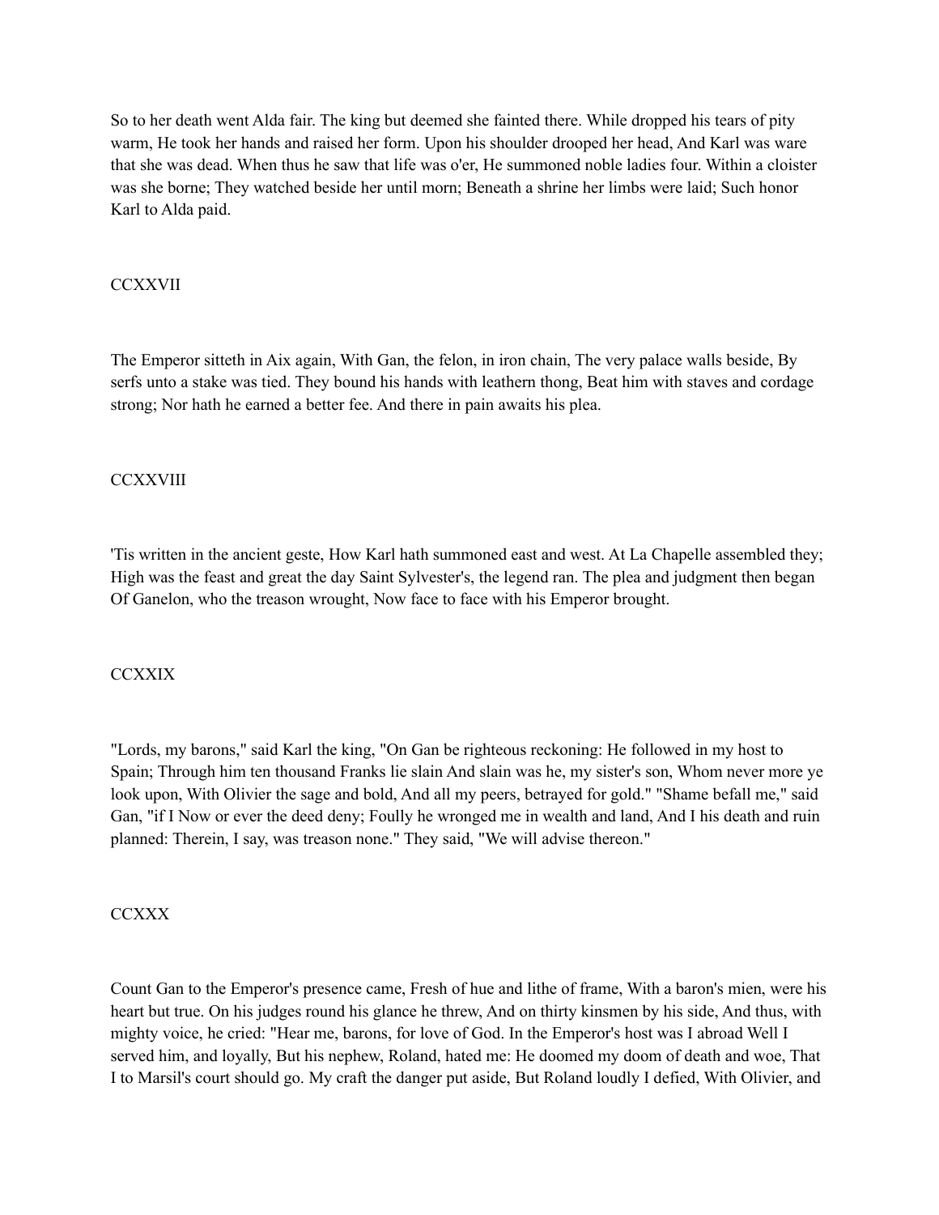So to her death went Alda fair. The king but deemed she fainted there. While dropped his tears of pity warm, He took her hands and raised her form. Upon his shoulder drooped her head, And Karl was ware that she was dead. When thus he saw that life was o'er, He summoned noble ladies four. Within a cloister was she borne; They watched beside her until morn; Beneath a shrine her limbs were laid; Such honor Karl to Alda paid.

## CCXXVII

The Emperor sitteth in Aix again, With Gan, the felon, in iron chain, The very palace walls beside, By serfs unto a stake was tied. They bound his hands with leathern thong, Beat him with staves and cordage strong; Nor hath he earned a better fee. And there in pain awaits his plea.

## CCXXVIII

'Tis written in the ancient geste, How Karl hath summoned east and west. At La Chapelle assembled they; High was the feast and great the day Saint Sylvester's, the legend ran. The plea and judgment then began Of Ganelon, who the treason wrought, Now face to face with his Emperor brought.

## CCXXIX

"Lords, my barons," said Karl the king, "On Gan be righteous reckoning: He followed in my host to Spain; Through him ten thousand Franks lie slain And slain was he, my sister's son, Whom never more ye look upon, With Olivier the sage and bold, And all my peers, betrayed for gold." "Shame befall me," said Gan, "if I Now or ever the deed deny; Foully he wronged me in wealth and land, And I his death and ruin planned: Therein, I say, was treason none." They said, "We will advise thereon."

## CCXXX

Count Gan to the Emperor's presence came, Fresh of hue and lithe of frame, With a baron's mien, were his heart but true. On his judges round his glance he threw, And on thirty kinsmen by his side, And thus, with mighty voice, he cried: "Hear me, barons, for love of God. In the Emperor's host was I abroad Well I served him, and loyally, But his nephew, Roland, hated me: He doomed my doom of death and woe, That I to Marsil's court should go. My craft the danger put aside, But Roland loudly I defied, With Olivier, and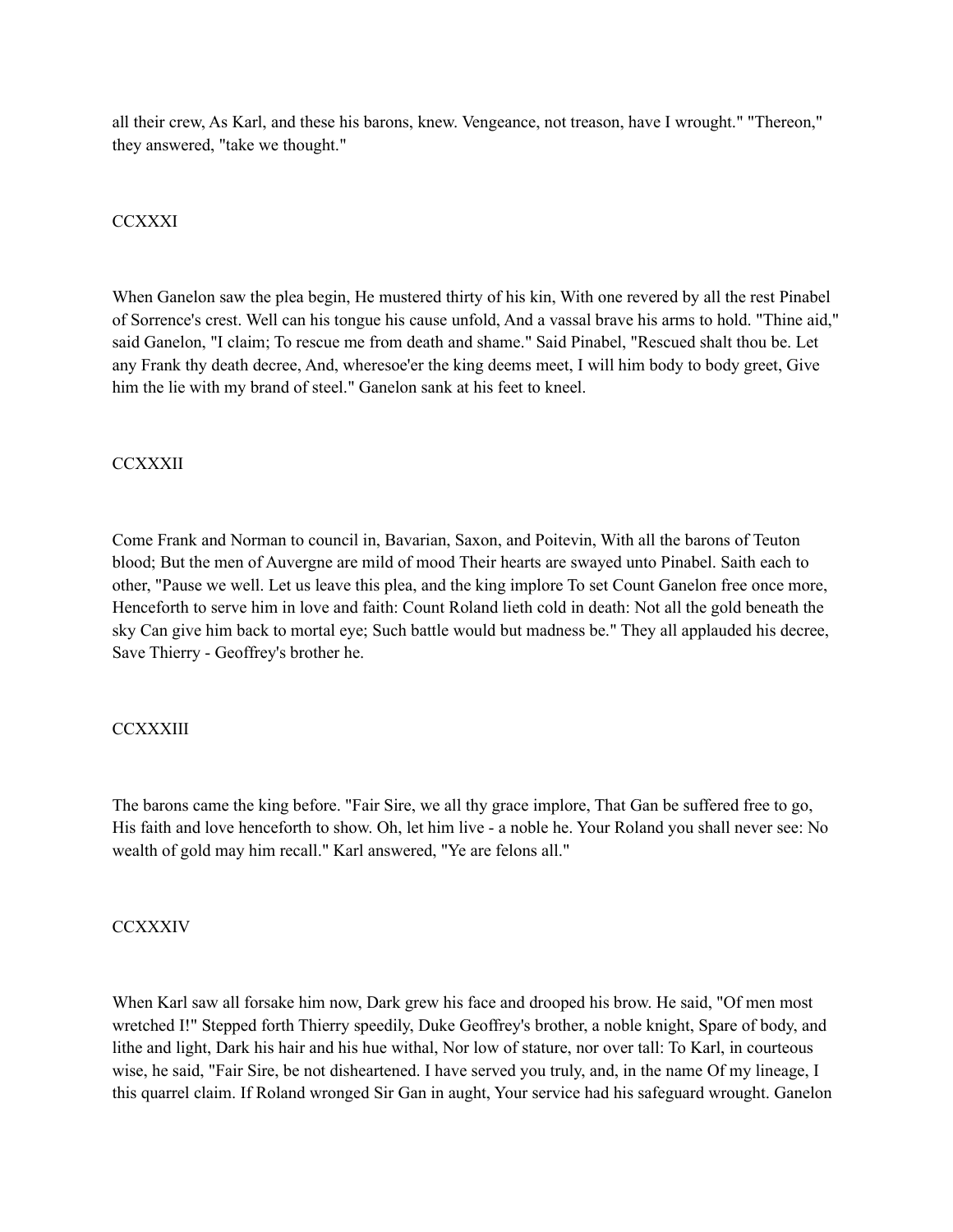all their crew, As Karl, and these his barons, knew. Vengeance, not treason, have I wrought." "Thereon," they answered, "take we thought."

## CCXXXI

When Ganelon saw the plea begin, He mustered thirty of his kin, With one revered by all the rest Pinabel of Sorrence's crest. Well can his tongue his cause unfold, And a vassal brave his arms to hold. "Thine aid," said Ganelon, "I claim; To rescue me from death and shame." Said Pinabel, "Rescued shalt thou be. Let any Frank thy death decree, And, wheresoe'er the king deems meet, I will him body to body greet, Give him the lie with my brand of steel." Ganelon sank at his feet to kneel.

## CCXXXII

Come Frank and Norman to council in, Bavarian, Saxon, and Poitevin, With all the barons of Teuton blood; But the men of Auvergne are mild of mood Their hearts are swayed unto Pinabel. Saith each to other, "Pause we well. Let us leave this plea, and the king implore To set Count Ganelon free once more, Henceforth to serve him in love and faith: Count Roland lieth cold in death: Not all the gold beneath the sky Can give him back to mortal eye; Such battle would but madness be." They all applauded his decree, Save Thierry - Geoffrey's brother he.

## CCXXXIII

The barons came the king before. "Fair Sire, we all thy grace implore, That Gan be suffered free to go, His faith and love henceforth to show. Oh, let him live - a noble he. Your Roland you shall never see: No wealth of gold may him recall." Karl answered, "Ye are felons all."

## CCXXXIV

When Karl saw all forsake him now, Dark grew his face and drooped his brow. He said, "Of men most wretched I!" Stepped forth Thierry speedily, Duke Geoffrey's brother, a noble knight, Spare of body, and lithe and light, Dark his hair and his hue withal, Nor low of stature, nor over tall: To Karl, in courteous wise, he said, "Fair Sire, be not disheartened. I have served you truly, and, in the name Of my lineage, I this quarrel claim. If Roland wronged Sir Gan in aught, Your service had his safeguard wrought. Ganelon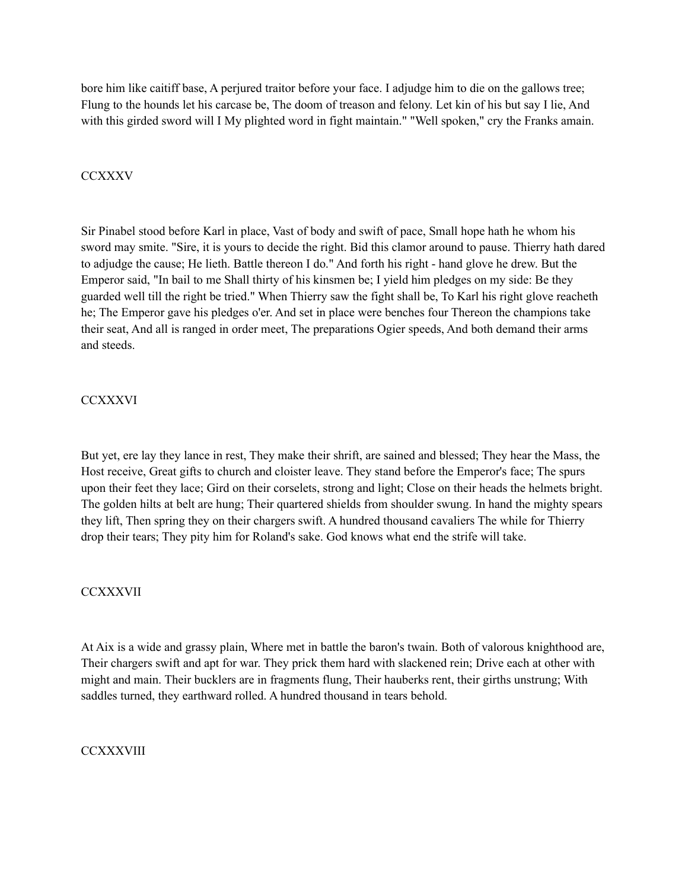bore him like caitiff base, A perjured traitor before your face. I adjudge him to die on the gallows tree; Flung to the hounds let his carcase be, The doom of treason and felony. Let kin of his but say I lie, And with this girded sword will I My plighted word in fight maintain." "Well spoken," cry the Franks amain.

## CCXXXV

Sir Pinabel stood before Karl in place, Vast of body and swift of pace, Small hope hath he whom his sword may smite. "Sire, it is yours to decide the right. Bid this clamor around to pause. Thierry hath dared to adjudge the cause; He lieth. Battle thereon I do." And forth his right - hand glove he drew. But the Emperor said, "In bail to me Shall thirty of his kinsmen be; I yield him pledges on my side: Be they guarded well till the right be tried." When Thierry saw the fight shall be, To Karl his right glove reacheth he; The Emperor gave his pledges o'er. And set in place were benches four Thereon the champions take their seat, And all is ranged in order meet, The preparations Ogier speeds, And both demand their arms and steeds.

## CCXXXVI

But yet, ere lay they lance in rest, They make their shrift, are sained and blessed; They hear the Mass, the Host receive, Great gifts to church and cloister leave. They stand before the Emperor's face; The spurs upon their feet they lace; Gird on their corselets, strong and light; Close on their heads the helmets bright. The golden hilts at belt are hung; Their quartered shields from shoulder swung. In hand the mighty spears they lift, Then spring they on their chargers swift. A hundred thousand cavaliers The while for Thierry drop their tears; They pity him for Roland's sake. God knows what end the strife will take.

## CCXXXVII

At Aix is a wide and grassy plain, Where met in battle the baron's twain. Both of valorous knighthood are, Their chargers swift and apt for war. They prick them hard with slackened rein; Drive each at other with might and main. Their bucklers are in fragments flung, Their hauberks rent, their girths unstrung; With saddles turned, they earthward rolled. A hundred thousand in tears behold.

## CCXXXVIII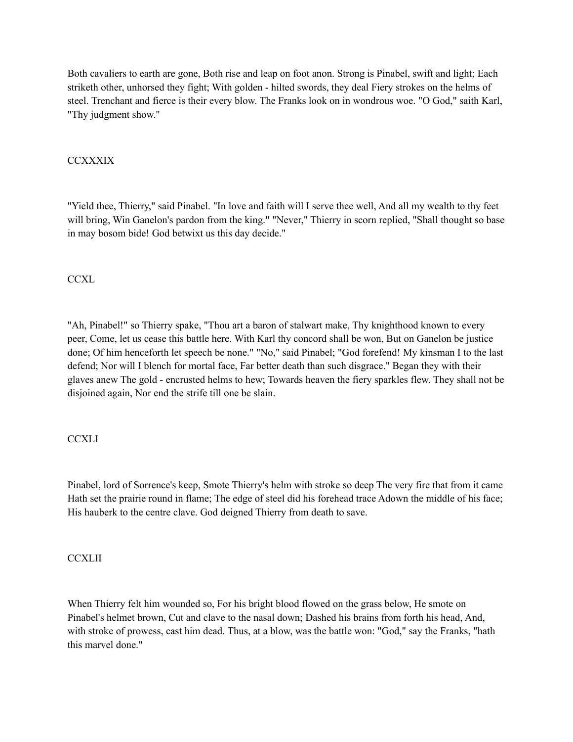Both cavaliers to earth are gone, Both rise and leap on foot anon. Strong is Pinabel, swift and light; Each striketh other, unhorsed they fight; With golden - hilted swords, they deal Fiery strokes on the helms of steel. Trenchant and fierce is their every blow. The Franks look on in wondrous woe. "O God," saith Karl, "Thy judgment show."

CCXXXIX

"Yield thee, Thierry," said Pinabel. "In love and faith will I serve thee well, And all my wealth to thy feet will bring, Win Ganelon's pardon from the king." "Never," Thierry in scorn replied, "Shall thought so base in may bosom bide! God betwixt us this day decide."

CCXL

"Ah, Pinabel!" so Thierry spake, "Thou art a baron of stalwart make, Thy knighthood known to every peer, Come, let us cease this battle here. With Karl thy concord shall be won, But on Ganelon be justice done; Of him henceforth let speech be none." "No," said Pinabel; "God forefend! My kinsman I to the last defend; Nor will I blench for mortal face, Far better death than such disgrace." Began they with their glaves anew The gold - encrusted helms to hew; Towards heaven the fiery sparkles flew. They shall not be disjoined again, Nor end the strife till one be slain.

CCXLI

Pinabel, lord of Sorrence's keep, Smote Thierry's helm with stroke so deep The very fire that from it came Hath set the prairie round in flame; The edge of steel did his forehead trace Adown the middle of his face; His hauberk to the centre clave. God deigned Thierry from death to save.

CCXLII

When Thierry felt him wounded so, For his bright blood flowed on the grass below, He smote on Pinabel's helmet brown, Cut and clave to the nasal down; Dashed his brains from forth his head, And, with stroke of prowess, cast him dead. Thus, at a blow, was the battle won: "God," say the Franks, "hath this marvel done."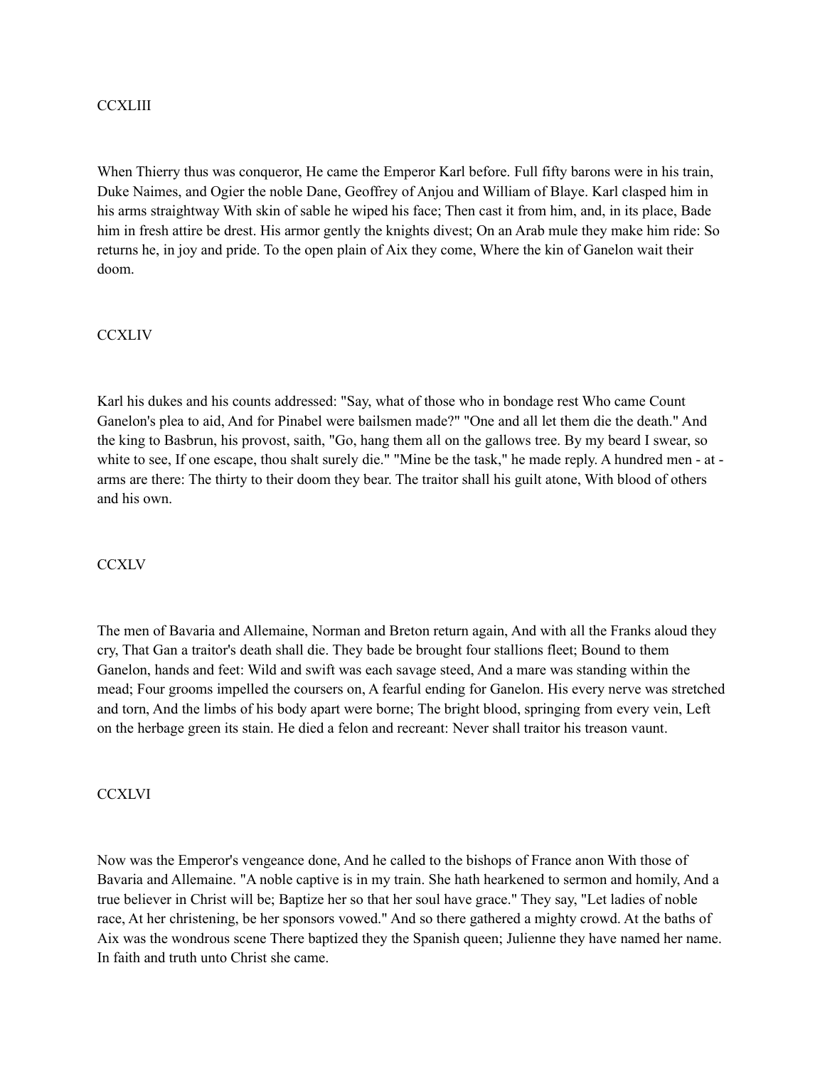## CCXLIII

When Thierry thus was conqueror, He came the Emperor Karl before. Full fifty barons were in his train, Duke Naimes, and Ogier the noble Dane, Geoffrey of Anjou and William of Blaye. Karl clasped him in his arms straightway With skin of sable he wiped his face; Then cast it from him, and, in its place, Bade him in fresh attire be drest. His armor gently the knights divest; On an Arab mule they make him ride: So returns he, in joy and pride. To the open plain of Aix they come, Where the kin of Ganelon wait their doom.

## CCXLIV

Karl his dukes and his counts addressed: "Say, what of those who in bondage rest Who came Count Ganelon's plea to aid, And for Pinabel were bailsmen made?" "One and all let them die the death." And the king to Basbrun, his provost, saith, "Go, hang them all on the gallows tree. By my beard I swear, so white to see, If one escape, thou shalt surely die." "Mine be the task," he made reply. A hundred men - at - arms are there: The thirty to their doom they bear. The traitor shall his guilt atone, With blood of others and his own.

## CCXLV

The men of Bavaria and Allemaine, Norman and Breton return again, And with all the Franks aloud they cry, That Gan a traitor's death shall die. They bade be brought four stallions fleet; Bound to them Ganelon, hands and feet: Wild and swift was each savage steed, And a mare was standing within the mead; Four grooms impelled the coursers on, A fearful ending for Ganelon. His every nerve was stretched and torn, And the limbs of his body apart were borne; The bright blood, springing from every vein, Left on the herbage green its stain. He died a felon and recreant: Never shall traitor his treason vaunt.

## CCXLVI

Now was the Emperor's vengeance done, And he called to the bishops of France anon With those of Bavaria and Allemaine. "A noble captive is in my train. She hath hearkened to sermon and homily, And a true believer in Christ will be; Baptize her so that her soul have grace." They say, "Let ladies of noble race, At her christening, be her sponsors vowed." And so there gathered a mighty crowd. At the baths of Aix was the wondrous scene There baptized they the Spanish queen; Julienne they have named her name. In faith and truth unto Christ she came.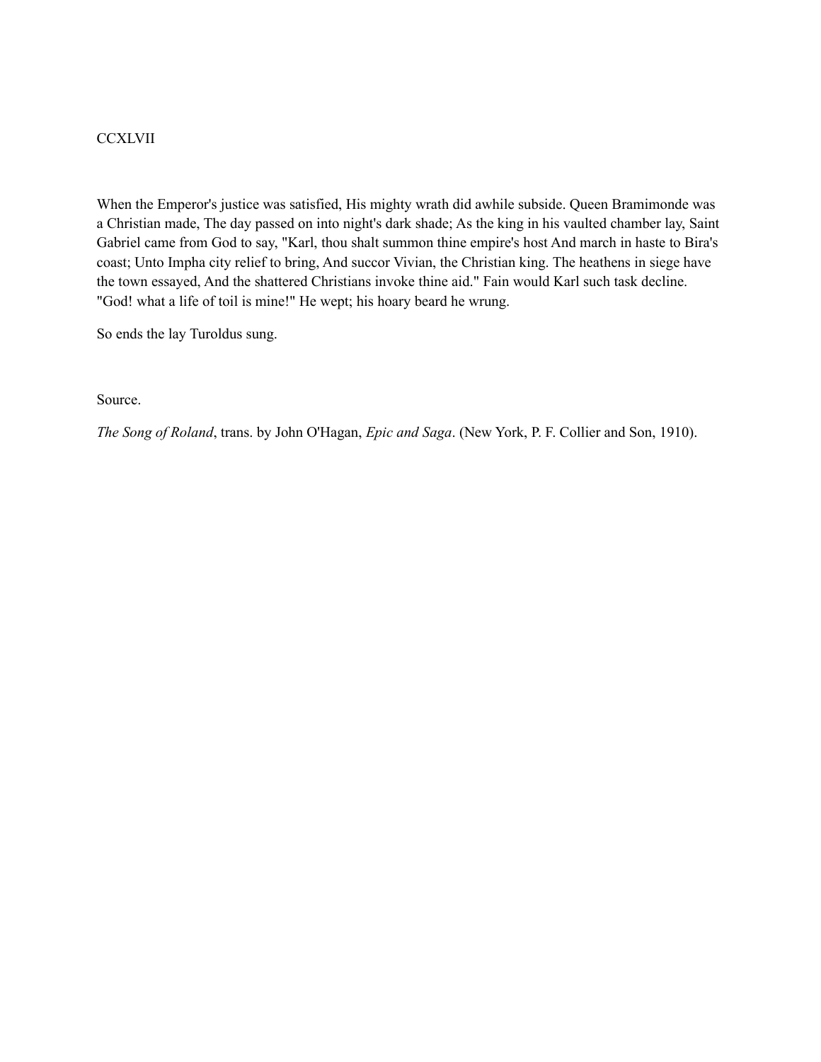## CCXLVII

When the Emperor's justice was satisfied, His mighty wrath did awhile subside. Queen Bramimonde was a Christian made, The day passed on into night's dark shade; As the king in his vaulted chamber lay, Saint Gabriel came from God to say, "Karl, thou shalt summon thine empire's host And march in haste to Bira's coast; Unto Impha city relief to bring, And succor Vivian, the Christian king. The heathens in siege have the town essayed, And the shattered Christians invoke thine aid." Fain would Karl such task decline. "God! what a life of toil is mine!" He wept; his hoary beard he wrung.

So ends the lay Turoldus sung.

Source.

*The Song of Roland*, trans. by John O'Hagan, *Epic and Saga*. (New York, P. F. Collier and Son, 1910).